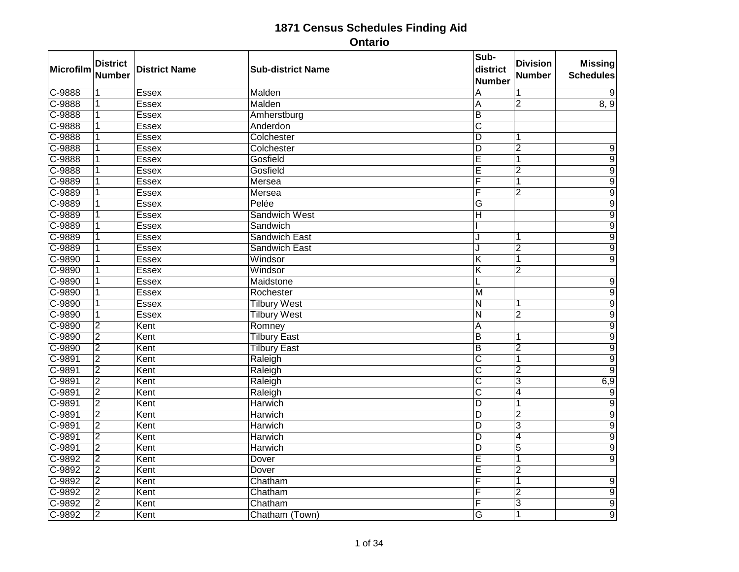# 1871 Census Schedules Finding Aid

## Ontario

| Microfilm | District Number | District Name | Sub-district Name | Sub-district Number | Division Number | Missing Schedules |
|---|---|---|---|---|---|---|
| C-9888 | 1 | Essex | Malden | A | 1 | 9 |
| C-9888 | 1 | Essex | Malden | A | 2 | 8, 9 |
| C-9888 | 1 | Essex | Amherstburg | B | | |
| C-9888 | 1 | Essex | Anderdon | C | | |
| C-9888 | 1 | Essex | Colchester | D | 1 | |
| C-9888 | 1 | Essex | Colchester | D | 2 | 9 |
| C-9888 | 1 | Essex | Gosfield | E | 1 | 9 |
| C-9888 | 1 | Essex | Gosfield | E | 2 | 9 |
| C-9889 | 1 | Essex | Mersea | F | 1 | 9 |
| C-9889 | 1 | Essex | Mersea | F | 2 | 9 |
| C-9889 | 1 | Essex | Pelée | G | | 9 |
| C-9889 | 1 | Essex | Sandwich West | H | | 9 |
| C-9889 | 1 | Essex | Sandwich | I | | 9 |
| C-9889 | 1 | Essex | Sandwich East | J | 1 | 9 |
| C-9889 | 1 | Essex | Sandwich East | J | 2 | 9 |
| C-9890 | 1 | Essex | Windsor | K | 1 | 9 |
| C-9890 | 1 | Essex | Windsor | K | 2 | |
| C-9890 | 1 | Essex | Maidstone | L | | 9 |
| C-9890 | 1 | Essex | Rochester | M | | 9 |
| C-9890 | 1 | Essex | Tilbury West | N | 1 | 9 |
| C-9890 | 1 | Essex | Tilbury West | N | 2 | 9 |
| C-9890 | 2 | Kent | Romney | A | | 9 |
| C-9890 | 2 | Kent | Tilbury East | B | 1 | 9 |
| C-9890 | 2 | Kent | Tilbury East | B | 2 | 9 |
| C-9891 | 2 | Kent | Raleigh | C | 1 | 9 |
| C-9891 | 2 | Kent | Raleigh | C | 2 | 9 |
| C-9891 | 2 | Kent | Raleigh | C | 3 | 6,9 |
| C-9891 | 2 | Kent | Raleigh | C | 4 | 9 |
| C-9891 | 2 | Kent | Harwich | D | 1 | 9 |
| C-9891 | 2 | Kent | Harwich | D | 2 | 9 |
| C-9891 | 2 | Kent | Harwich | D | 3 | 9 |
| C-9891 | 2 | Kent | Harwich | D | 4 | 9 |
| C-9891 | 2 | Kent | Harwich | D | 5 | 9 |
| C-9892 | 2 | Kent | Dover | E | 1 | 9 |
| C-9892 | 2 | Kent | Dover | E | 2 | |
| C-9892 | 2 | Kent | Chatham | F | 1 | 9 |
| C-9892 | 2 | Kent | Chatham | F | 2 | 9 |
| C-9892 | 2 | Kent | Chatham | F | 3 | 9 |
| C-9892 | 2 | Kent | Chatham (Town) | G | 1 | 9 |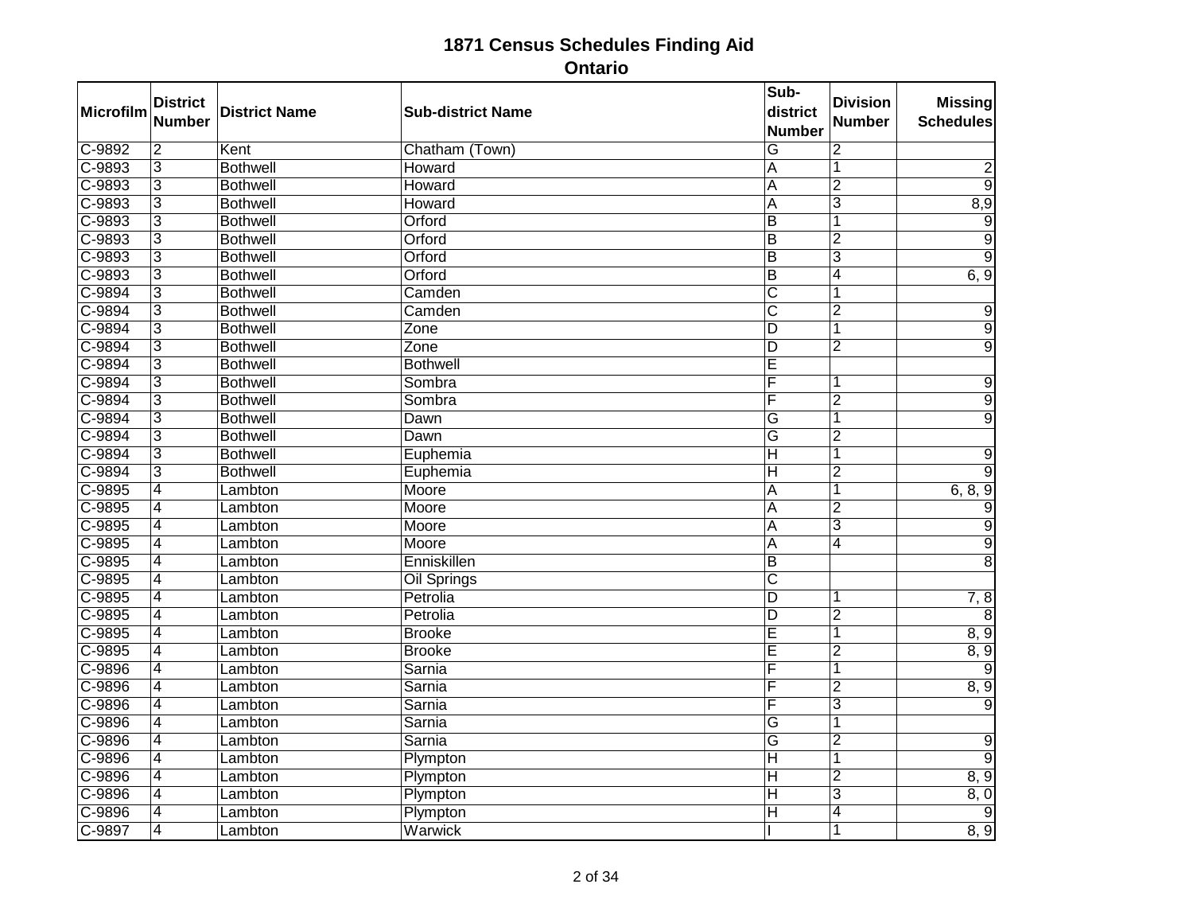# 1871 Census Schedules Finding Aid

## Ontario

| Microfilm | District Number | District Name | Sub-district Name | Sub-district Number | Division Number | Missing Schedules |
|---|---|---|---|---|---|---|
| C-9892 | 2 | Kent | Chatham (Town) | G | 2 | |
| C-9893 | 3 | Bothwell | Howard | A | 1 | 2 |
| C-9893 | 3 | Bothwell | Howard | A | 2 | 9 |
| C-9893 | 3 | Bothwell | Howard | A | 3 | 8,9 |
| C-9893 | 3 | Bothwell | Orford | B | 1 | 9 |
| C-9893 | 3 | Bothwell | Orford | B | 2 | 9 |
| C-9893 | 3 | Bothwell | Orford | B | 3 | 9 |
| C-9893 | 3 | Bothwell | Orford | B | 4 | 6, 9 |
| C-9894 | 3 | Bothwell | Camden | C | 1 | |
| C-9894 | 3 | Bothwell | Camden | C | 2 | 9 |
| C-9894 | 3 | Bothwell | Zone | D | 1 | 9 |
| C-9894 | 3 | Bothwell | Zone | D | 2 | 9 |
| C-9894 | 3 | Bothwell | Bothwell | E | | |
| C-9894 | 3 | Bothwell | Sombra | F | 1 | 9 |
| C-9894 | 3 | Bothwell | Sombra | F | 2 | 9 |
| C-9894 | 3 | Bothwell | Dawn | G | 1 | 9 |
| C-9894 | 3 | Bothwell | Dawn | G | 2 | |
| C-9894 | 3 | Bothwell | Euphemia | H | 1 | 9 |
| C-9894 | 3 | Bothwell | Euphemia | H | 2 | 9 |
| C-9895 | 4 | Lambton | Moore | A | 1 | 6, 8, 9 |
| C-9895 | 4 | Lambton | Moore | A | 2 | 9 |
| C-9895 | 4 | Lambton | Moore | A | 3 | 9 |
| C-9895 | 4 | Lambton | Moore | A | 4 | 9 |
| C-9895 | 4 | Lambton | Enniskillen | B | | 8 |
| C-9895 | 4 | Lambton | Oil Springs | C | | |
| C-9895 | 4 | Lambton | Petrolia | D | 1 | 7, 8 |
| C-9895 | 4 | Lambton | Petrolia | D | 2 | 8 |
| C-9895 | 4 | Lambton | Brooke | E | 1 | 8, 9 |
| C-9895 | 4 | Lambton | Brooke | E | 2 | 8, 9 |
| C-9896 | 4 | Lambton | Sarnia | F | 1 | 9 |
| C-9896 | 4 | Lambton | Sarnia | F | 2 | 8, 9 |
| C-9896 | 4 | Lambton | Sarnia | F | 3 | 9 |
| C-9896 | 4 | Lambton | Sarnia | G | 1 | |
| C-9896 | 4 | Lambton | Sarnia | G | 2 | 9 |
| C-9896 | 4 | Lambton | Plympton | H | 1 | 9 |
| C-9896 | 4 | Lambton | Plympton | H | 2 | 8, 9 |
| C-9896 | 4 | Lambton | Plympton | H | 3 | 8, 0 |
| C-9896 | 4 | Lambton | Plympton | H | 4 | 9 |
| C-9897 | 4 | Lambton | Warwick | I | 1 | 8, 9 |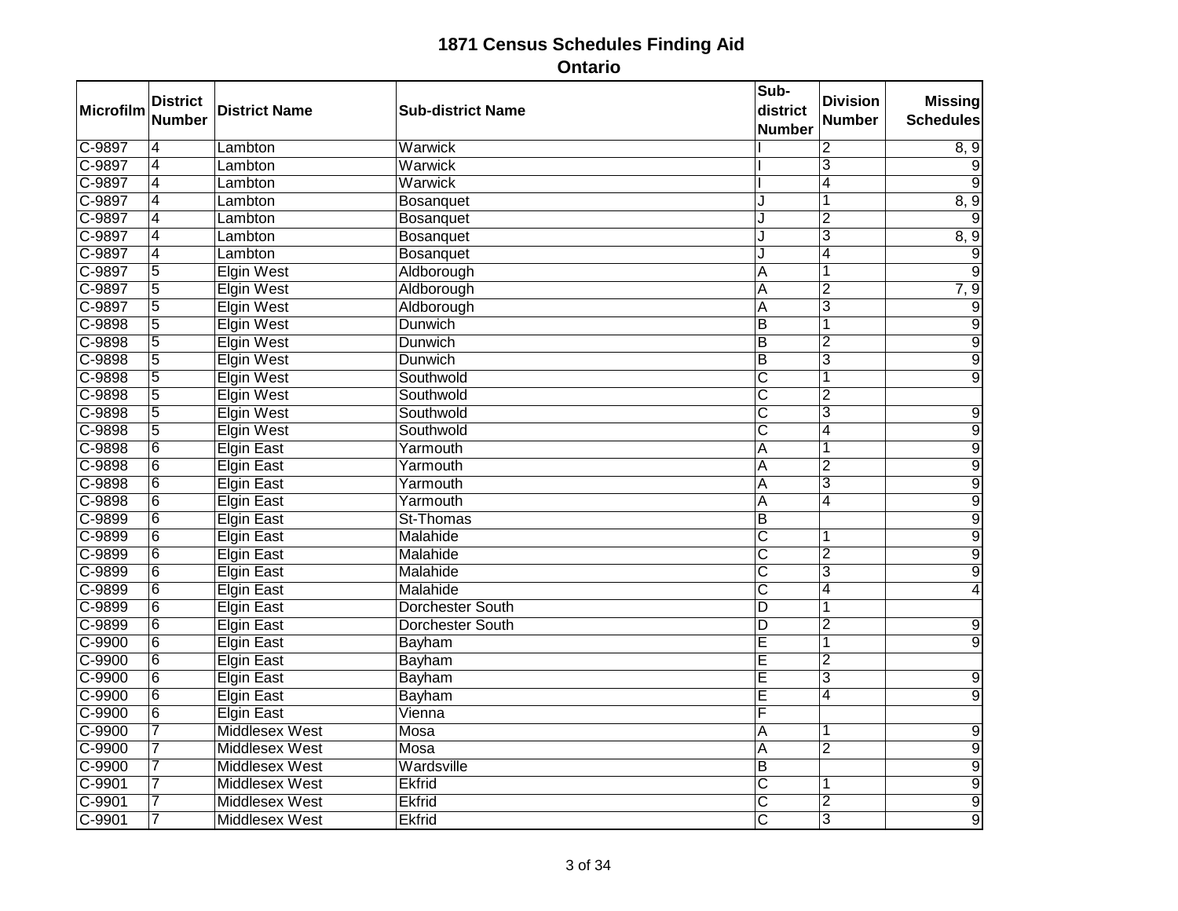# 1871 Census Schedules Finding Aid

## Ontario

| Microfilm | District Number | District Name | Sub-district Name | Sub-district Number | Division Number | Missing Schedules |
|---|---|---|---|---|---|---|
| C-9897 | 4 | Lambton | Warwick | I | 2 | 8, 9 |
| C-9897 | 4 | Lambton | Warwick | I | 3 | 9 |
| C-9897 | 4 | Lambton | Warwick | I | 4 | 9 |
| C-9897 | 4 | Lambton | Bosanquet | J | 1 | 8, 9 |
| C-9897 | 4 | Lambton | Bosanquet | J | 2 | 9 |
| C-9897 | 4 | Lambton | Bosanquet | J | 3 | 8, 9 |
| C-9897 | 4 | Lambton | Bosanquet | J | 4 | 9 |
| C-9897 | 5 | Elgin West | Aldborough | A | 1 | 9 |
| C-9897 | 5 | Elgin West | Aldborough | A | 2 | 7, 9 |
| C-9897 | 5 | Elgin West | Aldborough | A | 3 | 9 |
| C-9898 | 5 | Elgin West | Dunwich | B | 1 | 9 |
| C-9898 | 5 | Elgin West | Dunwich | B | 2 | 9 |
| C-9898 | 5 | Elgin West | Dunwich | B | 3 | 9 |
| C-9898 | 5 | Elgin West | Southwold | C | 1 | 9 |
| C-9898 | 5 | Elgin West | Southwold | C | 2 | |
| C-9898 | 5 | Elgin West | Southwold | C | 3 | 9 |
| C-9898 | 5 | Elgin West | Southwold | C | 4 | 9 |
| C-9898 | 6 | Elgin East | Yarmouth | A | 1 | 9 |
| C-9898 | 6 | Elgin East | Yarmouth | A | 2 | 9 |
| C-9898 | 6 | Elgin East | Yarmouth | A | 3 | 9 |
| C-9898 | 6 | Elgin East | Yarmouth | A | 4 | 9 |
| C-9899 | 6 | Elgin East | St-Thomas | B | | 9 |
| C-9899 | 6 | Elgin East | Malahide | C | 1 | 9 |
| C-9899 | 6 | Elgin East | Malahide | C | 2 | 9 |
| C-9899 | 6 | Elgin East | Malahide | C | 3 | 9 |
| C-9899 | 6 | Elgin East | Malahide | C | 4 | 4 |
| C-9899 | 6 | Elgin East | Dorchester South | D | 1 | |
| C-9899 | 6 | Elgin East | Dorchester South | D | 2 | 9 |
| C-9900 | 6 | Elgin East | Bayham | E | 1 | 9 |
| C-9900 | 6 | Elgin East | Bayham | E | 2 | |
| C-9900 | 6 | Elgin East | Bayham | E | 3 | 9 |
| C-9900 | 6 | Elgin East | Bayham | E | 4 | 9 |
| C-9900 | 6 | Elgin East | Vienna | F | | |
| C-9900 | 7 | Middlesex West | Mosa | A | 1 | 9 |
| C-9900 | 7 | Middlesex West | Mosa | A | 2 | 9 |
| C-9900 | 7 | Middlesex West | Wardsville | B | | 9 |
| C-9901 | 7 | Middlesex West | Ekfrid | C | 1 | 9 |
| C-9901 | 7 | Middlesex West | Ekfrid | C | 2 | 9 |
| C-9901 | 7 | Middlesex West | Ekfrid | C | 3 | 9 |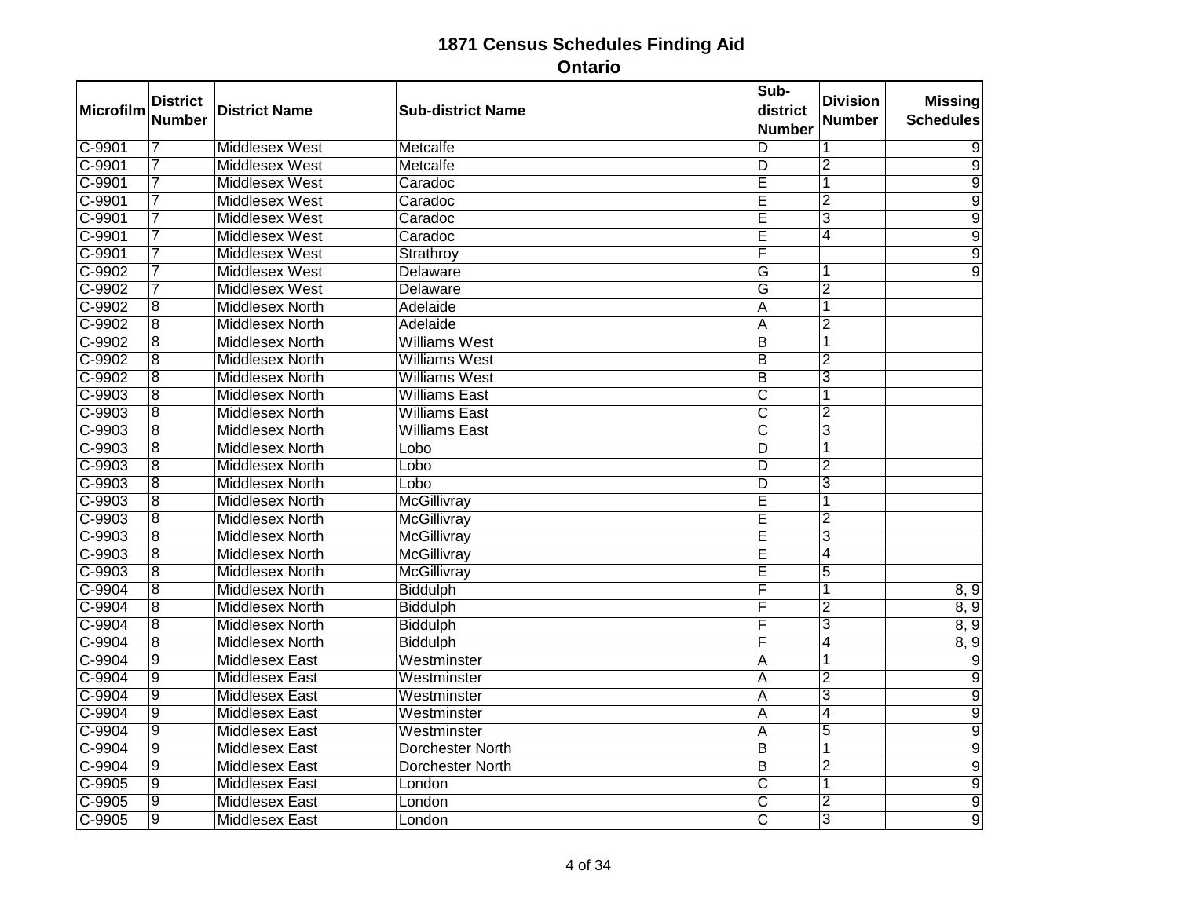# 1871 Census Schedules Finding Aid

## Ontario

| Microfilm | District Number | District Name | Sub-district Name | Sub-district Number | Division Number | Missing Schedules |
|---|---|---|---|---|---|---|
| C-9901 | 7 | Middlesex West | Metcalfe | D | 1 | 9 |
| C-9901 | 7 | Middlesex West | Metcalfe | D | 2 | 9 |
| C-9901 | 7 | Middlesex West | Caradoc | E | 1 | 9 |
| C-9901 | 7 | Middlesex West | Caradoc | E | 2 | 9 |
| C-9901 | 7 | Middlesex West | Caradoc | E | 3 | 9 |
| C-9901 | 7 | Middlesex West | Caradoc | E | 4 | 9 |
| C-9901 | 7 | Middlesex West | Strathroy | F | | 9 |
| C-9902 | 7 | Middlesex West | Delaware | G | 1 | 9 |
| C-9902 | 7 | Middlesex West | Delaware | G | 2 | |
| C-9902 | 8 | Middlesex North | Adelaide | A | 1 | |
| C-9902 | 8 | Middlesex North | Adelaide | A | 2 | |
| C-9902 | 8 | Middlesex North | Williams West | B | 1 | |
| C-9902 | 8 | Middlesex North | Williams West | B | 2 | |
| C-9902 | 8 | Middlesex North | Williams West | B | 3 | |
| C-9903 | 8 | Middlesex North | Williams East | C | 1 | |
| C-9903 | 8 | Middlesex North | Williams East | C | 2 | |
| C-9903 | 8 | Middlesex North | Williams East | C | 3 | |
| C-9903 | 8 | Middlesex North | Lobo | D | 1 | |
| C-9903 | 8 | Middlesex North | Lobo | D | 2 | |
| C-9903 | 8 | Middlesex North | Lobo | D | 3 | |
| C-9903 | 8 | Middlesex North | McGillivray | E | 1 | |
| C-9903 | 8 | Middlesex North | McGillivray | E | 2 | |
| C-9903 | 8 | Middlesex North | McGillivray | E | 3 | |
| C-9903 | 8 | Middlesex North | McGillivray | E | 4 | |
| C-9903 | 8 | Middlesex North | McGillivray | E | 5 | |
| C-9904 | 8 | Middlesex North | Biddulph | F | 1 | 8, 9 |
| C-9904 | 8 | Middlesex North | Biddulph | F | 2 | 8, 9 |
| C-9904 | 8 | Middlesex North | Biddulph | F | 3 | 8, 9 |
| C-9904 | 8 | Middlesex North | Biddulph | F | 4 | 8, 9 |
| C-9904 | 9 | Middlesex East | Westminster | A | 1 | 9 |
| C-9904 | 9 | Middlesex East | Westminster | A | 2 | 9 |
| C-9904 | 9 | Middlesex East | Westminster | A | 3 | 9 |
| C-9904 | 9 | Middlesex East | Westminster | A | 4 | 9 |
| C-9904 | 9 | Middlesex East | Westminster | A | 5 | 9 |
| C-9904 | 9 | Middlesex East | Dorchester North | B | 1 | 9 |
| C-9904 | 9 | Middlesex East | Dorchester North | B | 2 | 9 |
| C-9905 | 9 | Middlesex East | London | C | 1 | 9 |
| C-9905 | 9 | Middlesex East | London | C | 2 | 9 |
| C-9905 | 9 | Middlesex East | London | C | 3 | 9 |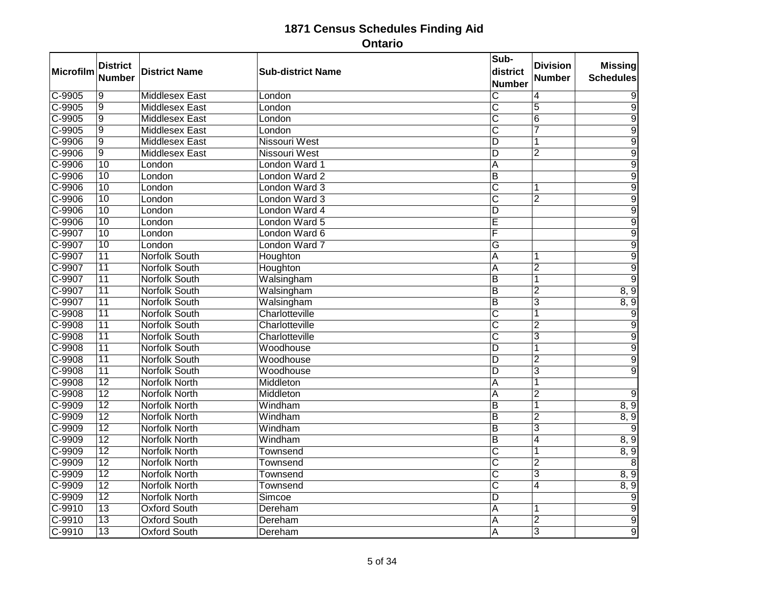# 1871 Census Schedules Finding Aid

## Ontario

| Microfilm | District Number | District Name | Sub-district Name | Sub-district Number | Division Number | Missing Schedules |
|---|---|---|---|---|---|---|
| C-9905 | 9 | Middlesex East | London | C | 4 | 9 |
| C-9905 | 9 | Middlesex East | London | C | 5 | 9 |
| C-9905 | 9 | Middlesex East | London | C | 6 | 9 |
| C-9905 | 9 | Middlesex East | London | C | 7 | 9 |
| C-9906 | 9 | Middlesex East | Nissouri West | D | 1 | 9 |
| C-9906 | 9 | Middlesex East | Nissouri West | D | 2 | 9 |
| C-9906 | 10 | London | London Ward 1 | A | | 9 |
| C-9906 | 10 | London | London Ward 2 | B | | 9 |
| C-9906 | 10 | London | London Ward 3 | C | 1 | 9 |
| C-9906 | 10 | London | London Ward 3 | C | 2 | 9 |
| C-9906 | 10 | London | London Ward 4 | D | | 9 |
| C-9906 | 10 | London | London Ward 5 | E | | 9 |
| C-9907 | 10 | London | London Ward 6 | F | | 9 |
| C-9907 | 10 | London | London Ward 7 | G | | 9 |
| C-9907 | 11 | Norfolk South | Houghton | A | 1 | 9 |
| C-9907 | 11 | Norfolk South | Houghton | A | 2 | 9 |
| C-9907 | 11 | Norfolk South | Walsingham | B | 1 | 9 |
| C-9907 | 11 | Norfolk South | Walsingham | B | 2 | 8, 9 |
| C-9907 | 11 | Norfolk South | Walsingham | B | 3 | 8, 9 |
| C-9908 | 11 | Norfolk South | Charlotteville | C | 1 | 9 |
| C-9908 | 11 | Norfolk South | Charlotteville | C | 2 | 9 |
| C-9908 | 11 | Norfolk South | Charlotteville | C | 3 | 9 |
| C-9908 | 11 | Norfolk South | Woodhouse | D | 1 | 9 |
| C-9908 | 11 | Norfolk South | Woodhouse | D | 2 | 9 |
| C-9908 | 11 | Norfolk South | Woodhouse | D | 3 | 9 |
| C-9908 | 12 | Norfolk North | Middleton | A | 1 | |
| C-9908 | 12 | Norfolk North | Middleton | A | 2 | 9 |
| C-9909 | 12 | Norfolk North | Windham | B | 1 | 8, 9 |
| C-9909 | 12 | Norfolk North | Windham | B | 2 | 8, 9 |
| C-9909 | 12 | Norfolk North | Windham | B | 3 | 9 |
| C-9909 | 12 | Norfolk North | Windham | B | 4 | 8, 9 |
| C-9909 | 12 | Norfolk North | Townsend | C | 1 | 8, 9 |
| C-9909 | 12 | Norfolk North | Townsend | C | 2 | 8 |
| C-9909 | 12 | Norfolk North | Townsend | C | 3 | 8, 9 |
| C-9909 | 12 | Norfolk North | Townsend | C | 4 | 8, 9 |
| C-9909 | 12 | Norfolk North | Simcoe | D | | 9 |
| C-9910 | 13 | Oxford South | Dereham | A | 1 | 9 |
| C-9910 | 13 | Oxford South | Dereham | A | 2 | 9 |
| C-9910 | 13 | Oxford South | Dereham | A | 3 | 9 |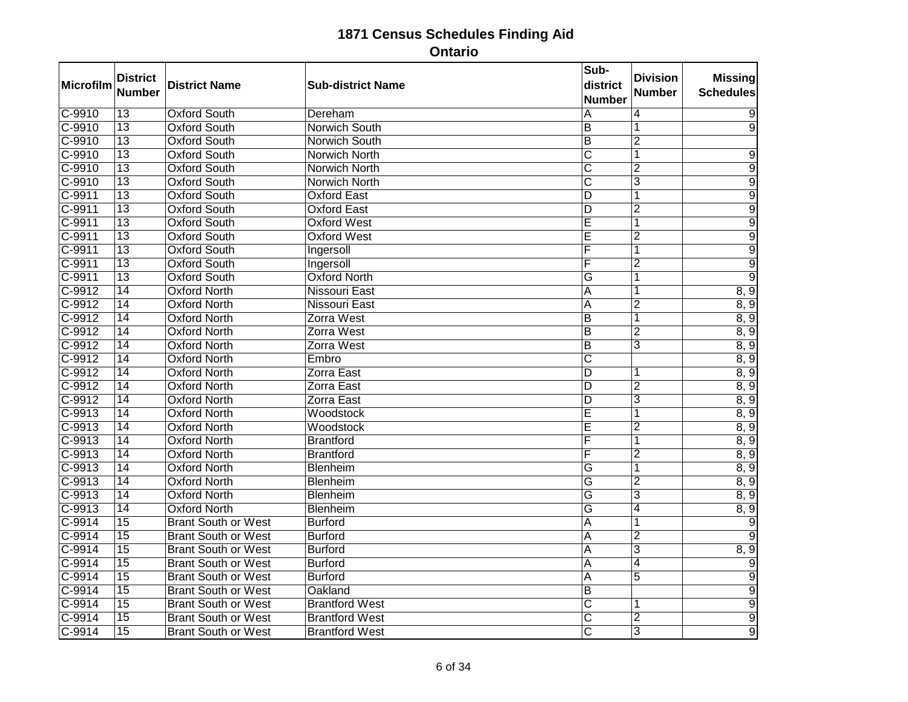# 1871 Census Schedules Finding Aid

## Ontario

| Microfilm | District Number | District Name | Sub-district Name | Sub-district Number | Division Number | Missing Schedules |
|---|---|---|---|---|---|---|
| C-9910 | 13 | Oxford South | Dereham | A | 4 | 9 |
| C-9910 | 13 | Oxford South | Norwich South | B | 1 | 9 |
| C-9910 | 13 | Oxford South | Norwich South | B | 2 | |
| C-9910 | 13 | Oxford South | Norwich North | C | 1 | 9 |
| C-9910 | 13 | Oxford South | Norwich North | C | 2 | 9 |
| C-9910 | 13 | Oxford South | Norwich North | C | 3 | 9 |
| C-9911 | 13 | Oxford South | Oxford East | D | 1 | 9 |
| C-9911 | 13 | Oxford South | Oxford East | D | 2 | 9 |
| C-9911 | 13 | Oxford South | Oxford West | E | 1 | 9 |
| C-9911 | 13 | Oxford South | Oxford West | E | 2 | 9 |
| C-9911 | 13 | Oxford South | Ingersoll | F | 1 | 9 |
| C-9911 | 13 | Oxford South | Ingersoll | F | 2 | 9 |
| C-9911 | 13 | Oxford South | Oxford North | G | 1 | 9 |
| C-9912 | 14 | Oxford North | Nissouri East | A | 1 | 8, 9 |
| C-9912 | 14 | Oxford North | Nissouri East | A | 2 | 8, 9 |
| C-9912 | 14 | Oxford North | Zorra West | B | 1 | 8, 9 |
| C-9912 | 14 | Oxford North | Zorra West | B | 2 | 8, 9 |
| C-9912 | 14 | Oxford North | Zorra West | B | 3 | 8, 9 |
| C-9912 | 14 | Oxford North | Embro | C | | 8, 9 |
| C-9912 | 14 | Oxford North | Zorra East | D | 1 | 8, 9 |
| C-9912 | 14 | Oxford North | Zorra East | D | 2 | 8, 9 |
| C-9912 | 14 | Oxford North | Zorra East | D | 3 | 8, 9 |
| C-9913 | 14 | Oxford North | Woodstock | E | 1 | 8, 9 |
| C-9913 | 14 | Oxford North | Woodstock | E | 2 | 8, 9 |
| C-9913 | 14 | Oxford North | Brantford | F | 1 | 8, 9 |
| C-9913 | 14 | Oxford North | Brantford | F | 2 | 8, 9 |
| C-9913 | 14 | Oxford North | Blenheim | G | 1 | 8, 9 |
| C-9913 | 14 | Oxford North | Blenheim | G | 2 | 8, 9 |
| C-9913 | 14 | Oxford North | Blenheim | G | 3 | 8, 9 |
| C-9913 | 14 | Oxford North | Blenheim | G | 4 | 8, 9 |
| C-9914 | 15 | Brant South or West | Burford | A | 1 | 9 |
| C-9914 | 15 | Brant South or West | Burford | A | 2 | 9 |
| C-9914 | 15 | Brant South or West | Burford | A | 3 | 8, 9 |
| C-9914 | 15 | Brant South or West | Burford | A | 4 | 9 |
| C-9914 | 15 | Brant South or West | Burford | A | 5 | 9 |
| C-9914 | 15 | Brant South or West | Oakland | B | | 9 |
| C-9914 | 15 | Brant South or West | Brantford West | C | 1 | 9 |
| C-9914 | 15 | Brant South or West | Brantford West | C | 2 | 9 |
| C-9914 | 15 | Brant South or West | Brantford West | C | 3 | 9 |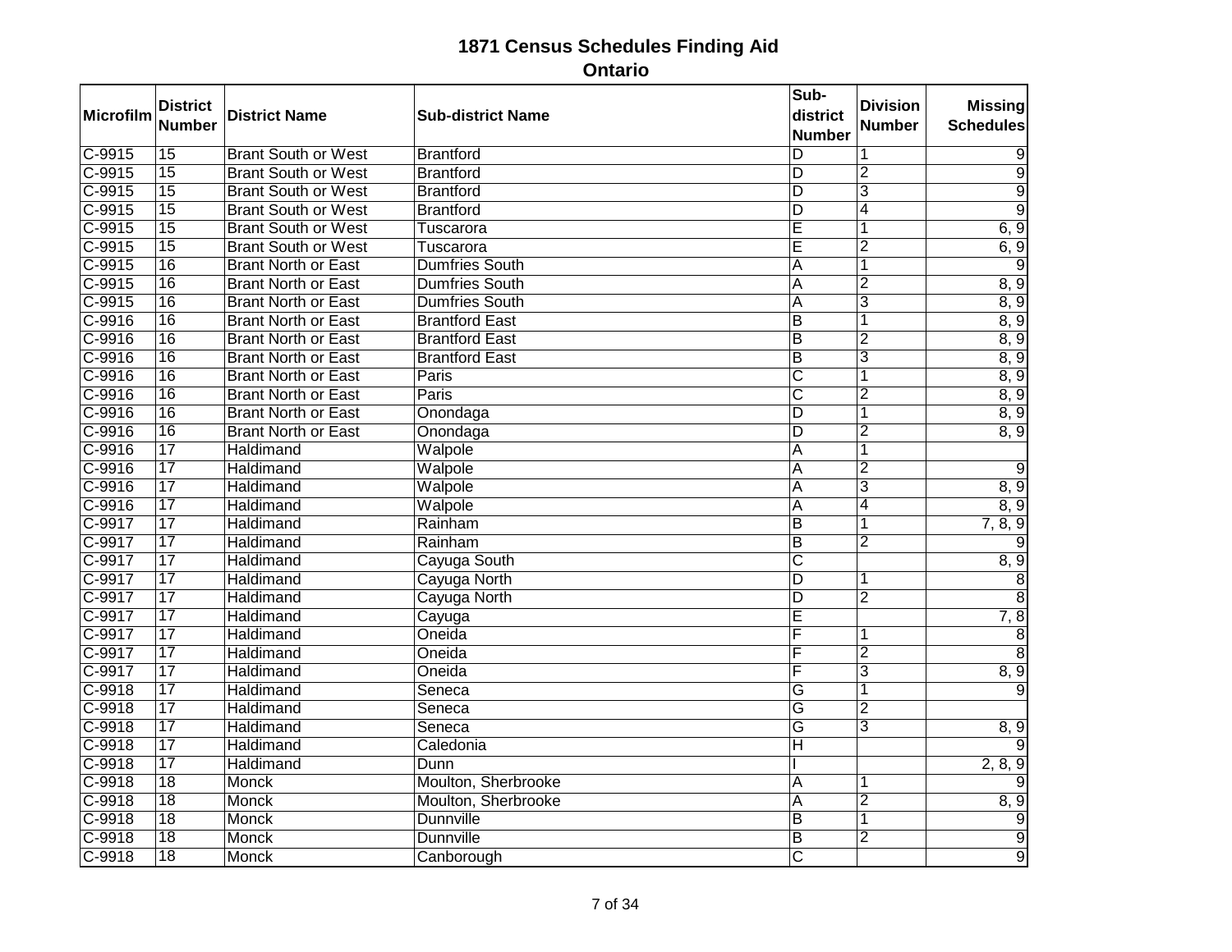# 1871 Census Schedules Finding Aid

## Ontario

| Microfilm | District Number | District Name | Sub-district Name | Sub-district Number | Division Number | Missing Schedules |
|---|---|---|---|---|---|---|
| C-9915 | 15 | Brant South or West | Brantford | D | 1 | 9 |
| C-9915 | 15 | Brant South or West | Brantford | D | 2 | 9 |
| C-9915 | 15 | Brant South or West | Brantford | D | 3 | 9 |
| C-9915 | 15 | Brant South or West | Brantford | D | 4 | 9 |
| C-9915 | 15 | Brant South or West | Tuscarora | E | 1 | 6, 9 |
| C-9915 | 15 | Brant South or West | Tuscarora | E | 2 | 6, 9 |
| C-9915 | 16 | Brant North or East | Dumfries South | A | 1 | 9 |
| C-9915 | 16 | Brant North or East | Dumfries South | A | 2 | 8, 9 |
| C-9915 | 16 | Brant North or East | Dumfries South | A | 3 | 8, 9 |
| C-9916 | 16 | Brant North or East | Brantford East | B | 1 | 8, 9 |
| C-9916 | 16 | Brant North or East | Brantford East | B | 2 | 8, 9 |
| C-9916 | 16 | Brant North or East | Brantford East | B | 3 | 8, 9 |
| C-9916 | 16 | Brant North or East | Paris | C | 1 | 8, 9 |
| C-9916 | 16 | Brant North or East | Paris | C | 2 | 8, 9 |
| C-9916 | 16 | Brant North or East | Onondaga | D | 1 | 8, 9 |
| C-9916 | 16 | Brant North or East | Onondaga | D | 2 | 8, 9 |
| C-9916 | 17 | Haldimand | Walpole | A | 1 | |
| C-9916 | 17 | Haldimand | Walpole | A | 2 | 9 |
| C-9916 | 17 | Haldimand | Walpole | A | 3 | 8, 9 |
| C-9916 | 17 | Haldimand | Walpole | A | 4 | 8, 9 |
| C-9917 | 17 | Haldimand | Rainham | B | 1 | 7, 8, 9 |
| C-9917 | 17 | Haldimand | Rainham | B | 2 | 9 |
| C-9917 | 17 | Haldimand | Cayuga South | C | | 8, 9 |
| C-9917 | 17 | Haldimand | Cayuga North | D | 1 | 8 |
| C-9917 | 17 | Haldimand | Cayuga North | D | 2 | 8 |
| C-9917 | 17 | Haldimand | Cayuga | E | | 7, 8 |
| C-9917 | 17 | Haldimand | Oneida | F | 1 | 8 |
| C-9917 | 17 | Haldimand | Oneida | F | 2 | 8 |
| C-9917 | 17 | Haldimand | Oneida | F | 3 | 8, 9 |
| C-9918 | 17 | Haldimand | Seneca | G | 1 | 9 |
| C-9918 | 17 | Haldimand | Seneca | G | 2 | |
| C-9918 | 17 | Haldimand | Seneca | G | 3 | 8, 9 |
| C-9918 | 17 | Haldimand | Caledonia | H | | 9 |
| C-9918 | 17 | Haldimand | Dunn | I | | 2, 8, 9 |
| C-9918 | 18 | Monck | Moulton, Sherbrooke | A | 1 | 9 |
| C-9918 | 18 | Monck | Moulton, Sherbrooke | A | 2 | 8, 9 |
| C-9918 | 18 | Monck | Dunnville | B | 1 | 9 |
| C-9918 | 18 | Monck | Dunnville | B | 2 | 9 |
| C-9918 | 18 | Monck | Canborough | C | | 9 |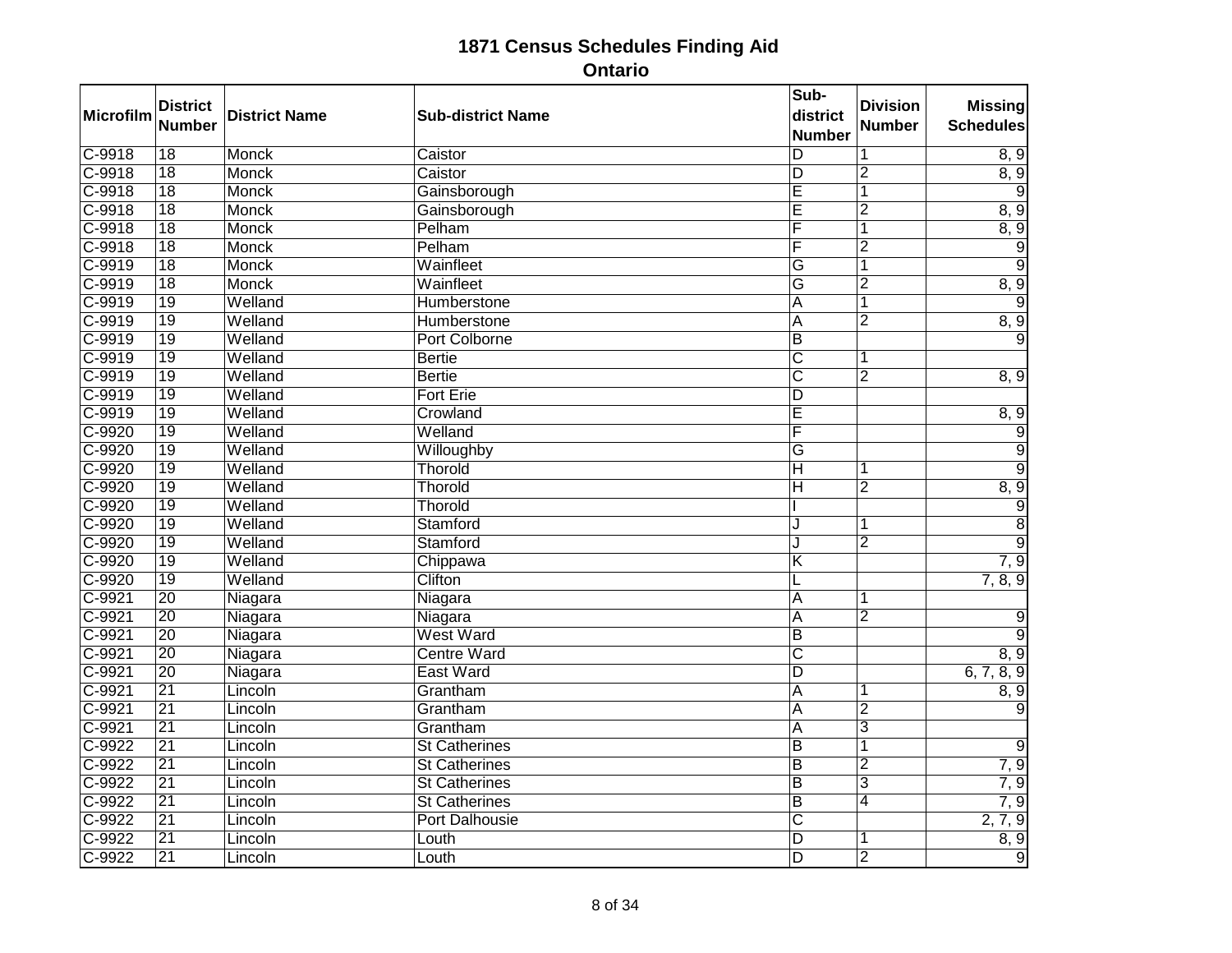# 1871 Census Schedules Finding Aid

## Ontario

| Microfilm | District Number | District Name | Sub-district Name | Sub-district Number | Division Number | Missing Schedules |
|---|---|---|---|---|---|---|
| C-9918 | 18 | Monck | Caistor | D | 1 | 8, 9 |
| C-9918 | 18 | Monck | Caistor | D | 2 | 8, 9 |
| C-9918 | 18 | Monck | Gainsborough | E | 1 | 9 |
| C-9918 | 18 | Monck | Gainsborough | E | 2 | 8, 9 |
| C-9918 | 18 | Monck | Pelham | F | 1 | 8, 9 |
| C-9918 | 18 | Monck | Pelham | F | 2 | 9 |
| C-9919 | 18 | Monck | Wainfleet | G | 1 | 9 |
| C-9919 | 18 | Monck | Wainfleet | G | 2 | 8, 9 |
| C-9919 | 19 | Welland | Humberstone | A | 1 | 9 |
| C-9919 | 19 | Welland | Humberstone | A | 2 | 8, 9 |
| C-9919 | 19 | Welland | Port Colborne | B | | 9 |
| C-9919 | 19 | Welland | Bertie | C | 1 | |
| C-9919 | 19 | Welland | Bertie | C | 2 | 8, 9 |
| C-9919 | 19 | Welland | Fort Erie | D | | |
| C-9919 | 19 | Welland | Crowland | E | | 8, 9 |
| C-9920 | 19 | Welland | Welland | F | | 9 |
| C-9920 | 19 | Welland | Willoughby | G | | 9 |
| C-9920 | 19 | Welland | Thorold | H | 1 | 9 |
| C-9920 | 19 | Welland | Thorold | H | 2 | 8, 9 |
| C-9920 | 19 | Welland | Thorold | I | | 9 |
| C-9920 | 19 | Welland | Stamford | J | 1 | 8 |
| C-9920 | 19 | Welland | Stamford | J | 2 | 9 |
| C-9920 | 19 | Welland | Chippawa | K | | 7, 9 |
| C-9920 | 19 | Welland | Clifton | L | | 7, 8, 9 |
| C-9921 | 20 | Niagara | Niagara | A | 1 | |
| C-9921 | 20 | Niagara | Niagara | A | 2 | 9 |
| C-9921 | 20 | Niagara | West Ward | B | | 9 |
| C-9921 | 20 | Niagara | Centre Ward | C | | 8, 9 |
| C-9921 | 20 | Niagara | East Ward | D | | 6, 7, 8, 9 |
| C-9921 | 21 | Lincoln | Grantham | A | 1 | 8, 9 |
| C-9921 | 21 | Lincoln | Grantham | A | 2 | 9 |
| C-9921 | 21 | Lincoln | Grantham | A | 3 | |
| C-9922 | 21 | Lincoln | St Catherines | B | 1 | 9 |
| C-9922 | 21 | Lincoln | St Catherines | B | 2 | 7, 9 |
| C-9922 | 21 | Lincoln | St Catherines | B | 3 | 7, 9 |
| C-9922 | 21 | Lincoln | St Catherines | B | 4 | 7, 9 |
| C-9922 | 21 | Lincoln | Port Dalhousie | C | | 2, 7, 9 |
| C-9922 | 21 | Lincoln | Louth | D | 1 | 8, 9 |
| C-9922 | 21 | Lincoln | Louth | D | 2 | 9 |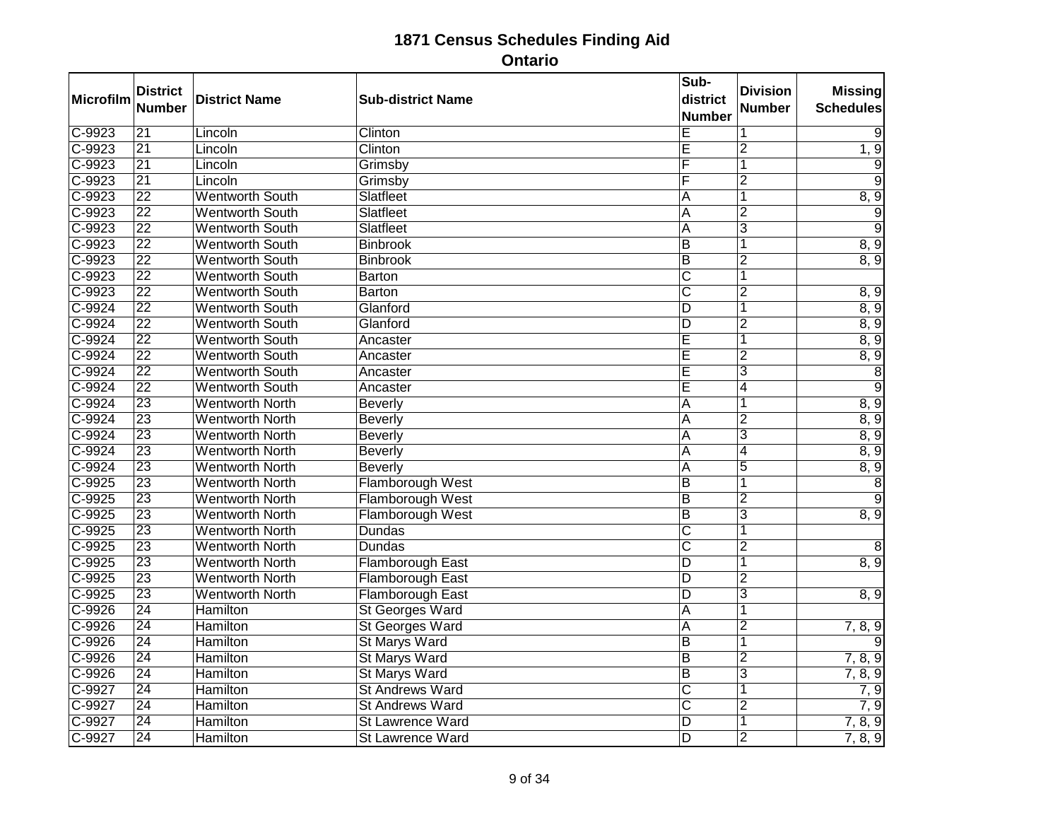# 1871 Census Schedules Finding Aid

## Ontario

| Microfilm | District Number | District Name | Sub-district Name | Sub-district Number | Division Number | Missing Schedules |
|---|---|---|---|---|---|---|
| C-9923 | 21 | Lincoln | Clinton | E | 1 | 9 |
| C-9923 | 21 | Lincoln | Clinton | E | 2 | 1, 9 |
| C-9923 | 21 | Lincoln | Grimsby | F | 1 | 9 |
| C-9923 | 21 | Lincoln | Grimsby | F | 2 | 9 |
| C-9923 | 22 | Wentworth South | Slatfleet | A | 1 | 8, 9 |
| C-9923 | 22 | Wentworth South | Slatfleet | A | 2 | 9 |
| C-9923 | 22 | Wentworth South | Slatfleet | A | 3 | 9 |
| C-9923 | 22 | Wentworth South | Binbrook | B | 1 | 8, 9 |
| C-9923 | 22 | Wentworth South | Binbrook | B | 2 | 8, 9 |
| C-9923 | 22 | Wentworth South | Barton | C | 1 | |
| C-9923 | 22 | Wentworth South | Barton | C | 2 | 8, 9 |
| C-9924 | 22 | Wentworth South | Glanford | D | 1 | 8, 9 |
| C-9924 | 22 | Wentworth South | Glanford | D | 2 | 8, 9 |
| C-9924 | 22 | Wentworth South | Ancaster | E | 1 | 8, 9 |
| C-9924 | 22 | Wentworth South | Ancaster | E | 2 | 8, 9 |
| C-9924 | 22 | Wentworth South | Ancaster | E | 3 | 8 |
| C-9924 | 22 | Wentworth South | Ancaster | E | 4 | 9 |
| C-9924 | 23 | Wentworth North | Beverly | A | 1 | 8, 9 |
| C-9924 | 23 | Wentworth North | Beverly | A | 2 | 8, 9 |
| C-9924 | 23 | Wentworth North | Beverly | A | 3 | 8, 9 |
| C-9924 | 23 | Wentworth North | Beverly | A | 4 | 8, 9 |
| C-9924 | 23 | Wentworth North | Beverly | A | 5 | 8, 9 |
| C-9925 | 23 | Wentworth North | Flamborough West | B | 1 | 8 |
| C-9925 | 23 | Wentworth North | Flamborough West | B | 2 | 9 |
| C-9925 | 23 | Wentworth North | Flamborough West | B | 3 | 8, 9 |
| C-9925 | 23 | Wentworth North | Dundas | C | 1 | |
| C-9925 | 23 | Wentworth North | Dundas | C | 2 | 8 |
| C-9925 | 23 | Wentworth North | Flamborough East | D | 1 | 8, 9 |
| C-9925 | 23 | Wentworth North | Flamborough East | D | 2 | |
| C-9925 | 23 | Wentworth North | Flamborough East | D | 3 | 8, 9 |
| C-9926 | 24 | Hamilton | St Georges Ward | A | 1 | |
| C-9926 | 24 | Hamilton | St Georges Ward | A | 2 | 7, 8, 9 |
| C-9926 | 24 | Hamilton | St Marys Ward | B | 1 | 9 |
| C-9926 | 24 | Hamilton | St Marys Ward | B | 2 | 7, 8, 9 |
| C-9926 | 24 | Hamilton | St Marys Ward | B | 3 | 7, 8, 9 |
| C-9927 | 24 | Hamilton | St Andrews Ward | C | 1 | 7, 9 |
| C-9927 | 24 | Hamilton | St Andrews Ward | C | 2 | 7, 9 |
| C-9927 | 24 | Hamilton | St Lawrence Ward | D | 1 | 7, 8, 9 |
| C-9927 | 24 | Hamilton | St Lawrence Ward | D | 2 | 7, 8, 9 |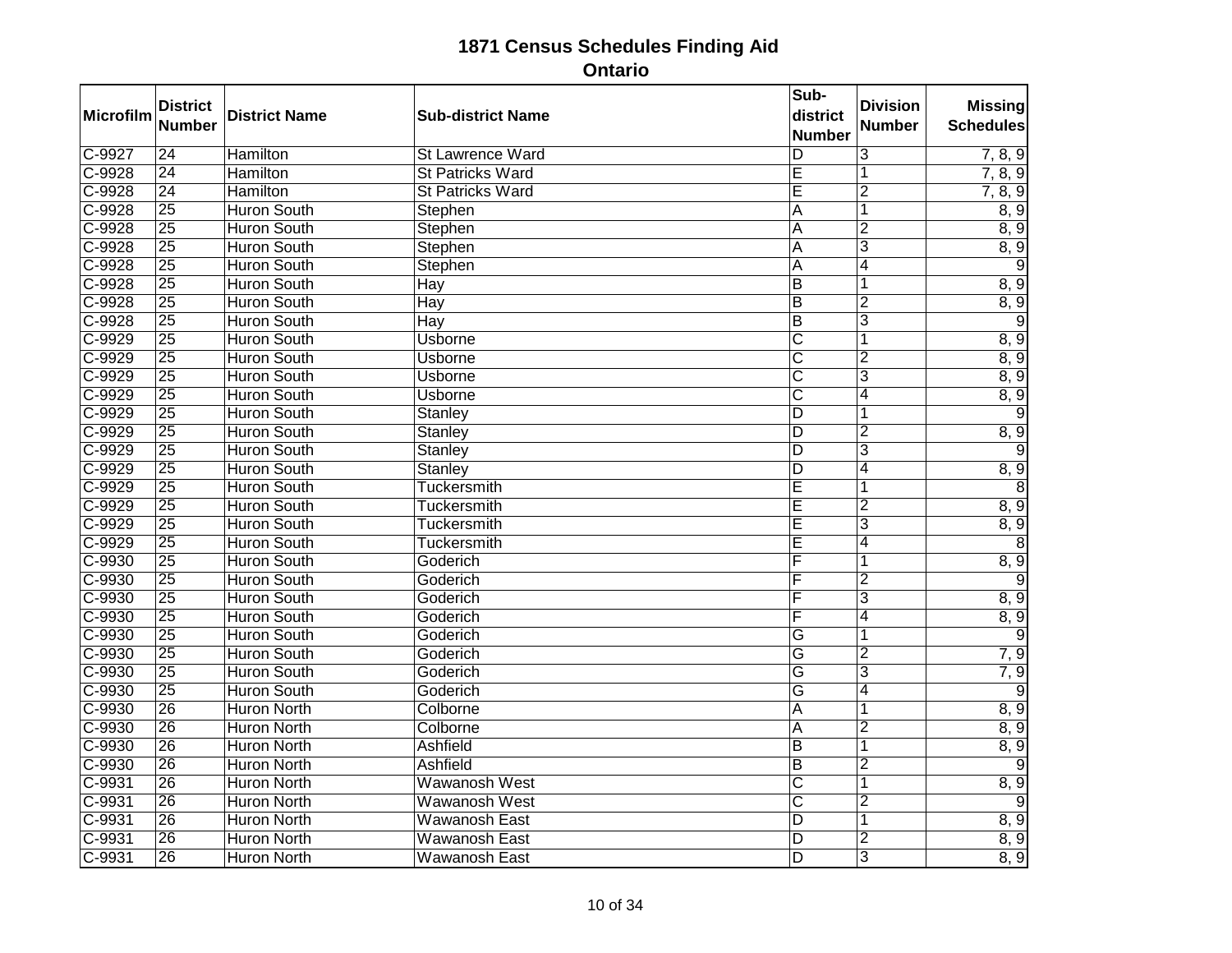# 1871 Census Schedules Finding Aid

## Ontario

| Microfilm | District Number | District Name | Sub-district Name | Sub-district Number | Division Number | Missing Schedules |
|---|---|---|---|---|---|---|
| C-9927 | 24 | Hamilton | St Lawrence Ward | D | 3 | 7, 8, 9 |
| C-9928 | 24 | Hamilton | St Patricks Ward | E | 1 | 7, 8, 9 |
| C-9928 | 24 | Hamilton | St Patricks Ward | E | 2 | 7, 8, 9 |
| C-9928 | 25 | Huron South | Stephen | A | 1 | 8, 9 |
| C-9928 | 25 | Huron South | Stephen | A | 2 | 8, 9 |
| C-9928 | 25 | Huron South | Stephen | A | 3 | 8, 9 |
| C-9928 | 25 | Huron South | Stephen | A | 4 | 9 |
| C-9928 | 25 | Huron South | Hay | B | 1 | 8, 9 |
| C-9928 | 25 | Huron South | Hay | B | 2 | 8, 9 |
| C-9928 | 25 | Huron South | Hay | B | 3 | 9 |
| C-9929 | 25 | Huron South | Usborne | C | 1 | 8, 9 |
| C-9929 | 25 | Huron South | Usborne | C | 2 | 8, 9 |
| C-9929 | 25 | Huron South | Usborne | C | 3 | 8, 9 |
| C-9929 | 25 | Huron South | Usborne | C | 4 | 8, 9 |
| C-9929 | 25 | Huron South | Stanley | D | 1 | 9 |
| C-9929 | 25 | Huron South | Stanley | D | 2 | 8, 9 |
| C-9929 | 25 | Huron South | Stanley | D | 3 | 9 |
| C-9929 | 25 | Huron South | Stanley | D | 4 | 8, 9 |
| C-9929 | 25 | Huron South | Tuckersmith | E | 1 | 8 |
| C-9929 | 25 | Huron South | Tuckersmith | E | 2 | 8, 9 |
| C-9929 | 25 | Huron South | Tuckersmith | E | 3 | 8, 9 |
| C-9929 | 25 | Huron South | Tuckersmith | E | 4 | 8 |
| C-9930 | 25 | Huron South | Goderich | F | 1 | 8, 9 |
| C-9930 | 25 | Huron South | Goderich | F | 2 | 9 |
| C-9930 | 25 | Huron South | Goderich | F | 3 | 8, 9 |
| C-9930 | 25 | Huron South | Goderich | F | 4 | 8, 9 |
| C-9930 | 25 | Huron South | Goderich | G | 1 | 9 |
| C-9930 | 25 | Huron South | Goderich | G | 2 | 7, 9 |
| C-9930 | 25 | Huron South | Goderich | G | 3 | 7, 9 |
| C-9930 | 25 | Huron South | Goderich | G | 4 | 9 |
| C-9930 | 26 | Huron North | Colborne | A | 1 | 8, 9 |
| C-9930 | 26 | Huron North | Colborne | A | 2 | 8, 9 |
| C-9930 | 26 | Huron North | Ashfield | B | 1 | 8, 9 |
| C-9930 | 26 | Huron North | Ashfield | B | 2 | 9 |
| C-9931 | 26 | Huron North | Wawanosh West | C | 1 | 8, 9 |
| C-9931 | 26 | Huron North | Wawanosh West | C | 2 | 9 |
| C-9931 | 26 | Huron North | Wawanosh East | D | 1 | 8, 9 |
| C-9931 | 26 | Huron North | Wawanosh East | D | 2 | 8, 9 |
| C-9931 | 26 | Huron North | Wawanosh East | D | 3 | 8, 9 |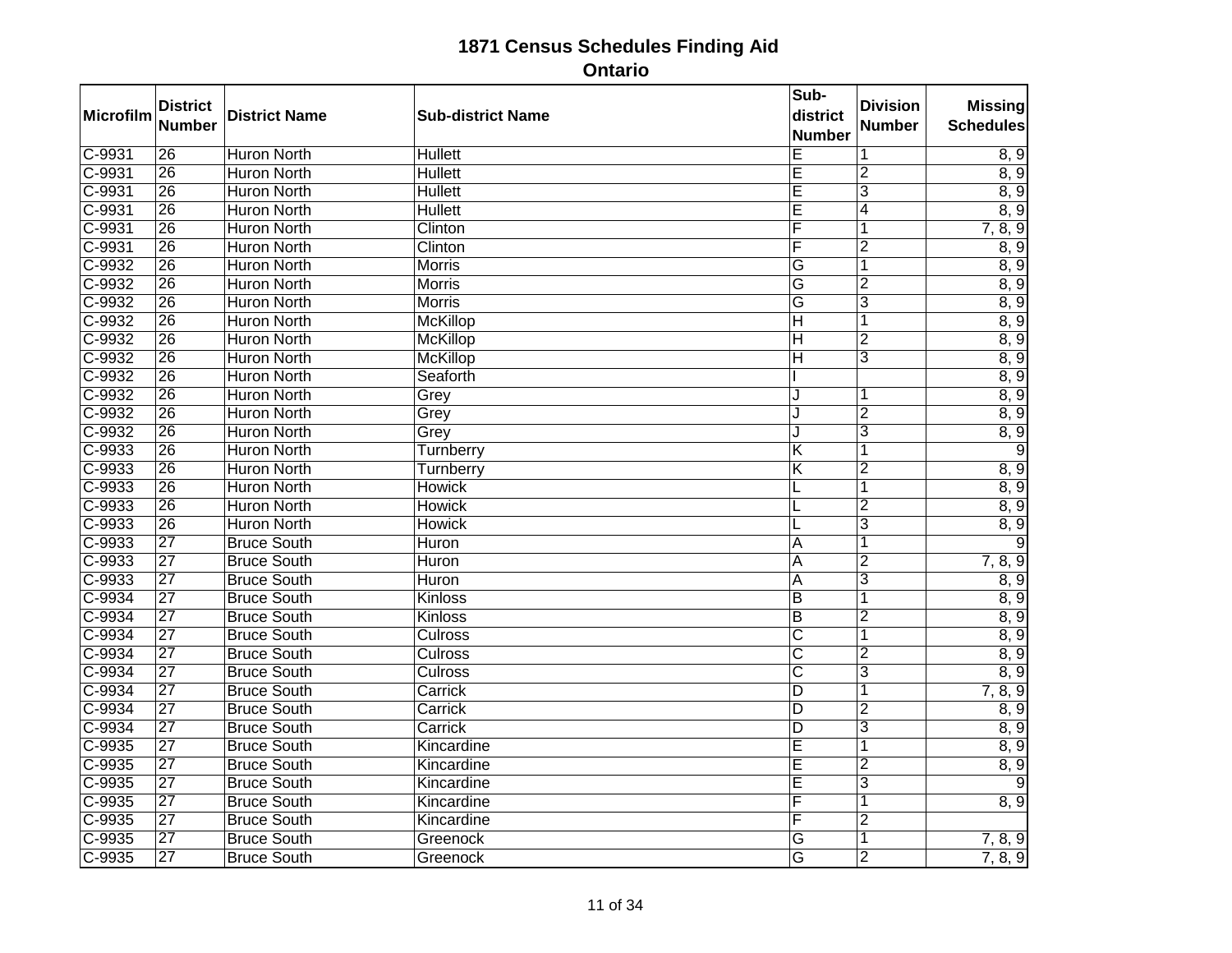# 1871 Census Schedules Finding Aid

## Ontario

| Microfilm | District Number | District Name | Sub-district Name | Sub-district Number | Division Number | Missing Schedules |
|---|---|---|---|---|---|---|
| C-9931 | 26 | Huron North | Hullett | E | 1 | 8, 9 |
| C-9931 | 26 | Huron North | Hullett | E | 2 | 8, 9 |
| C-9931 | 26 | Huron North | Hullett | E | 3 | 8, 9 |
| C-9931 | 26 | Huron North | Hullett | E | 4 | 8, 9 |
| C-9931 | 26 | Huron North | Clinton | F | 1 | 7, 8, 9 |
| C-9931 | 26 | Huron North | Clinton | F | 2 | 8, 9 |
| C-9932 | 26 | Huron North | Morris | G | 1 | 8, 9 |
| C-9932 | 26 | Huron North | Morris | G | 2 | 8, 9 |
| C-9932 | 26 | Huron North | Morris | G | 3 | 8, 9 |
| C-9932 | 26 | Huron North | McKillop | H | 1 | 8, 9 |
| C-9932 | 26 | Huron North | McKillop | H | 2 | 8, 9 |
| C-9932 | 26 | Huron North | McKillop | H | 3 | 8, 9 |
| C-9932 | 26 | Huron North | Seaforth | I | | 8, 9 |
| C-9932 | 26 | Huron North | Grey | J | 1 | 8, 9 |
| C-9932 | 26 | Huron North | Grey | J | 2 | 8, 9 |
| C-9932 | 26 | Huron North | Grey | J | 3 | 8, 9 |
| C-9933 | 26 | Huron North | Turnberry | K | 1 | 9 |
| C-9933 | 26 | Huron North | Turnberry | K | 2 | 8, 9 |
| C-9933 | 26 | Huron North | Howick | L | 1 | 8, 9 |
| C-9933 | 26 | Huron North | Howick | L | 2 | 8, 9 |
| C-9933 | 26 | Huron North | Howick | L | 3 | 8, 9 |
| C-9933 | 27 | Bruce South | Huron | A | 1 | 9 |
| C-9933 | 27 | Bruce South | Huron | A | 2 | 7, 8, 9 |
| C-9933 | 27 | Bruce South | Huron | A | 3 | 8, 9 |
| C-9934 | 27 | Bruce South | Kinloss | B | 1 | 8, 9 |
| C-9934 | 27 | Bruce South | Kinloss | B | 2 | 8, 9 |
| C-9934 | 27 | Bruce South | Culross | C | 1 | 8, 9 |
| C-9934 | 27 | Bruce South | Culross | C | 2 | 8, 9 |
| C-9934 | 27 | Bruce South | Culross | C | 3 | 8, 9 |
| C-9934 | 27 | Bruce South | Carrick | D | 1 | 7, 8, 9 |
| C-9934 | 27 | Bruce South | Carrick | D | 2 | 8, 9 |
| C-9934 | 27 | Bruce South | Carrick | D | 3 | 8, 9 |
| C-9935 | 27 | Bruce South | Kincardine | E | 1 | 8, 9 |
| C-9935 | 27 | Bruce South | Kincardine | E | 2 | 8, 9 |
| C-9935 | 27 | Bruce South | Kincardine | E | 3 | 9 |
| C-9935 | 27 | Bruce South | Kincardine | F | 1 | 8, 9 |
| C-9935 | 27 | Bruce South | Kincardine | F | 2 | |
| C-9935 | 27 | Bruce South | Greenock | G | 1 | 7, 8, 9 |
| C-9935 | 27 | Bruce South | Greenock | G | 2 | 7, 8, 9 |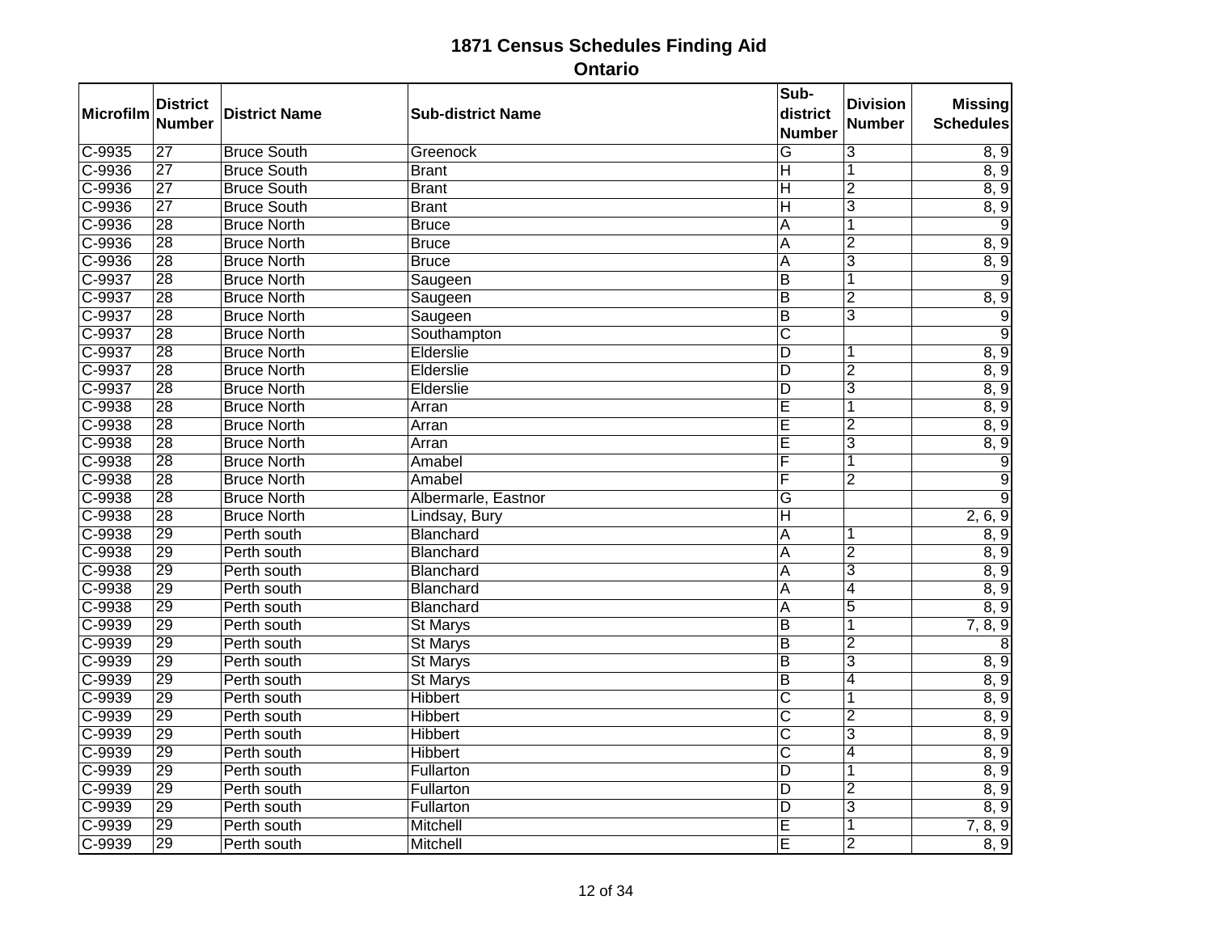# 1871 Census Schedules Finding Aid
## Ontario

| Microfilm | District Number | District Name | Sub-district Name | Sub-district Number | Division Number | Missing Schedules |
|---|---|---|---|---|---|---|
| C-9935 | 27 | Bruce South | Greenock | G | 3 | 8, 9 |
| C-9936 | 27 | Bruce South | Brant | H | 1 | 8, 9 |
| C-9936 | 27 | Bruce South | Brant | H | 2 | 8, 9 |
| C-9936 | 27 | Bruce South | Brant | H | 3 | 8, 9 |
| C-9936 | 28 | Bruce North | Bruce | A | 1 | 9 |
| C-9936 | 28 | Bruce North | Bruce | A | 2 | 8, 9 |
| C-9936 | 28 | Bruce North | Bruce | A | 3 | 8, 9 |
| C-9937 | 28 | Bruce North | Saugeen | B | 1 | 9 |
| C-9937 | 28 | Bruce North | Saugeen | B | 2 | 8, 9 |
| C-9937 | 28 | Bruce North | Saugeen | B | 3 | 9 |
| C-9937 | 28 | Bruce North | Southampton | C | | 9 |
| C-9937 | 28 | Bruce North | Elderslie | D | 1 | 8, 9 |
| C-9937 | 28 | Bruce North | Elderslie | D | 2 | 8, 9 |
| C-9937 | 28 | Bruce North | Elderslie | D | 3 | 8, 9 |
| C-9938 | 28 | Bruce North | Arran | E | 1 | 8, 9 |
| C-9938 | 28 | Bruce North | Arran | E | 2 | 8, 9 |
| C-9938 | 28 | Bruce North | Arran | E | 3 | 8, 9 |
| C-9938 | 28 | Bruce North | Amabel | F | 1 | 9 |
| C-9938 | 28 | Bruce North | Amabel | F | 2 | 9 |
| C-9938 | 28 | Bruce North | Albermarle, Eastnor | G | | 9 |
| C-9938 | 28 | Bruce North | Lindsay, Bury | H | | 2, 6, 9 |
| C-9938 | 29 | Perth south | Blanchard | A | 1 | 8, 9 |
| C-9938 | 29 | Perth south | Blanchard | A | 2 | 8, 9 |
| C-9938 | 29 | Perth south | Blanchard | A | 3 | 8, 9 |
| C-9938 | 29 | Perth south | Blanchard | A | 4 | 8, 9 |
| C-9938 | 29 | Perth south | Blanchard | A | 5 | 8, 9 |
| C-9939 | 29 | Perth south | St Marys | B | 1 | 7, 8, 9 |
| C-9939 | 29 | Perth south | St Marys | B | 2 | 8 |
| C-9939 | 29 | Perth south | St Marys | B | 3 | 8, 9 |
| C-9939 | 29 | Perth south | St Marys | B | 4 | 8, 9 |
| C-9939 | 29 | Perth south | Hibbert | C | 1 | 8, 9 |
| C-9939 | 29 | Perth south | Hibbert | C | 2 | 8, 9 |
| C-9939 | 29 | Perth south | Hibbert | C | 3 | 8, 9 |
| C-9939 | 29 | Perth south | Hibbert | C | 4 | 8, 9 |
| C-9939 | 29 | Perth south | Fullarton | D | 1 | 8, 9 |
| C-9939 | 29 | Perth south | Fullarton | D | 2 | 8, 9 |
| C-9939 | 29 | Perth south | Fullarton | D | 3 | 8, 9 |
| C-9939 | 29 | Perth south | Mitchell | E | 1 | 7, 8, 9 |
| C-9939 | 29 | Perth south | Mitchell | E | 2 | 8, 9 |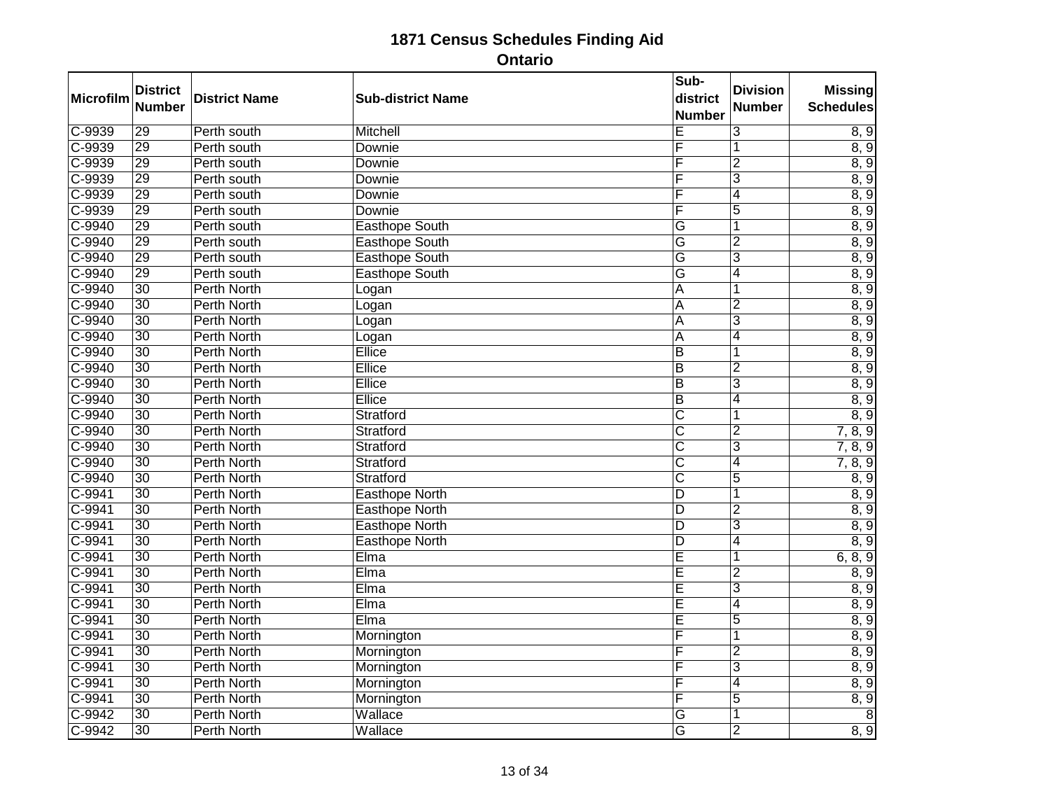# 1871 Census Schedules Finding Aid

## Ontario

| Microfilm | District Number | District Name | Sub-district Name | Sub-district Number | Division Number | Missing Schedules |
|---|---|---|---|---|---|---|
| C-9939 | 29 | Perth south | Mitchell | E | 3 | 8, 9 |
| C-9939 | 29 | Perth south | Downie | F | 1 | 8, 9 |
| C-9939 | 29 | Perth south | Downie | F | 2 | 8, 9 |
| C-9939 | 29 | Perth south | Downie | F | 3 | 8, 9 |
| C-9939 | 29 | Perth south | Downie | F | 4 | 8, 9 |
| C-9939 | 29 | Perth south | Downie | F | 5 | 8, 9 |
| C-9940 | 29 | Perth south | Easthope South | G | 1 | 8, 9 |
| C-9940 | 29 | Perth south | Easthope South | G | 2 | 8, 9 |
| C-9940 | 29 | Perth south | Easthope South | G | 3 | 8, 9 |
| C-9940 | 29 | Perth south | Easthope South | G | 4 | 8, 9 |
| C-9940 | 30 | Perth North | Logan | A | 1 | 8, 9 |
| C-9940 | 30 | Perth North | Logan | A | 2 | 8, 9 |
| C-9940 | 30 | Perth North | Logan | A | 3 | 8, 9 |
| C-9940 | 30 | Perth North | Logan | A | 4 | 8, 9 |
| C-9940 | 30 | Perth North | Ellice | B | 1 | 8, 9 |
| C-9940 | 30 | Perth North | Ellice | B | 2 | 8, 9 |
| C-9940 | 30 | Perth North | Ellice | B | 3 | 8, 9 |
| C-9940 | 30 | Perth North | Ellice | B | 4 | 8, 9 |
| C-9940 | 30 | Perth North | Stratford | C | 1 | 8, 9 |
| C-9940 | 30 | Perth North | Stratford | C | 2 | 7, 8, 9 |
| C-9940 | 30 | Perth North | Stratford | C | 3 | 7, 8, 9 |
| C-9940 | 30 | Perth North | Stratford | C | 4 | 7, 8, 9 |
| C-9940 | 30 | Perth North | Stratford | C | 5 | 8, 9 |
| C-9941 | 30 | Perth North | Easthope North | D | 1 | 8, 9 |
| C-9941 | 30 | Perth North | Easthope North | D | 2 | 8, 9 |
| C-9941 | 30 | Perth North | Easthope North | D | 3 | 8, 9 |
| C-9941 | 30 | Perth North | Easthope North | D | 4 | 8, 9 |
| C-9941 | 30 | Perth North | Elma | E | 1 | 6, 8, 9 |
| C-9941 | 30 | Perth North | Elma | E | 2 | 8, 9 |
| C-9941 | 30 | Perth North | Elma | E | 3 | 8, 9 |
| C-9941 | 30 | Perth North | Elma | E | 4 | 8, 9 |
| C-9941 | 30 | Perth North | Elma | E | 5 | 8, 9 |
| C-9941 | 30 | Perth North | Mornington | F | 1 | 8, 9 |
| C-9941 | 30 | Perth North | Mornington | F | 2 | 8, 9 |
| C-9941 | 30 | Perth North | Mornington | F | 3 | 8, 9 |
| C-9941 | 30 | Perth North | Mornington | F | 4 | 8, 9 |
| C-9941 | 30 | Perth North | Mornington | F | 5 | 8, 9 |
| C-9942 | 30 | Perth North | Wallace | G | 1 | 8 |
| C-9942 | 30 | Perth North | Wallace | G | 2 | 8, 9 |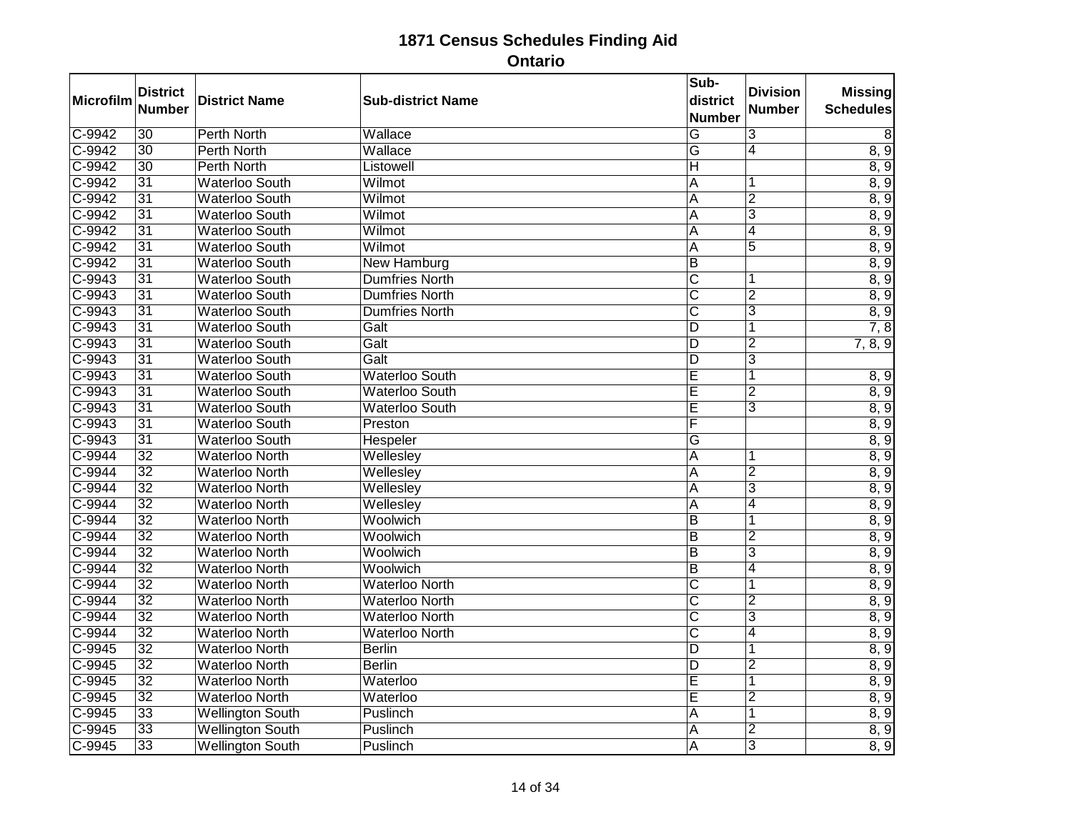# 1871 Census Schedules Finding Aid

## Ontario

| Microfilm | District Number | District Name | Sub-district Name | Sub-district Number | Division Number | Missing Schedules |
|---|---|---|---|---|---|---|
| C-9942 | 30 | Perth North | Wallace | G | 3 | 8 |
| C-9942 | 30 | Perth North | Wallace | G | 4 | 8, 9 |
| C-9942 | 30 | Perth North | Listowell | H | | 8, 9 |
| C-9942 | 31 | Waterloo South | Wilmot | A | 1 | 8, 9 |
| C-9942 | 31 | Waterloo South | Wilmot | A | 2 | 8, 9 |
| C-9942 | 31 | Waterloo South | Wilmot | A | 3 | 8, 9 |
| C-9942 | 31 | Waterloo South | Wilmot | A | 4 | 8, 9 |
| C-9942 | 31 | Waterloo South | Wilmot | A | 5 | 8, 9 |
| C-9942 | 31 | Waterloo South | New Hamburg | B | | 8, 9 |
| C-9943 | 31 | Waterloo South | Dumfries North | C | 1 | 8, 9 |
| C-9943 | 31 | Waterloo South | Dumfries North | C | 2 | 8, 9 |
| C-9943 | 31 | Waterloo South | Dumfries North | C | 3 | 8, 9 |
| C-9943 | 31 | Waterloo South | Galt | D | 1 | 7, 8 |
| C-9943 | 31 | Waterloo South | Galt | D | 2 | 7, 8, 9 |
| C-9943 | 31 | Waterloo South | Galt | D | 3 | |
| C-9943 | 31 | Waterloo South | Waterloo South | E | 1 | 8, 9 |
| C-9943 | 31 | Waterloo South | Waterloo South | E | 2 | 8, 9 |
| C-9943 | 31 | Waterloo South | Waterloo South | E | 3 | 8, 9 |
| C-9943 | 31 | Waterloo South | Preston | F | | 8, 9 |
| C-9943 | 31 | Waterloo South | Hespeler | G | | 8, 9 |
| C-9944 | 32 | Waterloo North | Wellesley | A | 1 | 8, 9 |
| C-9944 | 32 | Waterloo North | Wellesley | A | 2 | 8, 9 |
| C-9944 | 32 | Waterloo North | Wellesley | A | 3 | 8, 9 |
| C-9944 | 32 | Waterloo North | Wellesley | A | 4 | 8, 9 |
| C-9944 | 32 | Waterloo North | Woolwich | B | 1 | 8, 9 |
| C-9944 | 32 | Waterloo North | Woolwich | B | 2 | 8, 9 |
| C-9944 | 32 | Waterloo North | Woolwich | B | 3 | 8, 9 |
| C-9944 | 32 | Waterloo North | Woolwich | B | 4 | 8, 9 |
| C-9944 | 32 | Waterloo North | Waterloo North | C | 1 | 8, 9 |
| C-9944 | 32 | Waterloo North | Waterloo North | C | 2 | 8, 9 |
| C-9944 | 32 | Waterloo North | Waterloo North | C | 3 | 8, 9 |
| C-9944 | 32 | Waterloo North | Waterloo North | C | 4 | 8, 9 |
| C-9945 | 32 | Waterloo North | Berlin | D | 1 | 8, 9 |
| C-9945 | 32 | Waterloo North | Berlin | D | 2 | 8, 9 |
| C-9945 | 32 | Waterloo North | Waterloo | E | 1 | 8, 9 |
| C-9945 | 32 | Waterloo North | Waterloo | E | 2 | 8, 9 |
| C-9945 | 33 | Wellington South | Puslinch | A | 1 | 8, 9 |
| C-9945 | 33 | Wellington South | Puslinch | A | 2 | 8, 9 |
| C-9945 | 33 | Wellington South | Puslinch | A | 3 | 8, 9 |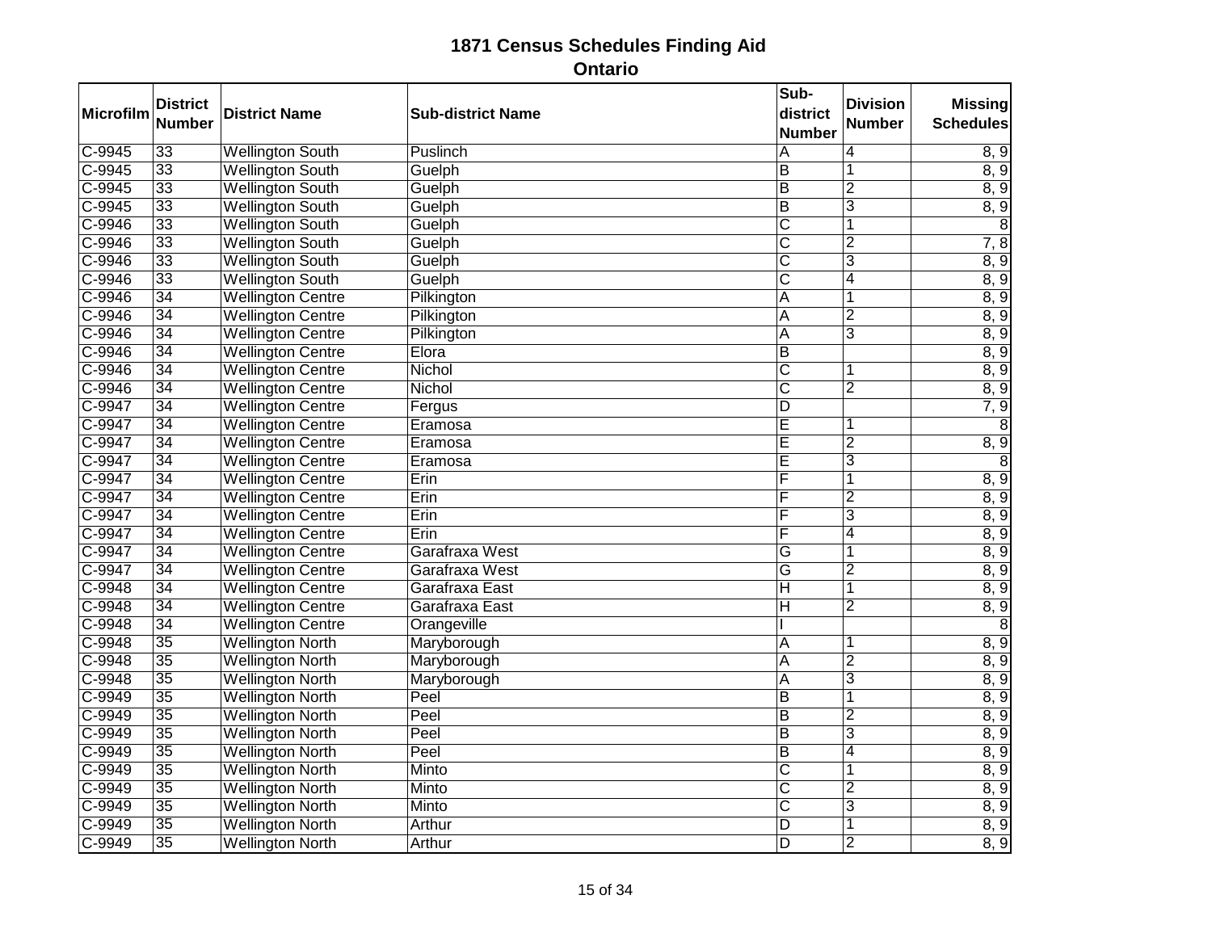# 1871 Census Schedules Finding Aid

## Ontario

| Microfilm | District Number | District Name | Sub-district Name | Sub-district Number | Division Number | Missing Schedules |
|---|---|---|---|---|---|---|
| C-9945 | 33 | Wellington South | Puslinch | A | 4 | 8, 9 |
| C-9945 | 33 | Wellington South | Guelph | B | 1 | 8, 9 |
| C-9945 | 33 | Wellington South | Guelph | B | 2 | 8, 9 |
| C-9945 | 33 | Wellington South | Guelph | B | 3 | 8, 9 |
| C-9946 | 33 | Wellington South | Guelph | C | 1 | 8 |
| C-9946 | 33 | Wellington South | Guelph | C | 2 | 7, 8 |
| C-9946 | 33 | Wellington South | Guelph | C | 3 | 8, 9 |
| C-9946 | 33 | Wellington South | Guelph | C | 4 | 8, 9 |
| C-9946 | 34 | Wellington Centre | Pilkington | A | 1 | 8, 9 |
| C-9946 | 34 | Wellington Centre | Pilkington | A | 2 | 8, 9 |
| C-9946 | 34 | Wellington Centre | Pilkington | A | 3 | 8, 9 |
| C-9946 | 34 | Wellington Centre | Elora | B |  | 8, 9 |
| C-9946 | 34 | Wellington Centre | Nichol | C | 1 | 8, 9 |
| C-9946 | 34 | Wellington Centre | Nichol | C | 2 | 8, 9 |
| C-9947 | 34 | Wellington Centre | Fergus | D |  | 7, 9 |
| C-9947 | 34 | Wellington Centre | Eramosa | E | 1 | 8 |
| C-9947 | 34 | Wellington Centre | Eramosa | E | 2 | 8, 9 |
| C-9947 | 34 | Wellington Centre | Eramosa | E | 3 | 8 |
| C-9947 | 34 | Wellington Centre | Erin | F | 1 | 8, 9 |
| C-9947 | 34 | Wellington Centre | Erin | F | 2 | 8, 9 |
| C-9947 | 34 | Wellington Centre | Erin | F | 3 | 8, 9 |
| C-9947 | 34 | Wellington Centre | Erin | F | 4 | 8, 9 |
| C-9947 | 34 | Wellington Centre | Garafraxa West | G | 1 | 8, 9 |
| C-9947 | 34 | Wellington Centre | Garafraxa West | G | 2 | 8, 9 |
| C-9948 | 34 | Wellington Centre | Garafraxa East | H | 1 | 8, 9 |
| C-9948 | 34 | Wellington Centre | Garafraxa East | H | 2 | 8, 9 |
| C-9948 | 34 | Wellington Centre | Orangeville | I |  | 8 |
| C-9948 | 35 | Wellington North | Maryborough | A | 1 | 8, 9 |
| C-9948 | 35 | Wellington North | Maryborough | A | 2 | 8, 9 |
| C-9948 | 35 | Wellington North | Maryborough | A | 3 | 8, 9 |
| C-9949 | 35 | Wellington North | Peel | B | 1 | 8, 9 |
| C-9949 | 35 | Wellington North | Peel | B | 2 | 8, 9 |
| C-9949 | 35 | Wellington North | Peel | B | 3 | 8, 9 |
| C-9949 | 35 | Wellington North | Peel | B | 4 | 8, 9 |
| C-9949 | 35 | Wellington North | Minto | C | 1 | 8, 9 |
| C-9949 | 35 | Wellington North | Minto | C | 2 | 8, 9 |
| C-9949 | 35 | Wellington North | Minto | C | 3 | 8, 9 |
| C-9949 | 35 | Wellington North | Arthur | D | 1 | 8, 9 |
| C-9949 | 35 | Wellington North | Arthur | D | 2 | 8, 9 |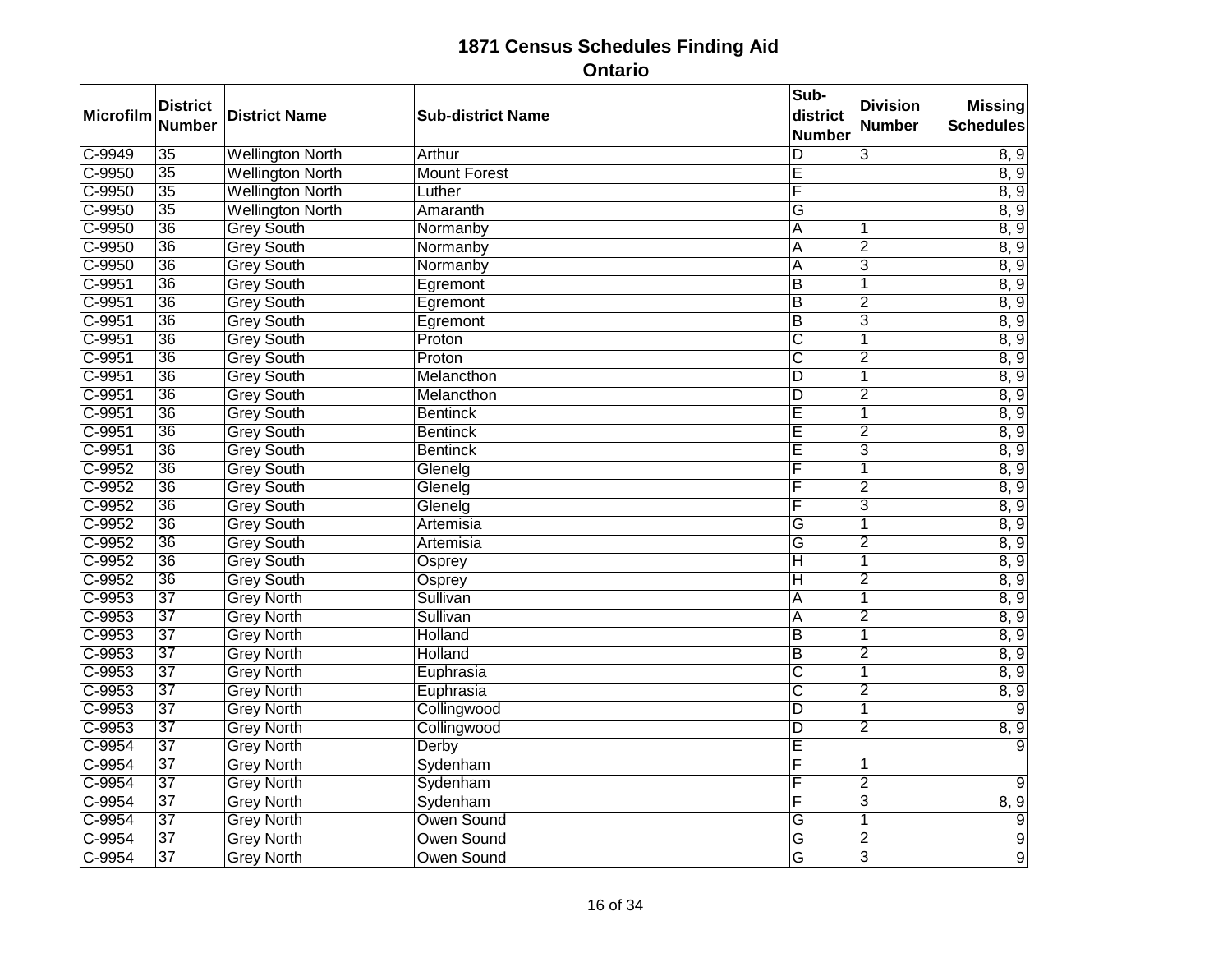# 1871 Census Schedules Finding Aid

## Ontario

| Microfilm | District Number | District Name | Sub-district Name | Sub-district Number | Division Number | Missing Schedules |
|---|---|---|---|---|---|---|
| C-9949 | 35 | Wellington North | Arthur | D | 3 | 8, 9 |
| C-9950 | 35 | Wellington North | Mount Forest | E | | 8, 9 |
| C-9950 | 35 | Wellington North | Luther | F | | 8, 9 |
| C-9950 | 35 | Wellington North | Amaranth | G | | 8, 9 |
| C-9950 | 36 | Grey South | Normanby | A | 1 | 8, 9 |
| C-9950 | 36 | Grey South | Normanby | A | 2 | 8, 9 |
| C-9950 | 36 | Grey South | Normanby | A | 3 | 8, 9 |
| C-9951 | 36 | Grey South | Egremont | B | 1 | 8, 9 |
| C-9951 | 36 | Grey South | Egremont | B | 2 | 8, 9 |
| C-9951 | 36 | Grey South | Egremont | B | 3 | 8, 9 |
| C-9951 | 36 | Grey South | Proton | C | 1 | 8, 9 |
| C-9951 | 36 | Grey South | Proton | C | 2 | 8, 9 |
| C-9951 | 36 | Grey South | Melancthon | D | 1 | 8, 9 |
| C-9951 | 36 | Grey South | Melancthon | D | 2 | 8, 9 |
| C-9951 | 36 | Grey South | Bentinck | E | 1 | 8, 9 |
| C-9951 | 36 | Grey South | Bentinck | E | 2 | 8, 9 |
| C-9951 | 36 | Grey South | Bentinck | E | 3 | 8, 9 |
| C-9952 | 36 | Grey South | Glenelg | F | 1 | 8, 9 |
| C-9952 | 36 | Grey South | Glenelg | F | 2 | 8, 9 |
| C-9952 | 36 | Grey South | Glenelg | F | 3 | 8, 9 |
| C-9952 | 36 | Grey South | Artemisia | G | 1 | 8, 9 |
| C-9952 | 36 | Grey South | Artemisia | G | 2 | 8, 9 |
| C-9952 | 36 | Grey South | Osprey | H | 1 | 8, 9 |
| C-9952 | 36 | Grey South | Osprey | H | 2 | 8, 9 |
| C-9953 | 37 | Grey North | Sullivan | A | 1 | 8, 9 |
| C-9953 | 37 | Grey North | Sullivan | A | 2 | 8, 9 |
| C-9953 | 37 | Grey North | Holland | B | 1 | 8, 9 |
| C-9953 | 37 | Grey North | Holland | B | 2 | 8, 9 |
| C-9953 | 37 | Grey North | Euphrasia | C | 1 | 8, 9 |
| C-9953 | 37 | Grey North | Euphrasia | C | 2 | 8, 9 |
| C-9953 | 37 | Grey North | Collingwood | D | 1 | 9 |
| C-9953 | 37 | Grey North | Collingwood | D | 2 | 8, 9 |
| C-9954 | 37 | Grey North | Derby | E | | 9 |
| C-9954 | 37 | Grey North | Sydenham | F | 1 | |
| C-9954 | 37 | Grey North | Sydenham | F | 2 | 9 |
| C-9954 | 37 | Grey North | Sydenham | F | 3 | 8, 9 |
| C-9954 | 37 | Grey North | Owen Sound | G | 1 | 9 |
| C-9954 | 37 | Grey North | Owen Sound | G | 2 | 9 |
| C-9954 | 37 | Grey North | Owen Sound | G | 3 | 9 |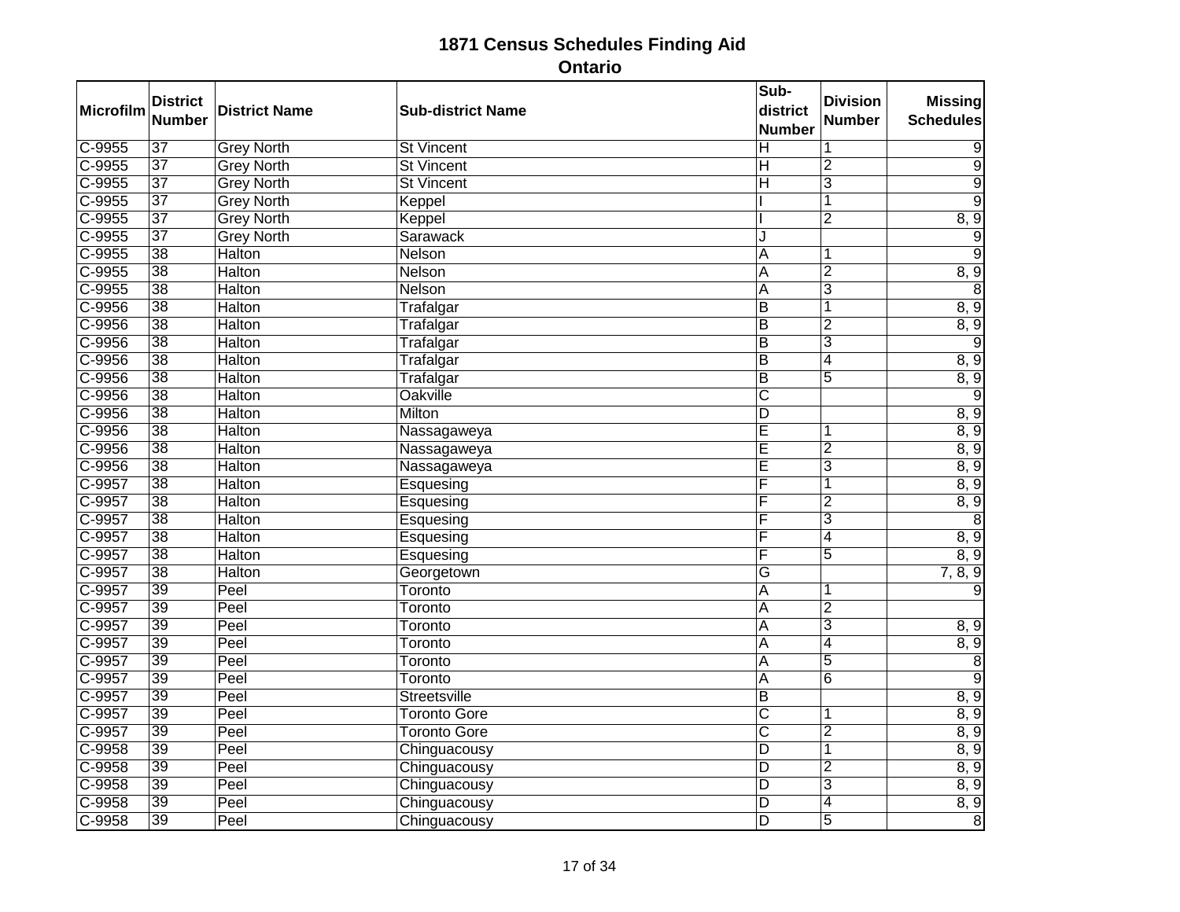# 1871 Census Schedules Finding Aid

## Ontario

| Microfilm | District Number | District Name | Sub-district Name | Sub-district Number | Division Number | Missing Schedules |
|---|---|---|---|---|---|---|
| C-9955 | 37 | Grey North | St Vincent | H | 1 | 9 |
| C-9955 | 37 | Grey North | St Vincent | H | 2 | 9 |
| C-9955 | 37 | Grey North | St Vincent | H | 3 | 9 |
| C-9955 | 37 | Grey North | Keppel | I | 1 | 9 |
| C-9955 | 37 | Grey North | Keppel | I | 2 | 8, 9 |
| C-9955 | 37 | Grey North | Sarawack | J | | 9 |
| C-9955 | 38 | Halton | Nelson | A | 1 | 9 |
| C-9955 | 38 | Halton | Nelson | A | 2 | 8, 9 |
| C-9955 | 38 | Halton | Nelson | A | 3 | 8 |
| C-9956 | 38 | Halton | Trafalgar | B | 1 | 8, 9 |
| C-9956 | 38 | Halton | Trafalgar | B | 2 | 8, 9 |
| C-9956 | 38 | Halton | Trafalgar | B | 3 | 9 |
| C-9956 | 38 | Halton | Trafalgar | B | 4 | 8, 9 |
| C-9956 | 38 | Halton | Trafalgar | B | 5 | 8, 9 |
| C-9956 | 38 | Halton | Oakville | C | | 9 |
| C-9956 | 38 | Halton | Milton | D | | 8, 9 |
| C-9956 | 38 | Halton | Nassagaweya | E | 1 | 8, 9 |
| C-9956 | 38 | Halton | Nassagaweya | E | 2 | 8, 9 |
| C-9956 | 38 | Halton | Nassagaweya | E | 3 | 8, 9 |
| C-9957 | 38 | Halton | Esquesing | F | 1 | 8, 9 |
| C-9957 | 38 | Halton | Esquesing | F | 2 | 8, 9 |
| C-9957 | 38 | Halton | Esquesing | F | 3 | 8 |
| C-9957 | 38 | Halton | Esquesing | F | 4 | 8, 9 |
| C-9957 | 38 | Halton | Esquesing | F | 5 | 8, 9 |
| C-9957 | 38 | Halton | Georgetown | G | | 7, 8, 9 |
| C-9957 | 39 | Peel | Toronto | A | 1 | 9 |
| C-9957 | 39 | Peel | Toronto | A | 2 | |
| C-9957 | 39 | Peel | Toronto | A | 3 | 8, 9 |
| C-9957 | 39 | Peel | Toronto | A | 4 | 8, 9 |
| C-9957 | 39 | Peel | Toronto | A | 5 | 8 |
| C-9957 | 39 | Peel | Toronto | A | 6 | 9 |
| C-9957 | 39 | Peel | Streetsville | B | | 8, 9 |
| C-9957 | 39 | Peel | Toronto Gore | C | 1 | 8, 9 |
| C-9957 | 39 | Peel | Toronto Gore | C | 2 | 8, 9 |
| C-9958 | 39 | Peel | Chinguacousy | D | 1 | 8, 9 |
| C-9958 | 39 | Peel | Chinguacousy | D | 2 | 8, 9 |
| C-9958 | 39 | Peel | Chinguacousy | D | 3 | 8, 9 |
| C-9958 | 39 | Peel | Chinguacousy | D | 4 | 8, 9 |
| C-9958 | 39 | Peel | Chinguacousy | D | 5 | 8 |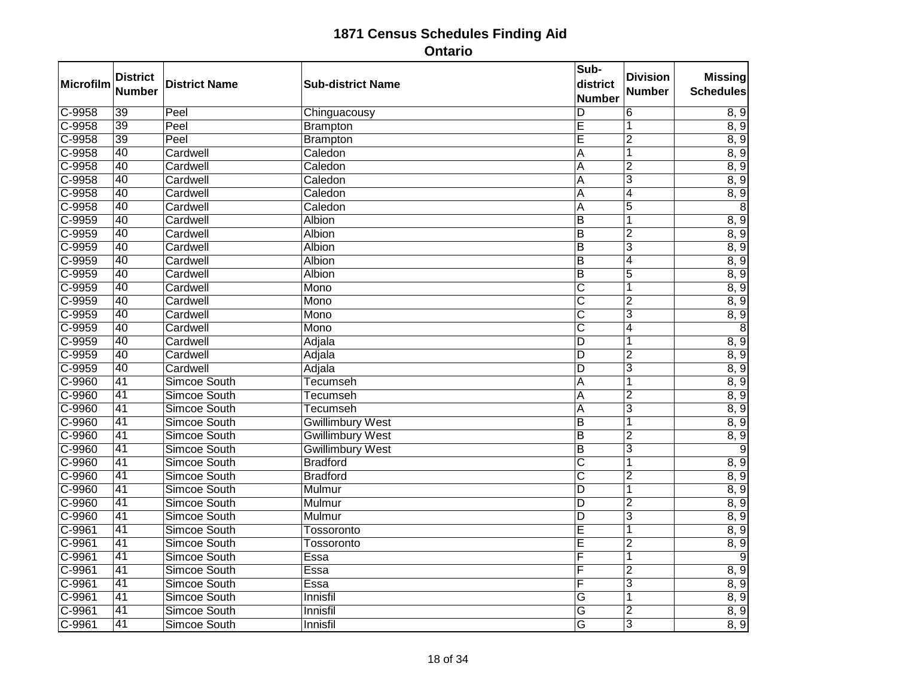# 1871 Census Schedules Finding Aid

## Ontario

| Microfilm | District Number | District Name | Sub-district Name | Sub-district Number | Division Number | Missing Schedules |
|---|---|---|---|---|---|---|
| C-9958 | 39 | Peel | Chinguacousy | D | 6 | 8, 9 |
| C-9958 | 39 | Peel | Brampton | E | 1 | 8, 9 |
| C-9958 | 39 | Peel | Brampton | E | 2 | 8, 9 |
| C-9958 | 40 | Cardwell | Caledon | A | 1 | 8, 9 |
| C-9958 | 40 | Cardwell | Caledon | A | 2 | 8, 9 |
| C-9958 | 40 | Cardwell | Caledon | A | 3 | 8, 9 |
| C-9958 | 40 | Cardwell | Caledon | A | 4 | 8, 9 |
| C-9958 | 40 | Cardwell | Caledon | A | 5 | 8 |
| C-9959 | 40 | Cardwell | Albion | B | 1 | 8, 9 |
| C-9959 | 40 | Cardwell | Albion | B | 2 | 8, 9 |
| C-9959 | 40 | Cardwell | Albion | B | 3 | 8, 9 |
| C-9959 | 40 | Cardwell | Albion | B | 4 | 8, 9 |
| C-9959 | 40 | Cardwell | Albion | B | 5 | 8, 9 |
| C-9959 | 40 | Cardwell | Mono | C | 1 | 8, 9 |
| C-9959 | 40 | Cardwell | Mono | C | 2 | 8, 9 |
| C-9959 | 40 | Cardwell | Mono | C | 3 | 8, 9 |
| C-9959 | 40 | Cardwell | Mono | C | 4 | 8 |
| C-9959 | 40 | Cardwell | Adjala | D | 1 | 8, 9 |
| C-9959 | 40 | Cardwell | Adjala | D | 2 | 8, 9 |
| C-9959 | 40 | Cardwell | Adjala | D | 3 | 8, 9 |
| C-9960 | 41 | Simcoe South | Tecumseh | A | 1 | 8, 9 |
| C-9960 | 41 | Simcoe South | Tecumseh | A | 2 | 8, 9 |
| C-9960 | 41 | Simcoe South | Tecumseh | A | 3 | 8, 9 |
| C-9960 | 41 | Simcoe South | Gwillimbury West | B | 1 | 8, 9 |
| C-9960 | 41 | Simcoe South | Gwillimbury West | B | 2 | 8, 9 |
| C-9960 | 41 | Simcoe South | Gwillimbury West | B | 3 | 9 |
| C-9960 | 41 | Simcoe South | Bradford | C | 1 | 8, 9 |
| C-9960 | 41 | Simcoe South | Bradford | C | 2 | 8, 9 |
| C-9960 | 41 | Simcoe South | Mulmur | D | 1 | 8, 9 |
| C-9960 | 41 | Simcoe South | Mulmur | D | 2 | 8, 9 |
| C-9960 | 41 | Simcoe South | Mulmur | D | 3 | 8, 9 |
| C-9961 | 41 | Simcoe South | Tossoronto | E | 1 | 8, 9 |
| C-9961 | 41 | Simcoe South | Tossoronto | E | 2 | 8, 9 |
| C-9961 | 41 | Simcoe South | Essa | F | 1 | 9 |
| C-9961 | 41 | Simcoe South | Essa | F | 2 | 8, 9 |
| C-9961 | 41 | Simcoe South | Essa | F | 3 | 8, 9 |
| C-9961 | 41 | Simcoe South | Innisfil | G | 1 | 8, 9 |
| C-9961 | 41 | Simcoe South | Innisfil | G | 2 | 8, 9 |
| C-9961 | 41 | Simcoe South | Innisfil | G | 3 | 8, 9 |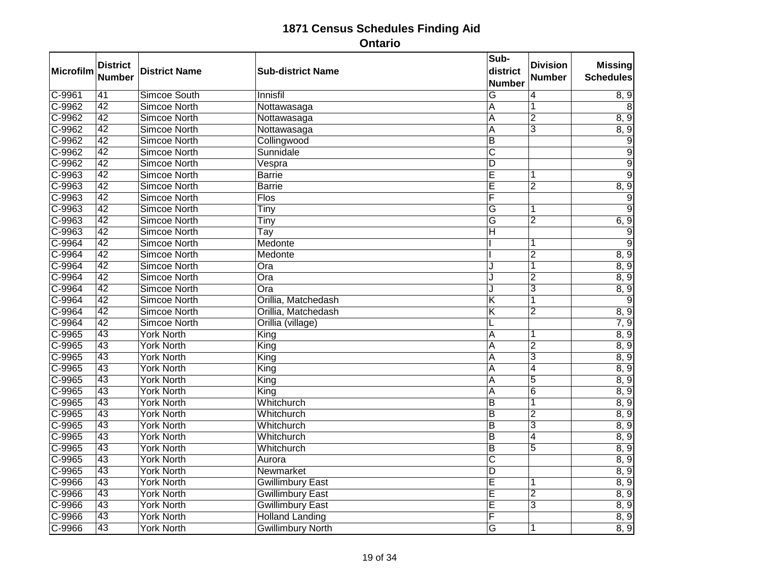# 1871 Census Schedules Finding Aid
## Ontario

| Microfilm | District Number | District Name | Sub-district Name | Sub-district Number | Division Number | Missing Schedules |
|---|---|---|---|---|---|---|
| C-9961 | 41 | Simcoe South | Innisfil | G | 4 | 8, 9 |
| C-9962 | 42 | Simcoe North | Nottawasaga | A | 1 | 8 |
| C-9962 | 42 | Simcoe North | Nottawasaga | A | 2 | 8, 9 |
| C-9962 | 42 | Simcoe North | Nottawasaga | A | 3 | 8, 9 |
| C-9962 | 42 | Simcoe North | Collingwood | B | | 9 |
| C-9962 | 42 | Simcoe North | Sunnidale | C | | 9 |
| C-9962 | 42 | Simcoe North | Vespra | D | | 9 |
| C-9963 | 42 | Simcoe North | Barrie | E | 1 | 9 |
| C-9963 | 42 | Simcoe North | Barrie | E | 2 | 8, 9 |
| C-9963 | 42 | Simcoe North | Flos | F | | 9 |
| C-9963 | 42 | Simcoe North | Tiny | G | 1 | 9 |
| C-9963 | 42 | Simcoe North | Tiny | G | 2 | 6, 9 |
| C-9963 | 42 | Simcoe North | Tay | H | | 9 |
| C-9964 | 42 | Simcoe North | Medonte | I | 1 | 9 |
| C-9964 | 42 | Simcoe North | Medonte | I | 2 | 8, 9 |
| C-9964 | 42 | Simcoe North | Ora | J | 1 | 8, 9 |
| C-9964 | 42 | Simcoe North | Ora | J | 2 | 8, 9 |
| C-9964 | 42 | Simcoe North | Ora | J | 3 | 8, 9 |
| C-9964 | 42 | Simcoe North | Orillia, Matchedash | K | 1 | 9 |
| C-9964 | 42 | Simcoe North | Orillia, Matchedash | K | 2 | 8, 9 |
| C-9964 | 42 | Simcoe North | Orillia (village) | L | | 7, 9 |
| C-9965 | 43 | York North | King | A | 1 | 8, 9 |
| C-9965 | 43 | York North | King | A | 2 | 8, 9 |
| C-9965 | 43 | York North | King | A | 3 | 8, 9 |
| C-9965 | 43 | York North | King | A | 4 | 8, 9 |
| C-9965 | 43 | York North | King | A | 5 | 8, 9 |
| C-9965 | 43 | York North | King | A | 6 | 8, 9 |
| C-9965 | 43 | York North | Whitchurch | B | 1 | 8, 9 |
| C-9965 | 43 | York North | Whitchurch | B | 2 | 8, 9 |
| C-9965 | 43 | York North | Whitchurch | B | 3 | 8, 9 |
| C-9965 | 43 | York North | Whitchurch | B | 4 | 8, 9 |
| C-9965 | 43 | York North | Whitchurch | B | 5 | 8, 9 |
| C-9965 | 43 | York North | Aurora | C | | 8, 9 |
| C-9965 | 43 | York North | Newmarket | D | | 8, 9 |
| C-9966 | 43 | York North | Gwillimbury East | E | 1 | 8, 9 |
| C-9966 | 43 | York North | Gwillimbury East | E | 2 | 8, 9 |
| C-9966 | 43 | York North | Gwillimbury East | E | 3 | 8, 9 |
| C-9966 | 43 | York North | Holland Landing | F | | 8, 9 |
| C-9966 | 43 | York North | Gwillimbury North | G | 1 | 8, 9 |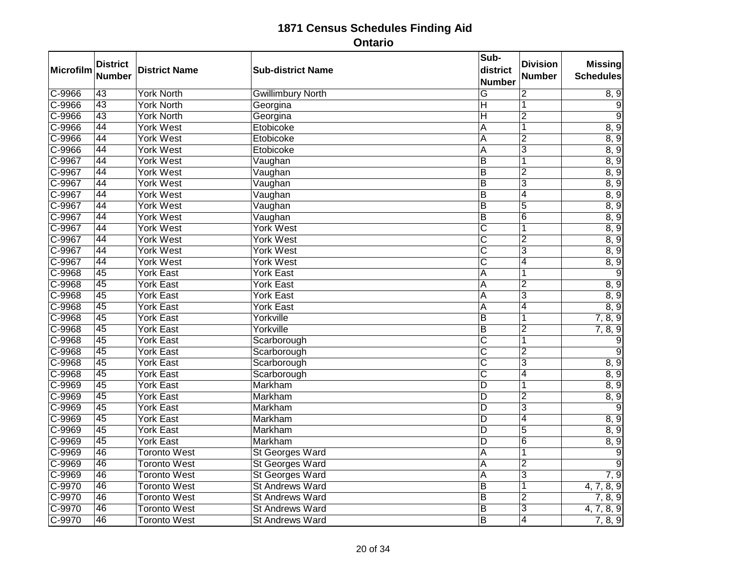# 1871 Census Schedules Finding Aid

## Ontario

| Microfilm | District Number | District Name | Sub-district Name | Sub-district Number | Division Number | Missing Schedules |
|---|---|---|---|---|---|---|
| C-9966 | 43 | York North | Gwillimbury North | G | 2 | 8, 9 |
| C-9966 | 43 | York North | Georgina | H | 1 | 9 |
| C-9966 | 43 | York North | Georgina | H | 2 | 9 |
| C-9966 | 44 | York West | Etobicoke | A | 1 | 8, 9 |
| C-9966 | 44 | York West | Etobicoke | A | 2 | 8, 9 |
| C-9966 | 44 | York West | Etobicoke | A | 3 | 8, 9 |
| C-9967 | 44 | York West | Vaughan | B | 1 | 8, 9 |
| C-9967 | 44 | York West | Vaughan | B | 2 | 8, 9 |
| C-9967 | 44 | York West | Vaughan | B | 3 | 8, 9 |
| C-9967 | 44 | York West | Vaughan | B | 4 | 8, 9 |
| C-9967 | 44 | York West | Vaughan | B | 5 | 8, 9 |
| C-9967 | 44 | York West | Vaughan | B | 6 | 8, 9 |
| C-9967 | 44 | York West | York West | C | 1 | 8, 9 |
| C-9967 | 44 | York West | York West | C | 2 | 8, 9 |
| C-9967 | 44 | York West | York West | C | 3 | 8, 9 |
| C-9967 | 44 | York West | York West | C | 4 | 8, 9 |
| C-9968 | 45 | York East | York East | A | 1 | 9 |
| C-9968 | 45 | York East | York East | A | 2 | 8, 9 |
| C-9968 | 45 | York East | York East | A | 3 | 8, 9 |
| C-9968 | 45 | York East | York East | A | 4 | 8, 9 |
| C-9968 | 45 | York East | Yorkville | B | 1 | 7, 8, 9 |
| C-9968 | 45 | York East | Yorkville | B | 2 | 7, 8, 9 |
| C-9968 | 45 | York East | Scarborough | C | 1 | 9 |
| C-9968 | 45 | York East | Scarborough | C | 2 | 9 |
| C-9968 | 45 | York East | Scarborough | C | 3 | 8, 9 |
| C-9968 | 45 | York East | Scarborough | C | 4 | 8, 9 |
| C-9969 | 45 | York East | Markham | D | 1 | 8, 9 |
| C-9969 | 45 | York East | Markham | D | 2 | 8, 9 |
| C-9969 | 45 | York East | Markham | D | 3 | 9 |
| C-9969 | 45 | York East | Markham | D | 4 | 8, 9 |
| C-9969 | 45 | York East | Markham | D | 5 | 8, 9 |
| C-9969 | 45 | York East | Markham | D | 6 | 8, 9 |
| C-9969 | 46 | Toronto West | St Georges Ward | A | 1 | 9 |
| C-9969 | 46 | Toronto West | St Georges Ward | A | 2 | 9 |
| C-9969 | 46 | Toronto West | St Georges Ward | A | 3 | 7, 9 |
| C-9970 | 46 | Toronto West | St Andrews Ward | B | 1 | 4, 7, 8, 9 |
| C-9970 | 46 | Toronto West | St Andrews Ward | B | 2 | 7, 8, 9 |
| C-9970 | 46 | Toronto West | St Andrews Ward | B | 3 | 4, 7, 8, 9 |
| C-9970 | 46 | Toronto West | St Andrews Ward | B | 4 | 7, 8, 9 |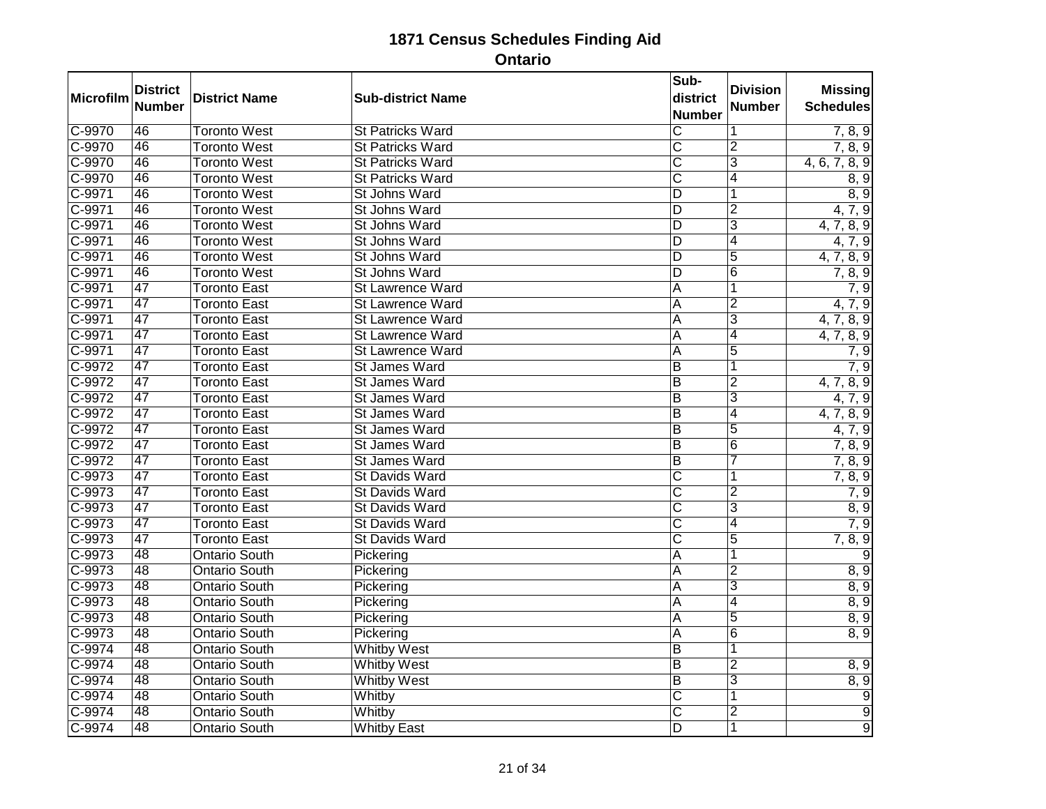# 1871 Census Schedules Finding Aid

## Ontario

| Microfilm | District Number | District Name | Sub-district Name | Sub-district Number | Division Number | Missing Schedules |
|---|---|---|---|---|---|---|
| C-9970 | 46 | Toronto West | St Patricks Ward | C | 1 | 7, 8, 9 |
| C-9970 | 46 | Toronto West | St Patricks Ward | C | 2 | 7, 8, 9 |
| C-9970 | 46 | Toronto West | St Patricks Ward | C | 3 | 4, 6, 7, 8, 9 |
| C-9970 | 46 | Toronto West | St Patricks Ward | C | 4 | 8, 9 |
| C-9971 | 46 | Toronto West | St Johns Ward | D | 1 | 8, 9 |
| C-9971 | 46 | Toronto West | St Johns Ward | D | 2 | 4, 7, 9 |
| C-9971 | 46 | Toronto West | St Johns Ward | D | 3 | 4, 7, 8, 9 |
| C-9971 | 46 | Toronto West | St Johns Ward | D | 4 | 4, 7, 9 |
| C-9971 | 46 | Toronto West | St Johns Ward | D | 5 | 4, 7, 8, 9 |
| C-9971 | 46 | Toronto West | St Johns Ward | D | 6 | 7, 8, 9 |
| C-9971 | 47 | Toronto East | St Lawrence Ward | A | 1 | 7, 9 |
| C-9971 | 47 | Toronto East | St Lawrence Ward | A | 2 | 4, 7, 9 |
| C-9971 | 47 | Toronto East | St Lawrence Ward | A | 3 | 4, 7, 8, 9 |
| C-9971 | 47 | Toronto East | St Lawrence Ward | A | 4 | 4, 7, 8, 9 |
| C-9971 | 47 | Toronto East | St Lawrence Ward | A | 5 | 7, 9 |
| C-9972 | 47 | Toronto East | St James Ward | B | 1 | 7, 9 |
| C-9972 | 47 | Toronto East | St James Ward | B | 2 | 4, 7, 8, 9 |
| C-9972 | 47 | Toronto East | St James Ward | B | 3 | 4, 7, 9 |
| C-9972 | 47 | Toronto East | St James Ward | B | 4 | 4, 7, 8, 9 |
| C-9972 | 47 | Toronto East | St James Ward | B | 5 | 4, 7, 9 |
| C-9972 | 47 | Toronto East | St James Ward | B | 6 | 7, 8, 9 |
| C-9972 | 47 | Toronto East | St James Ward | B | 7 | 7, 8, 9 |
| C-9973 | 47 | Toronto East | St Davids Ward | C | 1 | 7, 8, 9 |
| C-9973 | 47 | Toronto East | St Davids Ward | C | 2 | 7, 9 |
| C-9973 | 47 | Toronto East | St Davids Ward | C | 3 | 8, 9 |
| C-9973 | 47 | Toronto East | St Davids Ward | C | 4 | 7, 9 |
| C-9973 | 47 | Toronto East | St Davids Ward | C | 5 | 7, 8, 9 |
| C-9973 | 48 | Ontario South | Pickering | A | 1 | 9 |
| C-9973 | 48 | Ontario South | Pickering | A | 2 | 8, 9 |
| C-9973 | 48 | Ontario South | Pickering | A | 3 | 8, 9 |
| C-9973 | 48 | Ontario South | Pickering | A | 4 | 8, 9 |
| C-9973 | 48 | Ontario South | Pickering | A | 5 | 8, 9 |
| C-9973 | 48 | Ontario South | Pickering | A | 6 | 8, 9 |
| C-9974 | 48 | Ontario South | Whitby West | B | 1 | |
| C-9974 | 48 | Ontario South | Whitby West | B | 2 | 8, 9 |
| C-9974 | 48 | Ontario South | Whitby West | B | 3 | 8, 9 |
| C-9974 | 48 | Ontario South | Whitby | C | 1 | 9 |
| C-9974 | 48 | Ontario South | Whitby | C | 2 | 9 |
| C-9974 | 48 | Ontario South | Whitby East | D | 1 | 9 |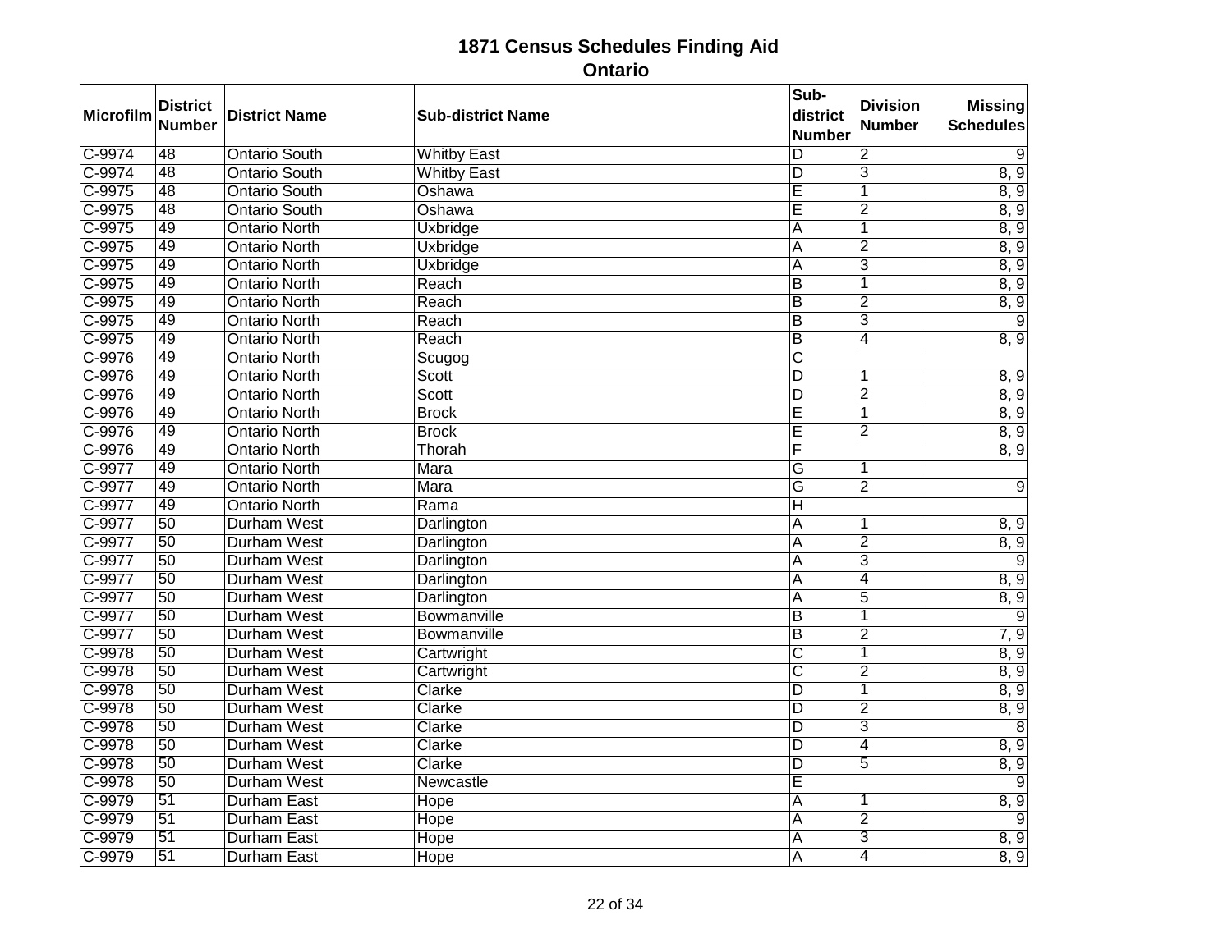# 1871 Census Schedules Finding Aid

## Ontario

| Microfilm | District Number | District Name | Sub-district Name | Sub-district Number | Division Number | Missing Schedules |
|---|---|---|---|---|---|---|
| C-9974 | 48 | Ontario South | Whitby East | D | 2 | 9 |
| C-9974 | 48 | Ontario South | Whitby East | D | 3 | 8, 9 |
| C-9975 | 48 | Ontario South | Oshawa | E | 1 | 8, 9 |
| C-9975 | 48 | Ontario South | Oshawa | E | 2 | 8, 9 |
| C-9975 | 49 | Ontario North | Uxbridge | A | 1 | 8, 9 |
| C-9975 | 49 | Ontario North | Uxbridge | A | 2 | 8, 9 |
| C-9975 | 49 | Ontario North | Uxbridge | A | 3 | 8, 9 |
| C-9975 | 49 | Ontario North | Reach | B | 1 | 8, 9 |
| C-9975 | 49 | Ontario North | Reach | B | 2 | 8, 9 |
| C-9975 | 49 | Ontario North | Reach | B | 3 | 9 |
| C-9975 | 49 | Ontario North | Reach | B | 4 | 8, 9 |
| C-9976 | 49 | Ontario North | Scugog | C | | |
| C-9976 | 49 | Ontario North | Scott | D | 1 | 8, 9 |
| C-9976 | 49 | Ontario North | Scott | D | 2 | 8, 9 |
| C-9976 | 49 | Ontario North | Brock | E | 1 | 8, 9 |
| C-9976 | 49 | Ontario North | Brock | E | 2 | 8, 9 |
| C-9976 | 49 | Ontario North | Thorah | F | | 8, 9 |
| C-9977 | 49 | Ontario North | Mara | G | 1 | |
| C-9977 | 49 | Ontario North | Mara | G | 2 | 9 |
| C-9977 | 49 | Ontario North | Rama | H | | |
| C-9977 | 50 | Durham West | Darlington | A | 1 | 8, 9 |
| C-9977 | 50 | Durham West | Darlington | A | 2 | 8, 9 |
| C-9977 | 50 | Durham West | Darlington | A | 3 | 9 |
| C-9977 | 50 | Durham West | Darlington | A | 4 | 8, 9 |
| C-9977 | 50 | Durham West | Darlington | A | 5 | 8, 9 |
| C-9977 | 50 | Durham West | Bowmanville | B | 1 | 9 |
| C-9977 | 50 | Durham West | Bowmanville | B | 2 | 7, 9 |
| C-9978 | 50 | Durham West | Cartwright | C | 1 | 8, 9 |
| C-9978 | 50 | Durham West | Cartwright | C | 2 | 8, 9 |
| C-9978 | 50 | Durham West | Clarke | D | 1 | 8, 9 |
| C-9978 | 50 | Durham West | Clarke | D | 2 | 8, 9 |
| C-9978 | 50 | Durham West | Clarke | D | 3 | 8 |
| C-9978 | 50 | Durham West | Clarke | D | 4 | 8, 9 |
| C-9978 | 50 | Durham West | Clarke | D | 5 | 8, 9 |
| C-9978 | 50 | Durham West | Newcastle | E | | 9 |
| C-9979 | 51 | Durham East | Hope | A | 1 | 8, 9 |
| C-9979 | 51 | Durham East | Hope | A | 2 | 9 |
| C-9979 | 51 | Durham East | Hope | A | 3 | 8, 9 |
| C-9979 | 51 | Durham East | Hope | A | 4 | 8, 9 |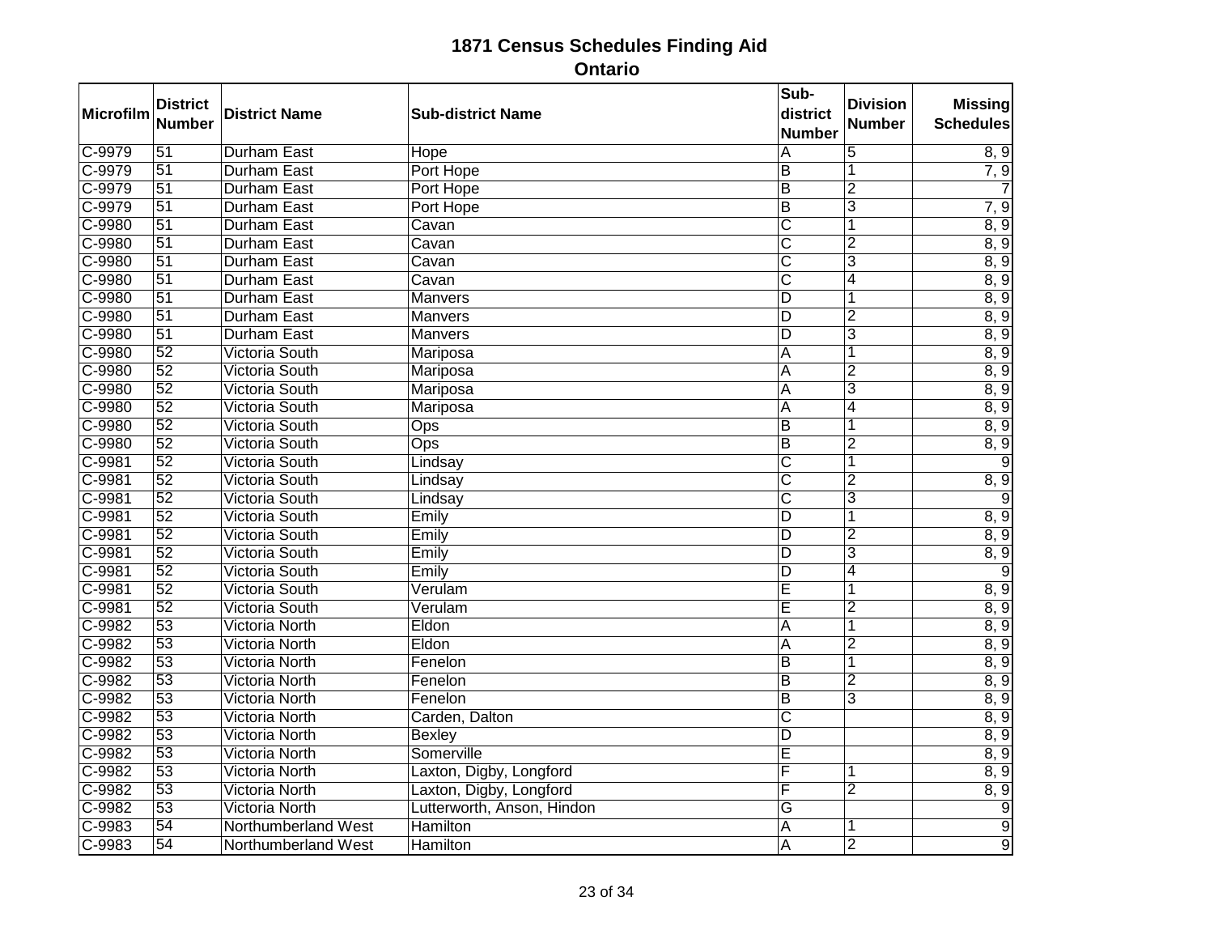# 1871 Census Schedules Finding Aid

## Ontario

| Microfilm | District Number | District Name | Sub-district Name | Sub-district Number | Division Number | Missing Schedules |
|---|---|---|---|---|---|---|
| C-9979 | 51 | Durham East | Hope | A | 5 | 8, 9 |
| C-9979 | 51 | Durham East | Port Hope | B | 1 | 7, 9 |
| C-9979 | 51 | Durham East | Port Hope | B | 2 | 7 |
| C-9979 | 51 | Durham East | Port Hope | B | 3 | 7, 9 |
| C-9980 | 51 | Durham East | Cavan | C | 1 | 8, 9 |
| C-9980 | 51 | Durham East | Cavan | C | 2 | 8, 9 |
| C-9980 | 51 | Durham East | Cavan | C | 3 | 8, 9 |
| C-9980 | 51 | Durham East | Cavan | C | 4 | 8, 9 |
| C-9980 | 51 | Durham East | Manvers | D | 1 | 8, 9 |
| C-9980 | 51 | Durham East | Manvers | D | 2 | 8, 9 |
| C-9980 | 51 | Durham East | Manvers | D | 3 | 8, 9 |
| C-9980 | 52 | Victoria South | Mariposa | A | 1 | 8, 9 |
| C-9980 | 52 | Victoria South | Mariposa | A | 2 | 8, 9 |
| C-9980 | 52 | Victoria South | Mariposa | A | 3 | 8, 9 |
| C-9980 | 52 | Victoria South | Mariposa | A | 4 | 8, 9 |
| C-9980 | 52 | Victoria South | Ops | B | 1 | 8, 9 |
| C-9980 | 52 | Victoria South | Ops | B | 2 | 8, 9 |
| C-9981 | 52 | Victoria South | Lindsay | C | 1 | 9 |
| C-9981 | 52 | Victoria South | Lindsay | C | 2 | 8, 9 |
| C-9981 | 52 | Victoria South | Lindsay | C | 3 | 9 |
| C-9981 | 52 | Victoria South | Emily | D | 1 | 8, 9 |
| C-9981 | 52 | Victoria South | Emily | D | 2 | 8, 9 |
| C-9981 | 52 | Victoria South | Emily | D | 3 | 8, 9 |
| C-9981 | 52 | Victoria South | Emily | D | 4 | 9 |
| C-9981 | 52 | Victoria South | Verulam | E | 1 | 8, 9 |
| C-9981 | 52 | Victoria South | Verulam | E | 2 | 8, 9 |
| C-9982 | 53 | Victoria North | Eldon | A | 1 | 8, 9 |
| C-9982 | 53 | Victoria North | Eldon | A | 2 | 8, 9 |
| C-9982 | 53 | Victoria North | Fenelon | B | 1 | 8, 9 |
| C-9982 | 53 | Victoria North | Fenelon | B | 2 | 8, 9 |
| C-9982 | 53 | Victoria North | Fenelon | B | 3 | 8, 9 |
| C-9982 | 53 | Victoria North | Carden, Dalton | C | | 8, 9 |
| C-9982 | 53 | Victoria North | Bexley | D | | 8, 9 |
| C-9982 | 53 | Victoria North | Somerville | E | | 8, 9 |
| C-9982 | 53 | Victoria North | Laxton, Digby, Longford | F | 1 | 8, 9 |
| C-9982 | 53 | Victoria North | Laxton, Digby, Longford | F | 2 | 8, 9 |
| C-9982 | 53 | Victoria North | Lutterworth, Anson, Hindon | G | | 9 |
| C-9983 | 54 | Northumberland West | Hamilton | A | 1 | 9 |
| C-9983 | 54 | Northumberland West | Hamilton | A | 2 | 9 |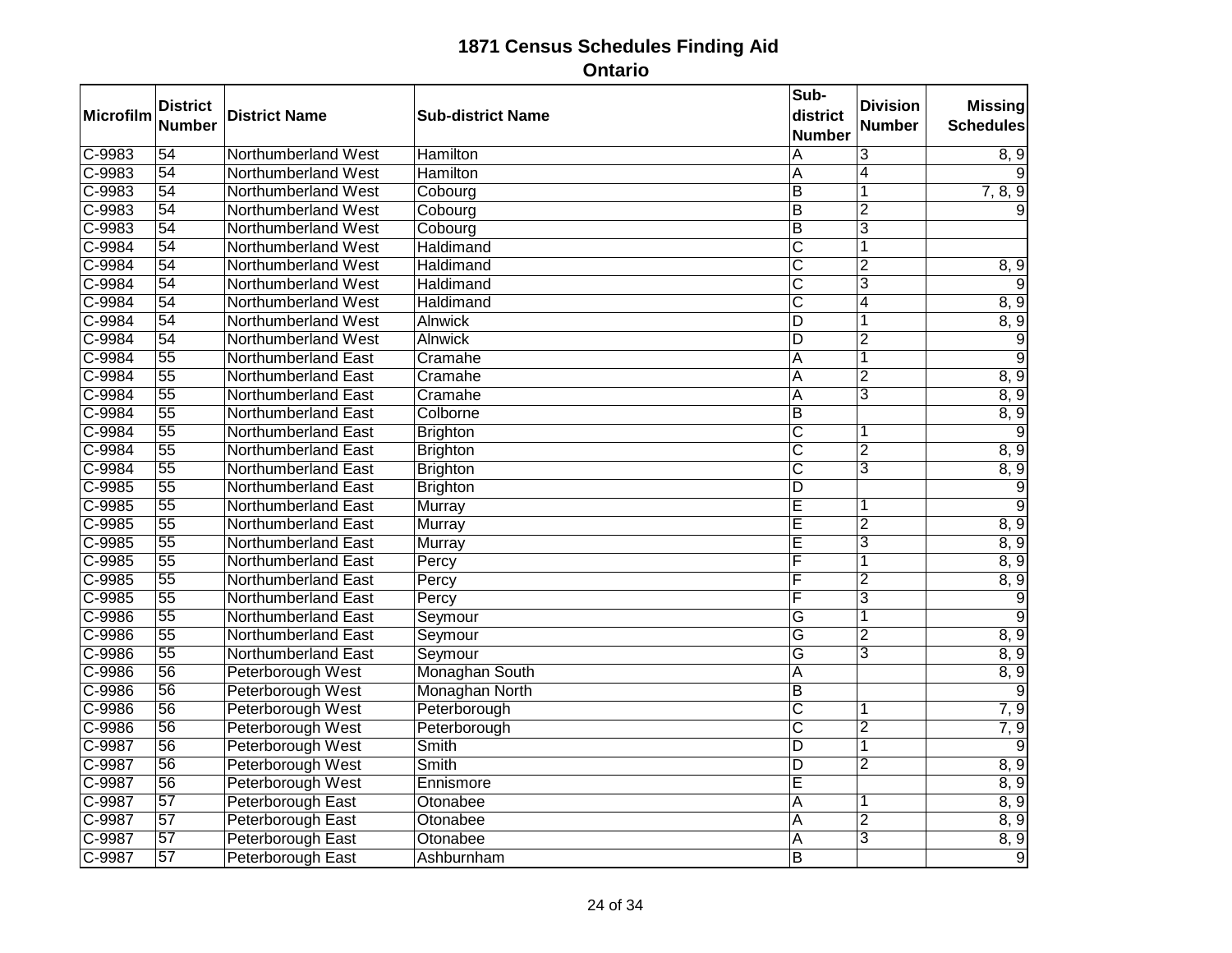# 1871 Census Schedules Finding Aid

## Ontario

| Microfilm | District Number | District Name | Sub-district Name | Sub-district Number | Division Number | Missing Schedules |
|---|---|---|---|---|---|---|
| C-9983 | 54 | Northumberland West | Hamilton | A | 3 | 8, 9 |
| C-9983 | 54 | Northumberland West | Hamilton | A | 4 | 9 |
| C-9983 | 54 | Northumberland West | Cobourg | B | 1 | 7, 8, 9 |
| C-9983 | 54 | Northumberland West | Cobourg | B | 2 | 9 |
| C-9983 | 54 | Northumberland West | Cobourg | B | 3 | |
| C-9984 | 54 | Northumberland West | Haldimand | C | 1 | |
| C-9984 | 54 | Northumberland West | Haldimand | C | 2 | 8, 9 |
| C-9984 | 54 | Northumberland West | Haldimand | C | 3 | 9 |
| C-9984 | 54 | Northumberland West | Haldimand | C | 4 | 8, 9 |
| C-9984 | 54 | Northumberland West | Alnwick | D | 1 | 8, 9 |
| C-9984 | 54 | Northumberland West | Alnwick | D | 2 | 9 |
| C-9984 | 55 | Northumberland East | Cramahe | A | 1 | 9 |
| C-9984 | 55 | Northumberland East | Cramahe | A | 2 | 8, 9 |
| C-9984 | 55 | Northumberland East | Cramahe | A | 3 | 8, 9 |
| C-9984 | 55 | Northumberland East | Colborne | B | | 8, 9 |
| C-9984 | 55 | Northumberland East | Brighton | C | 1 | 9 |
| C-9984 | 55 | Northumberland East | Brighton | C | 2 | 8, 9 |
| C-9984 | 55 | Northumberland East | Brighton | C | 3 | 8, 9 |
| C-9985 | 55 | Northumberland East | Brighton | D | | 9 |
| C-9985 | 55 | Northumberland East | Murray | E | 1 | 9 |
| C-9985 | 55 | Northumberland East | Murray | E | 2 | 8, 9 |
| C-9985 | 55 | Northumberland East | Murray | E | 3 | 8, 9 |
| C-9985 | 55 | Northumberland East | Percy | F | 1 | 8, 9 |
| C-9985 | 55 | Northumberland East | Percy | F | 2 | 8, 9 |
| C-9985 | 55 | Northumberland East | Percy | F | 3 | 9 |
| C-9986 | 55 | Northumberland East | Seymour | G | 1 | 9 |
| C-9986 | 55 | Northumberland East | Seymour | G | 2 | 8, 9 |
| C-9986 | 55 | Northumberland East | Seymour | G | 3 | 8, 9 |
| C-9986 | 56 | Peterborough West | Monaghan South | A | | 8, 9 |
| C-9986 | 56 | Peterborough West | Monaghan North | B | | 9 |
| C-9986 | 56 | Peterborough West | Peterborough | C | 1 | 7, 9 |
| C-9986 | 56 | Peterborough West | Peterborough | C | 2 | 7, 9 |
| C-9987 | 56 | Peterborough West | Smith | D | 1 | 9 |
| C-9987 | 56 | Peterborough West | Smith | D | 2 | 8, 9 |
| C-9987 | 56 | Peterborough West | Ennismore | E | | 8, 9 |
| C-9987 | 57 | Peterborough East | Otonabee | A | 1 | 8, 9 |
| C-9987 | 57 | Peterborough East | Otonabee | A | 2 | 8, 9 |
| C-9987 | 57 | Peterborough East | Otonabee | A | 3 | 8, 9 |
| C-9987 | 57 | Peterborough East | Ashburnham | B | | 9 |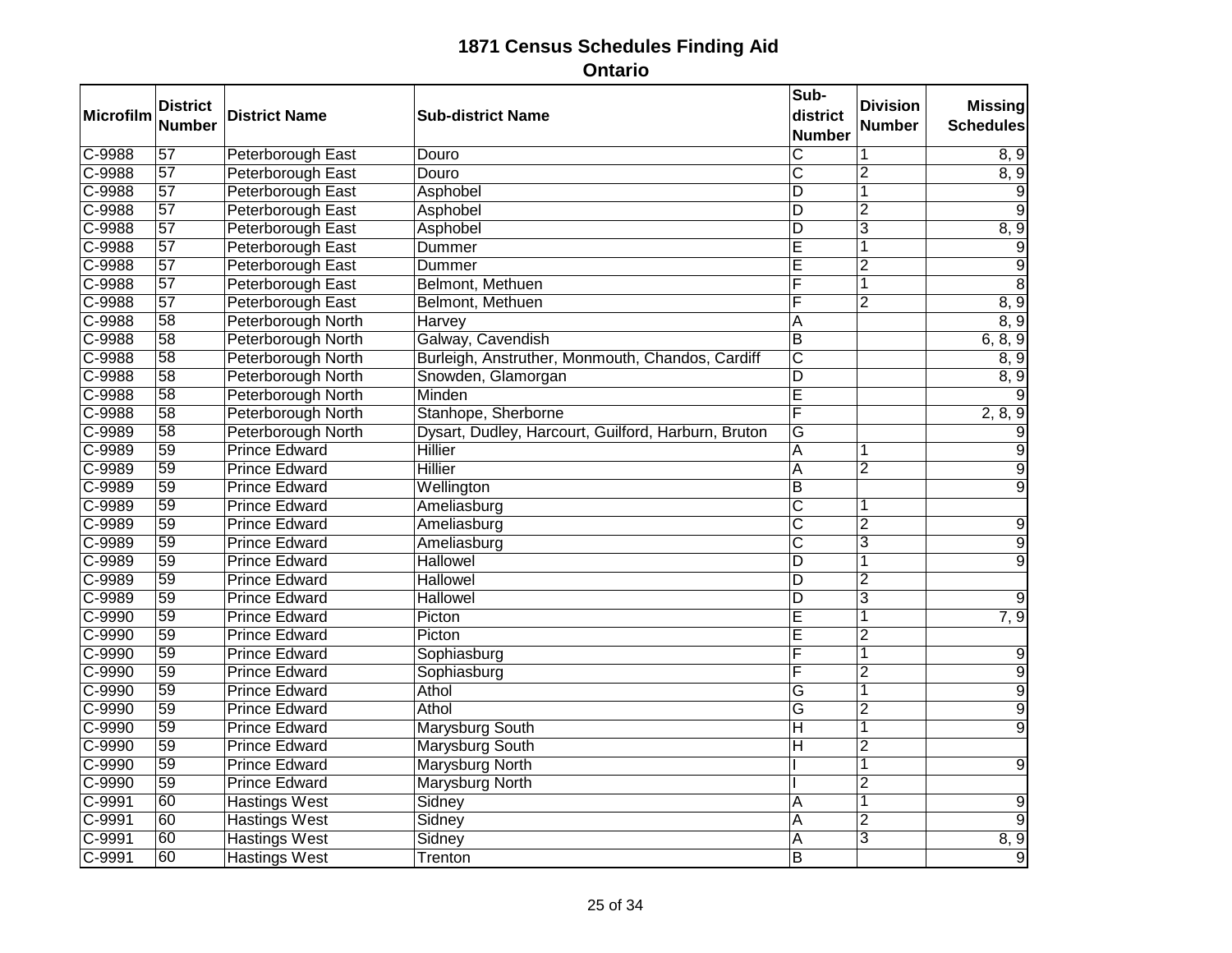# 1871 Census Schedules Finding Aid

## Ontario

| Microfilm | District Number | District Name | Sub-district Name | Sub-district Number | Division Number | Missing Schedules |
|---|---|---|---|---|---|---|
| C-9988 | 57 | Peterborough East | Douro | C | 1 | 8, 9 |
| C-9988 | 57 | Peterborough East | Douro | C | 2 | 8, 9 |
| C-9988 | 57 | Peterborough East | Asphobel | D | 1 | 9 |
| C-9988 | 57 | Peterborough East | Asphobel | D | 2 | 9 |
| C-9988 | 57 | Peterborough East | Asphobel | D | 3 | 8, 9 |
| C-9988 | 57 | Peterborough East | Dummer | E | 1 | 9 |
| C-9988 | 57 | Peterborough East | Dummer | E | 2 | 9 |
| C-9988 | 57 | Peterborough East | Belmont, Methuen | F | 1 | 8 |
| C-9988 | 57 | Peterborough East | Belmont, Methuen | F | 2 | 8, 9 |
| C-9988 | 58 | Peterborough North | Harvey | A | | 8, 9 |
| C-9988 | 58 | Peterborough North | Galway, Cavendish | B | | 6, 8, 9 |
| C-9988 | 58 | Peterborough North | Burleigh, Anstruther, Monmouth, Chandos, Cardiff | C | | 8, 9 |
| C-9988 | 58 | Peterborough North | Snowden, Glamorgan | D | | 8, 9 |
| C-9988 | 58 | Peterborough North | Minden | E | | 9 |
| C-9988 | 58 | Peterborough North | Stanhope, Sherborne | F | | 2, 8, 9 |
| C-9989 | 58 | Peterborough North | Dysart, Dudley, Harcourt, Guilford, Harburn, Bruton | G | | 9 |
| C-9989 | 59 | Prince Edward | Hillier | A | 1 | 9 |
| C-9989 | 59 | Prince Edward | Hillier | A | 2 | 9 |
| C-9989 | 59 | Prince Edward | Wellington | B | | 9 |
| C-9989 | 59 | Prince Edward | Ameliasburg | C | 1 | |
| C-9989 | 59 | Prince Edward | Ameliasburg | C | 2 | 9 |
| C-9989 | 59 | Prince Edward | Ameliasburg | C | 3 | 9 |
| C-9989 | 59 | Prince Edward | Hallowel | D | 1 | 9 |
| C-9989 | 59 | Prince Edward | Hallowel | D | 2 | |
| C-9989 | 59 | Prince Edward | Hallowel | D | 3 | 9 |
| C-9990 | 59 | Prince Edward | Picton | E | 1 | 7, 9 |
| C-9990 | 59 | Prince Edward | Picton | E | 2 | |
| C-9990 | 59 | Prince Edward | Sophiasburg | F | 1 | 9 |
| C-9990 | 59 | Prince Edward | Sophiasburg | F | 2 | 9 |
| C-9990 | 59 | Prince Edward | Athol | G | 1 | 9 |
| C-9990 | 59 | Prince Edward | Athol | G | 2 | 9 |
| C-9990 | 59 | Prince Edward | Marysburg South | H | 1 | 9 |
| C-9990 | 59 | Prince Edward | Marysburg South | H | 2 | |
| C-9990 | 59 | Prince Edward | Marysburg North | I | 1 | 9 |
| C-9990 | 59 | Prince Edward | Marysburg North | I | 2 | |
| C-9991 | 60 | Hastings West | Sidney | A | 1 | 9 |
| C-9991 | 60 | Hastings West | Sidney | A | 2 | 9 |
| C-9991 | 60 | Hastings West | Sidney | A | 3 | 8, 9 |
| C-9991 | 60 | Hastings West | Trenton | B | | 9 |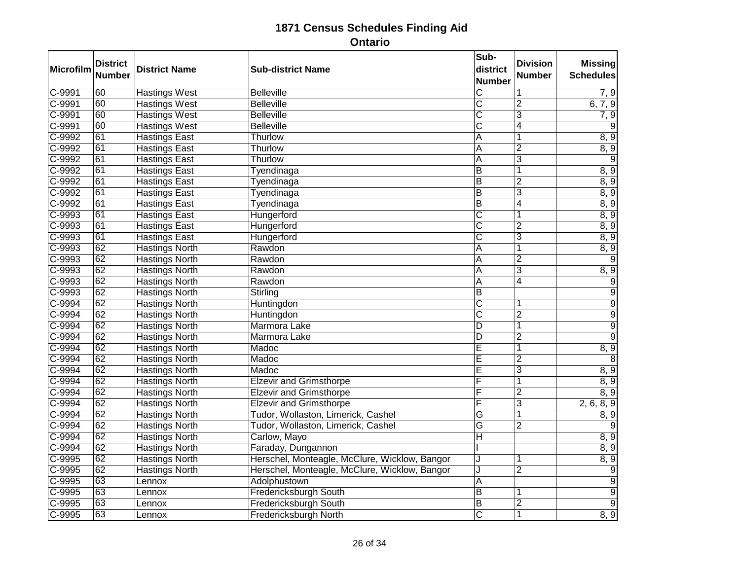# 1871 Census Schedules Finding Aid
## Ontario

| Microfilm | District Number | District Name | Sub-district Name | Sub-district Number | Division Number | Missing Schedules |
|---|---|---|---|---|---|---|
| C-9991 | 60 | Hastings West | Belleville | C | 1 | 7, 9 |
| C-9991 | 60 | Hastings West | Belleville | C | 2 | 6, 7, 9 |
| C-9991 | 60 | Hastings West | Belleville | C | 3 | 7, 9 |
| C-9991 | 60 | Hastings West | Belleville | C | 4 | 9 |
| C-9992 | 61 | Hastings East | Thurlow | A | 1 | 8, 9 |
| C-9992 | 61 | Hastings East | Thurlow | A | 2 | 8, 9 |
| C-9992 | 61 | Hastings East | Thurlow | A | 3 | 9 |
| C-9992 | 61 | Hastings East | Tyendinaga | B | 1 | 8, 9 |
| C-9992 | 61 | Hastings East | Tyendinaga | B | 2 | 8, 9 |
| C-9992 | 61 | Hastings East | Tyendinaga | B | 3 | 8, 9 |
| C-9992 | 61 | Hastings East | Tyendinaga | B | 4 | 8, 9 |
| C-9993 | 61 | Hastings East | Hungerford | C | 1 | 8, 9 |
| C-9993 | 61 | Hastings East | Hungerford | C | 2 | 8, 9 |
| C-9993 | 61 | Hastings East | Hungerford | C | 3 | 8, 9 |
| C-9993 | 62 | Hastings North | Rawdon | A | 1 | 8, 9 |
| C-9993 | 62 | Hastings North | Rawdon | A | 2 | 9 |
| C-9993 | 62 | Hastings North | Rawdon | A | 3 | 8, 9 |
| C-9993 | 62 | Hastings North | Rawdon | A | 4 | 9 |
| C-9993 | 62 | Hastings North | Stirling | B | | 9 |
| C-9994 | 62 | Hastings North | Huntingdon | C | 1 | 9 |
| C-9994 | 62 | Hastings North | Huntingdon | C | 2 | 9 |
| C-9994 | 62 | Hastings North | Marmora Lake | D | 1 | 9 |
| C-9994 | 62 | Hastings North | Marmora Lake | D | 2 | 9 |
| C-9994 | 62 | Hastings North | Madoc | E | 1 | 8, 9 |
| C-9994 | 62 | Hastings North | Madoc | E | 2 | 8 |
| C-9994 | 62 | Hastings North | Madoc | E | 3 | 8, 9 |
| C-9994 | 62 | Hastings North | Elzevir and Grimsthorpe | F | 1 | 8, 9 |
| C-9994 | 62 | Hastings North | Elzevir and Grimsthorpe | F | 2 | 8, 9 |
| C-9994 | 62 | Hastings North | Elzevir and Grimsthorpe | F | 3 | 2, 6, 8, 9 |
| C-9994 | 62 | Hastings North | Tudor, Wollaston, Limerick, Cashel | G | 1 | 8, 9 |
| C-9994 | 62 | Hastings North | Tudor, Wollaston, Limerick, Cashel | G | 2 | 9 |
| C-9994 | 62 | Hastings North | Carlow, Mayo | H | | 8, 9 |
| C-9994 | 62 | Hastings North | Faraday, Dungannon | I | | 8, 9 |
| C-9995 | 62 | Hastings North | Herschel, Monteagle, McClure, Wicklow, Bangor | J | 1 | 8, 9 |
| C-9995 | 62 | Hastings North | Herschel, Monteagle, McClure, Wicklow, Bangor | J | 2 | 9 |
| C-9995 | 63 | Lennox | Adolphustown | A | | 9 |
| C-9995 | 63 | Lennox | Fredericksburgh South | B | 1 | 9 |
| C-9995 | 63 | Lennox | Fredericksburgh South | B | 2 | 9 |
| C-9995 | 63 | Lennox | Fredericksburgh North | C | 1 | 8, 9 |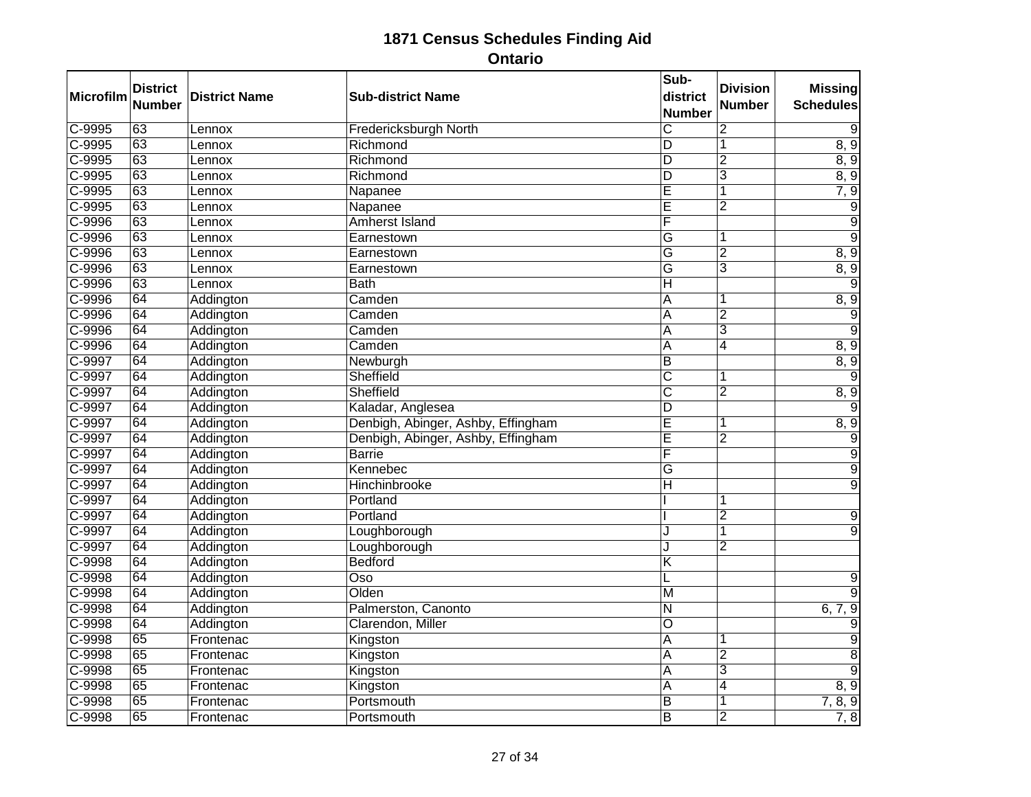# 1871 Census Schedules Finding Aid

## Ontario

| Microfilm | District Number | District Name | Sub-district Name | Sub-district Number | Division Number | Missing Schedules |
|---|---|---|---|---|---|---|
| C-9995 | 63 | Lennox | Fredericksburgh North | C | 2 | 9 |
| C-9995 | 63 | Lennox | Richmond | D | 1 | 8, 9 |
| C-9995 | 63 | Lennox | Richmond | D | 2 | 8, 9 |
| C-9995 | 63 | Lennox | Richmond | D | 3 | 8, 9 |
| C-9995 | 63 | Lennox | Napanee | E | 1 | 7, 9 |
| C-9995 | 63 | Lennox | Napanee | E | 2 | 9 |
| C-9996 | 63 | Lennox | Amherst Island | F | | 9 |
| C-9996 | 63 | Lennox | Earnestown | G | 1 | 9 |
| C-9996 | 63 | Lennox | Earnestown | G | 2 | 8, 9 |
| C-9996 | 63 | Lennox | Earnestown | G | 3 | 8, 9 |
| C-9996 | 63 | Lennox | Bath | H | | 9 |
| C-9996 | 64 | Addington | Camden | A | 1 | 8, 9 |
| C-9996 | 64 | Addington | Camden | A | 2 | 9 |
| C-9996 | 64 | Addington | Camden | A | 3 | 9 |
| C-9996 | 64 | Addington | Camden | A | 4 | 8, 9 |
| C-9997 | 64 | Addington | Newburgh | B | | 8, 9 |
| C-9997 | 64 | Addington | Sheffield | C | 1 | 9 |
| C-9997 | 64 | Addington | Sheffield | C | 2 | 8, 9 |
| C-9997 | 64 | Addington | Kaladar, Anglesea | D | | 9 |
| C-9997 | 64 | Addington | Denbigh, Abinger, Ashby, Effingham | E | 1 | 8, 9 |
| C-9997 | 64 | Addington | Denbigh, Abinger, Ashby, Effingham | E | 2 | 9 |
| C-9997 | 64 | Addington | Barrie | F | | 9 |
| C-9997 | 64 | Addington | Kennebec | G | | 9 |
| C-9997 | 64 | Addington | Hinchinbrooke | H | | 9 |
| C-9997 | 64 | Addington | Portland | I | 1 | |
| C-9997 | 64 | Addington | Portland | I | 2 | 9 |
| C-9997 | 64 | Addington | Loughborough | J | 1 | 9 |
| C-9997 | 64 | Addington | Loughborough | J | 2 | |
| C-9998 | 64 | Addington | Bedford | K | | |
| C-9998 | 64 | Addington | Oso | L | | 9 |
| C-9998 | 64 | Addington | Olden | M | | 9 |
| C-9998 | 64 | Addington | Palmerston, Canonto | N | | 6, 7, 9 |
| C-9998 | 64 | Addington | Clarendon, Miller | O | | 9 |
| C-9998 | 65 | Frontenac | Kingston | A | 1 | 9 |
| C-9998 | 65 | Frontenac | Kingston | A | 2 | 8 |
| C-9998 | 65 | Frontenac | Kingston | A | 3 | 9 |
| C-9998 | 65 | Frontenac | Kingston | A | 4 | 8, 9 |
| C-9998 | 65 | Frontenac | Portsmouth | B | 1 | 7, 8, 9 |
| C-9998 | 65 | Frontenac | Portsmouth | B | 2 | 7, 8 |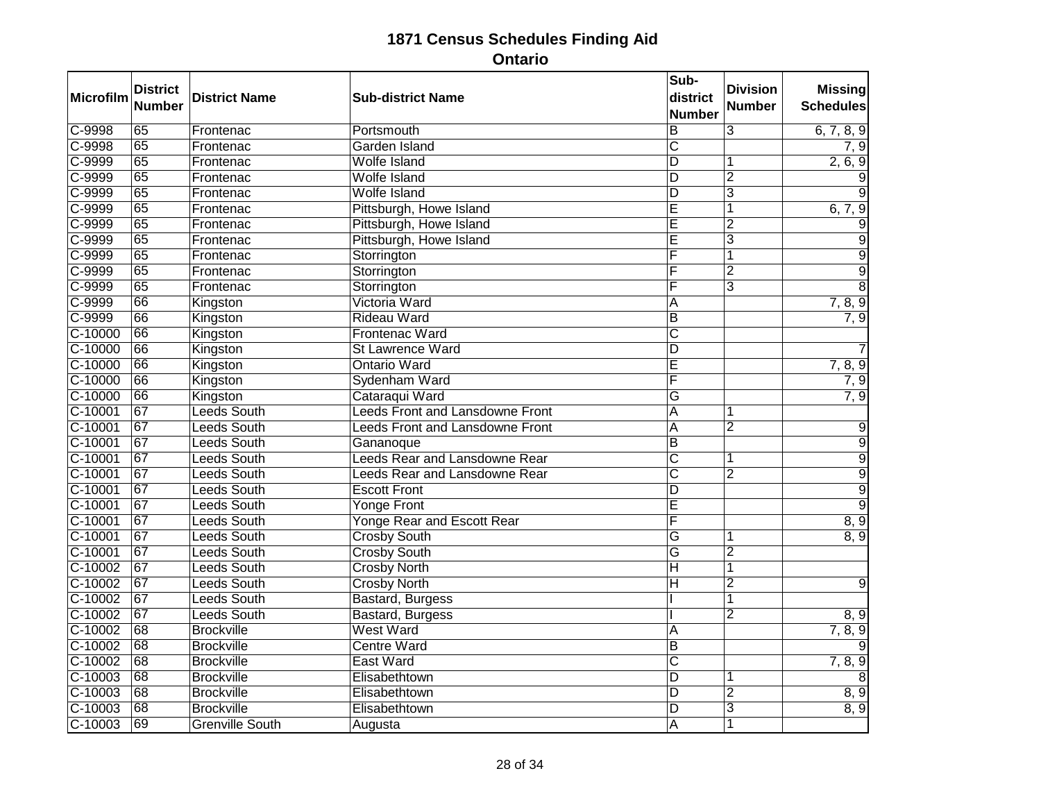# 1871 Census Schedules Finding Aid

## Ontario

| Microfilm | District Number | District Name | Sub-district Name | Sub-district Number | Division Number | Missing Schedules |
|---|---|---|---|---|---|---|
| C-9998 | 65 | Frontenac | Portsmouth | B | 3 | 6, 7, 8, 9 |
| C-9998 | 65 | Frontenac | Garden Island | C | | 7, 9 |
| C-9999 | 65 | Frontenac | Wolfe Island | D | 1 | 2, 6, 9 |
| C-9999 | 65 | Frontenac | Wolfe Island | D | 2 | 9 |
| C-9999 | 65 | Frontenac | Wolfe Island | D | 3 | 9 |
| C-9999 | 65 | Frontenac | Pittsburgh, Howe Island | E | 1 | 6, 7, 9 |
| C-9999 | 65 | Frontenac | Pittsburgh, Howe Island | E | 2 | 9 |
| C-9999 | 65 | Frontenac | Pittsburgh, Howe Island | E | 3 | 9 |
| C-9999 | 65 | Frontenac | Storrington | F | 1 | 9 |
| C-9999 | 65 | Frontenac | Storrington | F | 2 | 9 |
| C-9999 | 65 | Frontenac | Storrington | F | 3 | 8 |
| C-9999 | 66 | Kingston | Victoria Ward | A | | 7, 8, 9 |
| C-9999 | 66 | Kingston | Rideau Ward | B | | 7, 9 |
| C-10000 | 66 | Kingston | Frontenac Ward | C | | |
| C-10000 | 66 | Kingston | St Lawrence Ward | D | | 7 |
| C-10000 | 66 | Kingston | Ontario Ward | E | | 7, 8, 9 |
| C-10000 | 66 | Kingston | Sydenham Ward | F | | 7, 9 |
| C-10000 | 66 | Kingston | Cataraqui Ward | G | | 7, 9 |
| C-10001 | 67 | Leeds South | Leeds Front and Lansdowne Front | A | 1 | |
| C-10001 | 67 | Leeds South | Leeds Front and Lansdowne Front | A | 2 | 9 |
| C-10001 | 67 | Leeds South | Gananoque | B | | 9 |
| C-10001 | 67 | Leeds South | Leeds Rear and Lansdowne Rear | C | 1 | 9 |
| C-10001 | 67 | Leeds South | Leeds Rear and Lansdowne Rear | C | 2 | 9 |
| C-10001 | 67 | Leeds South | Escott Front | D | | 9 |
| C-10001 | 67 | Leeds South | Yonge Front | E | | 9 |
| C-10001 | 67 | Leeds South | Yonge Rear and Escott Rear | F | | 8, 9 |
| C-10001 | 67 | Leeds South | Crosby South | G | 1 | 8, 9 |
| C-10001 | 67 | Leeds South | Crosby South | G | 2 | |
| C-10002 | 67 | Leeds South | Crosby North | H | 1 | |
| C-10002 | 67 | Leeds South | Crosby North | H | 2 | 9 |
| C-10002 | 67 | Leeds South | Bastard, Burgess | I | 1 | |
| C-10002 | 67 | Leeds South | Bastard, Burgess | I | 2 | 8, 9 |
| C-10002 | 68 | Brockville | West Ward | A | | 7, 8, 9 |
| C-10002 | 68 | Brockville | Centre Ward | B | | 9 |
| C-10002 | 68 | Brockville | East Ward | C | | 7, 8, 9 |
| C-10003 | 68 | Brockville | Elisabethtown | D | 1 | 8 |
| C-10003 | 68 | Brockville | Elisabethtown | D | 2 | 8, 9 |
| C-10003 | 68 | Brockville | Elisabethtown | D | 3 | 8, 9 |
| C-10003 | 69 | Grenville South | Augusta | A | 1 | |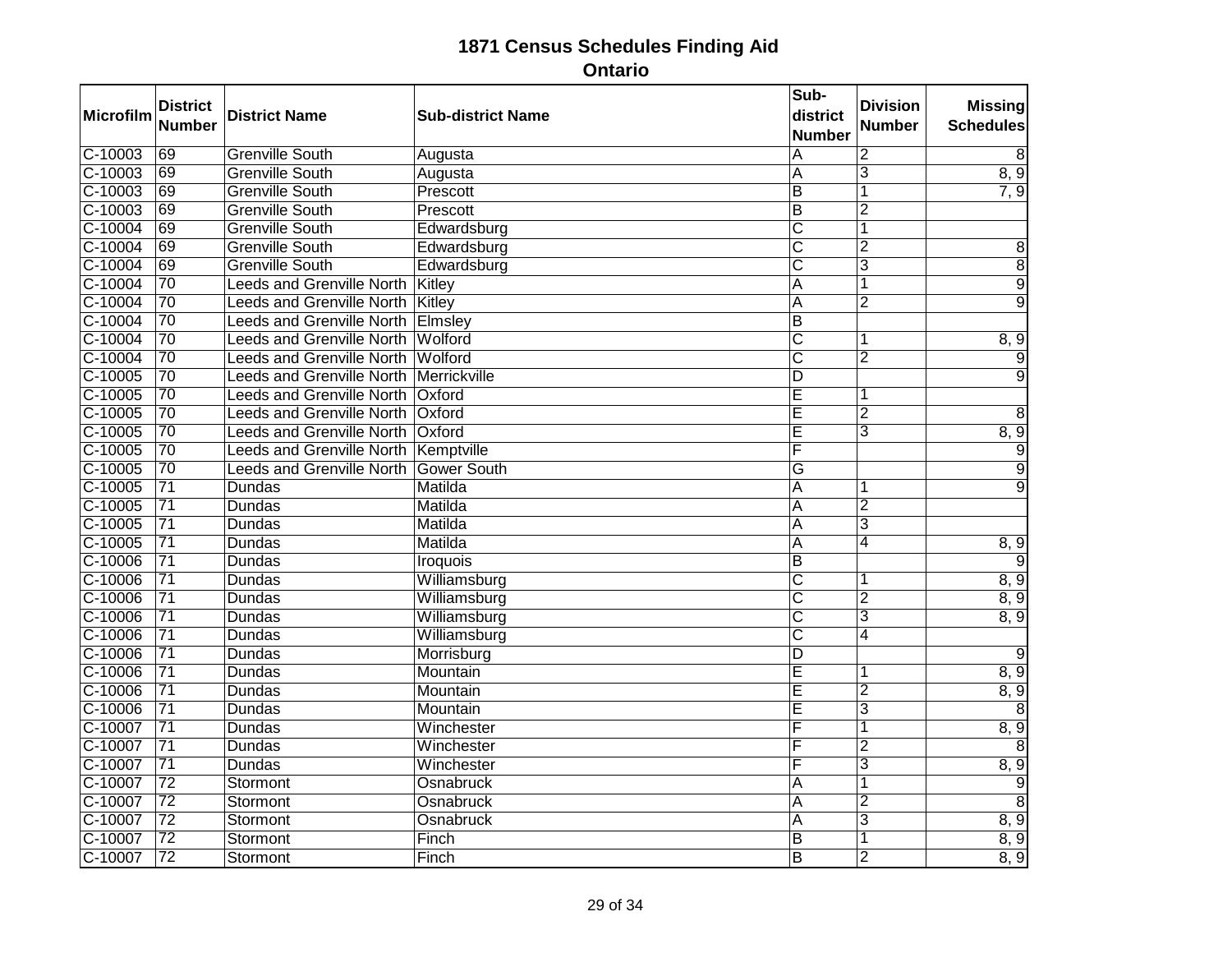# 1871 Census Schedules Finding Aid

## Ontario

| Microfilm | District Number | District Name | Sub-district Name | Sub-district Number | Division Number | Missing Schedules |
|---|---|---|---|---|---|---|
| C-10003 | 69 | Grenville South | Augusta | A | 2 | 8 |
| C-10003 | 69 | Grenville South | Augusta | A | 3 | 8, 9 |
| C-10003 | 69 | Grenville South | Prescott | B | 1 | 7, 9 |
| C-10003 | 69 | Grenville South | Prescott | B | 2 | |
| C-10004 | 69 | Grenville South | Edwardsburg | C | 1 | |
| C-10004 | 69 | Grenville South | Edwardsburg | C | 2 | 8 |
| C-10004 | 69 | Grenville South | Edwardsburg | C | 3 | 8 |
| C-10004 | 70 | Leeds and Grenville North | Kitley | A | 1 | 9 |
| C-10004 | 70 | Leeds and Grenville North | Kitley | A | 2 | 9 |
| C-10004 | 70 | Leeds and Grenville North | Elmsley | B | | |
| C-10004 | 70 | Leeds and Grenville North | Wolford | C | 1 | 8, 9 |
| C-10004 | 70 | Leeds and Grenville North | Wolford | C | 2 | 9 |
| C-10005 | 70 | Leeds and Grenville North | Merrickville | D | | 9 |
| C-10005 | 70 | Leeds and Grenville North | Oxford | E | 1 | |
| C-10005 | 70 | Leeds and Grenville North | Oxford | E | 2 | 8 |
| C-10005 | 70 | Leeds and Grenville North | Oxford | E | 3 | 8, 9 |
| C-10005 | 70 | Leeds and Grenville North | Kemptville | F | | 9 |
| C-10005 | 70 | Leeds and Grenville North | Gower South | G | | 9 |
| C-10005 | 71 | Dundas | Matilda | A | 1 | 9 |
| C-10005 | 71 | Dundas | Matilda | A | 2 | |
| C-10005 | 71 | Dundas | Matilda | A | 3 | |
| C-10005 | 71 | Dundas | Matilda | A | 4 | 8, 9 |
| C-10006 | 71 | Dundas | Iroquois | B | | 9 |
| C-10006 | 71 | Dundas | Williamsburg | C | 1 | 8, 9 |
| C-10006 | 71 | Dundas | Williamsburg | C | 2 | 8, 9 |
| C-10006 | 71 | Dundas | Williamsburg | C | 3 | 8, 9 |
| C-10006 | 71 | Dundas | Williamsburg | C | 4 | |
| C-10006 | 71 | Dundas | Morrisburg | D | | 9 |
| C-10006 | 71 | Dundas | Mountain | E | 1 | 8, 9 |
| C-10006 | 71 | Dundas | Mountain | E | 2 | 8, 9 |
| C-10006 | 71 | Dundas | Mountain | E | 3 | 8 |
| C-10007 | 71 | Dundas | Winchester | F | 1 | 8, 9 |
| C-10007 | 71 | Dundas | Winchester | F | 2 | 8 |
| C-10007 | 71 | Dundas | Winchester | F | 3 | 8, 9 |
| C-10007 | 72 | Stormont | Osnabruck | A | 1 | 9 |
| C-10007 | 72 | Stormont | Osnabruck | A | 2 | 8 |
| C-10007 | 72 | Stormont | Osnabruck | A | 3 | 8, 9 |
| C-10007 | 72 | Stormont | Finch | B | 1 | 8, 9 |
| C-10007 | 72 | Stormont | Finch | B | 2 | 8, 9 |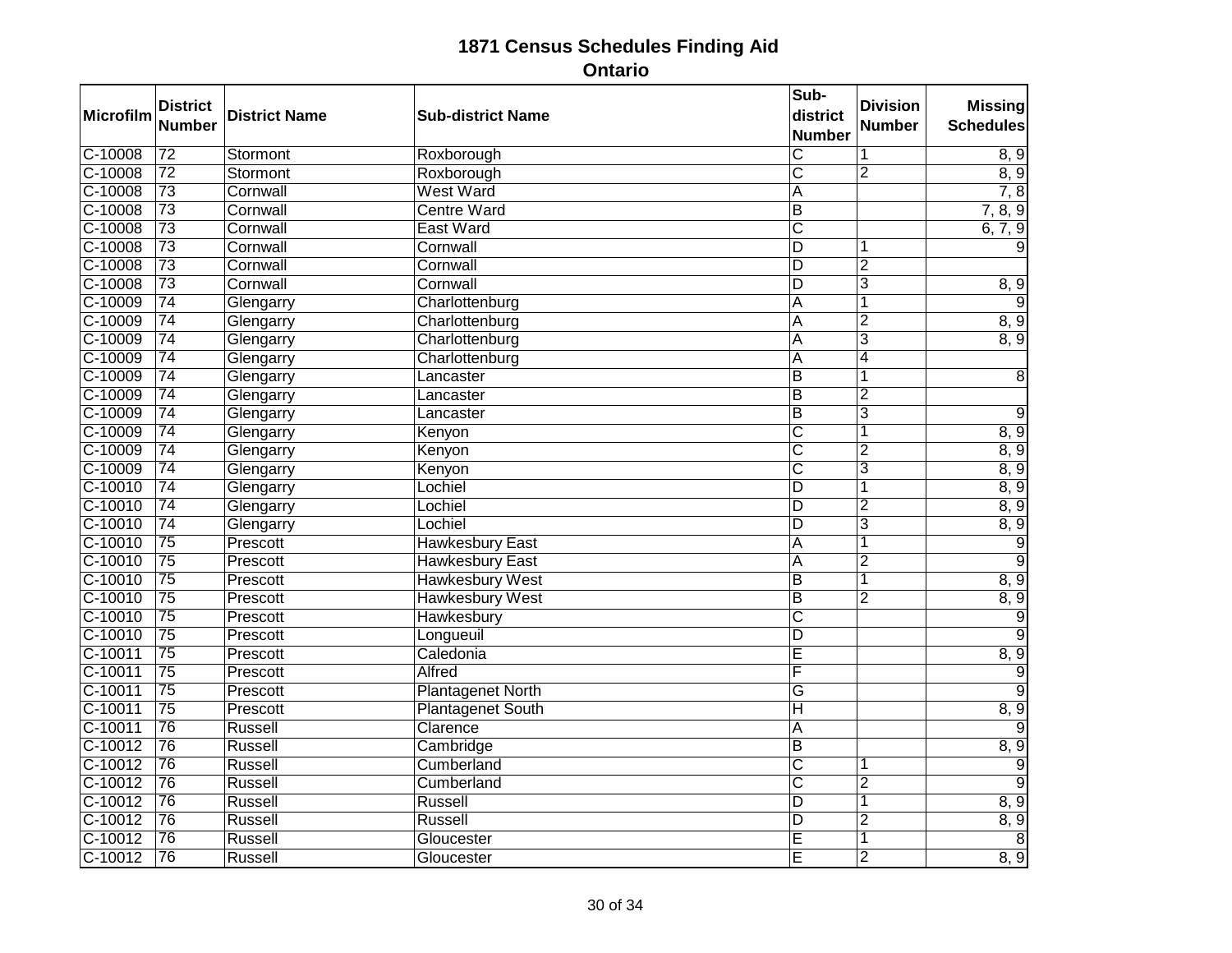# 1871 Census Schedules Finding Aid

## Ontario

| Microfilm | District Number | District Name | Sub-district Name | Sub-district Number | Division Number | Missing Schedules |
|---|---|---|---|---|---|---|
| C-10008 | 72 | Stormont | Roxborough | C | 1 | 8, 9 |
| C-10008 | 72 | Stormont | Roxborough | C | 2 | 8, 9 |
| C-10008 | 73 | Cornwall | West Ward | A | | 7, 8 |
| C-10008 | 73 | Cornwall | Centre Ward | B | | 7, 8, 9 |
| C-10008 | 73 | Cornwall | East Ward | C | | 6, 7, 9 |
| C-10008 | 73 | Cornwall | Cornwall | D | 1 | 9 |
| C-10008 | 73 | Cornwall | Cornwall | D | 2 | |
| C-10008 | 73 | Cornwall | Cornwall | D | 3 | 8, 9 |
| C-10009 | 74 | Glengarry | Charlottenburg | A | 1 | 9 |
| C-10009 | 74 | Glengarry | Charlottenburg | A | 2 | 8, 9 |
| C-10009 | 74 | Glengarry | Charlottenburg | A | 3 | 8, 9 |
| C-10009 | 74 | Glengarry | Charlottenburg | A | 4 | |
| C-10009 | 74 | Glengarry | Lancaster | B | 1 | 8 |
| C-10009 | 74 | Glengarry | Lancaster | B | 2 | |
| C-10009 | 74 | Glengarry | Lancaster | B | 3 | 9 |
| C-10009 | 74 | Glengarry | Kenyon | C | 1 | 8, 9 |
| C-10009 | 74 | Glengarry | Kenyon | C | 2 | 8, 9 |
| C-10009 | 74 | Glengarry | Kenyon | C | 3 | 8, 9 |
| C-10010 | 74 | Glengarry | Lochiel | D | 1 | 8, 9 |
| C-10010 | 74 | Glengarry | Lochiel | D | 2 | 8, 9 |
| C-10010 | 74 | Glengarry | Lochiel | D | 3 | 8, 9 |
| C-10010 | 75 | Prescott | Hawkesbury East | A | 1 | 9 |
| C-10010 | 75 | Prescott | Hawkesbury East | A | 2 | 9 |
| C-10010 | 75 | Prescott | Hawkesbury West | B | 1 | 8, 9 |
| C-10010 | 75 | Prescott | Hawkesbury West | B | 2 | 8, 9 |
| C-10010 | 75 | Prescott | Hawkesbury | C | | 9 |
| C-10010 | 75 | Prescott | Longueuil | D | | 9 |
| C-10011 | 75 | Prescott | Caledonia | E | | 8, 9 |
| C-10011 | 75 | Prescott | Alfred | F | | 9 |
| C-10011 | 75 | Prescott | Plantagenet North | G | | 9 |
| C-10011 | 75 | Prescott | Plantagenet South | H | | 8, 9 |
| C-10011 | 76 | Russell | Clarence | A | | 9 |
| C-10012 | 76 | Russell | Cambridge | B | | 8, 9 |
| C-10012 | 76 | Russell | Cumberland | C | 1 | 9 |
| C-10012 | 76 | Russell | Cumberland | C | 2 | 9 |
| C-10012 | 76 | Russell | Russell | D | 1 | 8, 9 |
| C-10012 | 76 | Russell | Russell | D | 2 | 8, 9 |
| C-10012 | 76 | Russell | Gloucester | E | 1 | 8 |
| C-10012 | 76 | Russell | Gloucester | E | 2 | 8, 9 |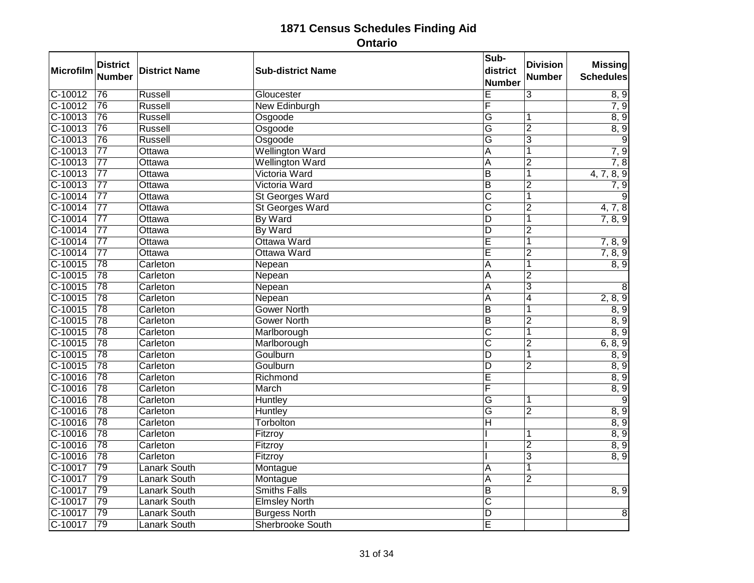# 1871 Census Schedules Finding Aid

## Ontario

| Microfilm | District Number | District Name | Sub-district Name | Sub-district Number | Division Number | Missing Schedules |
|---|---|---|---|---|---|---|
| C-10012 | 76 | Russell | Gloucester | E | 3 | 8, 9 |
| C-10012 | 76 | Russell | New Edinburgh | F | | 7, 9 |
| C-10013 | 76 | Russell | Osgoode | G | 1 | 8, 9 |
| C-10013 | 76 | Russell | Osgoode | G | 2 | 8, 9 |
| C-10013 | 76 | Russell | Osgoode | G | 3 | 9 |
| C-10013 | 77 | Ottawa | Wellington Ward | A | 1 | 7, 9 |
| C-10013 | 77 | Ottawa | Wellington Ward | A | 2 | 7, 8 |
| C-10013 | 77 | Ottawa | Victoria Ward | B | 1 | 4, 7, 8, 9 |
| C-10013 | 77 | Ottawa | Victoria Ward | B | 2 | 7, 9 |
| C-10014 | 77 | Ottawa | St Georges Ward | C | 1 | 9 |
| C-10014 | 77 | Ottawa | St Georges Ward | C | 2 | 4, 7, 8 |
| C-10014 | 77 | Ottawa | By Ward | D | 1 | 7, 8, 9 |
| C-10014 | 77 | Ottawa | By Ward | D | 2 | |
| C-10014 | 77 | Ottawa | Ottawa Ward | E | 1 | 7, 8, 9 |
| C-10014 | 77 | Ottawa | Ottawa Ward | E | 2 | 7, 8, 9 |
| C-10015 | 78 | Carleton | Nepean | A | 1 | 8, 9 |
| C-10015 | 78 | Carleton | Nepean | A | 2 | |
| C-10015 | 78 | Carleton | Nepean | A | 3 | 8 |
| C-10015 | 78 | Carleton | Nepean | A | 4 | 2, 8, 9 |
| C-10015 | 78 | Carleton | Gower North | B | 1 | 8, 9 |
| C-10015 | 78 | Carleton | Gower North | B | 2 | 8, 9 |
| C-10015 | 78 | Carleton | Marlborough | C | 1 | 8, 9 |
| C-10015 | 78 | Carleton | Marlborough | C | 2 | 6, 8, 9 |
| C-10015 | 78 | Carleton | Goulburn | D | 1 | 8, 9 |
| C-10015 | 78 | Carleton | Goulburn | D | 2 | 8, 9 |
| C-10016 | 78 | Carleton | Richmond | E | | 8, 9 |
| C-10016 | 78 | Carleton | March | F | | 8, 9 |
| C-10016 | 78 | Carleton | Huntley | G | 1 | 9 |
| C-10016 | 78 | Carleton | Huntley | G | 2 | 8, 9 |
| C-10016 | 78 | Carleton | Torbolton | H | | 8, 9 |
| C-10016 | 78 | Carleton | Fitzroy | I | 1 | 8, 9 |
| C-10016 | 78 | Carleton | Fitzroy | I | 2 | 8, 9 |
| C-10016 | 78 | Carleton | Fitzroy | I | 3 | 8, 9 |
| C-10017 | 79 | Lanark South | Montague | A | 1 | |
| C-10017 | 79 | Lanark South | Montague | A | 2 | |
| C-10017 | 79 | Lanark South | Smiths Falls | B | | 8, 9 |
| C-10017 | 79 | Lanark South | Elmsley North | C | | |
| C-10017 | 79 | Lanark South | Burgess North | D | | 8 |
| C-10017 | 79 | Lanark South | Sherbrooke South | E | | |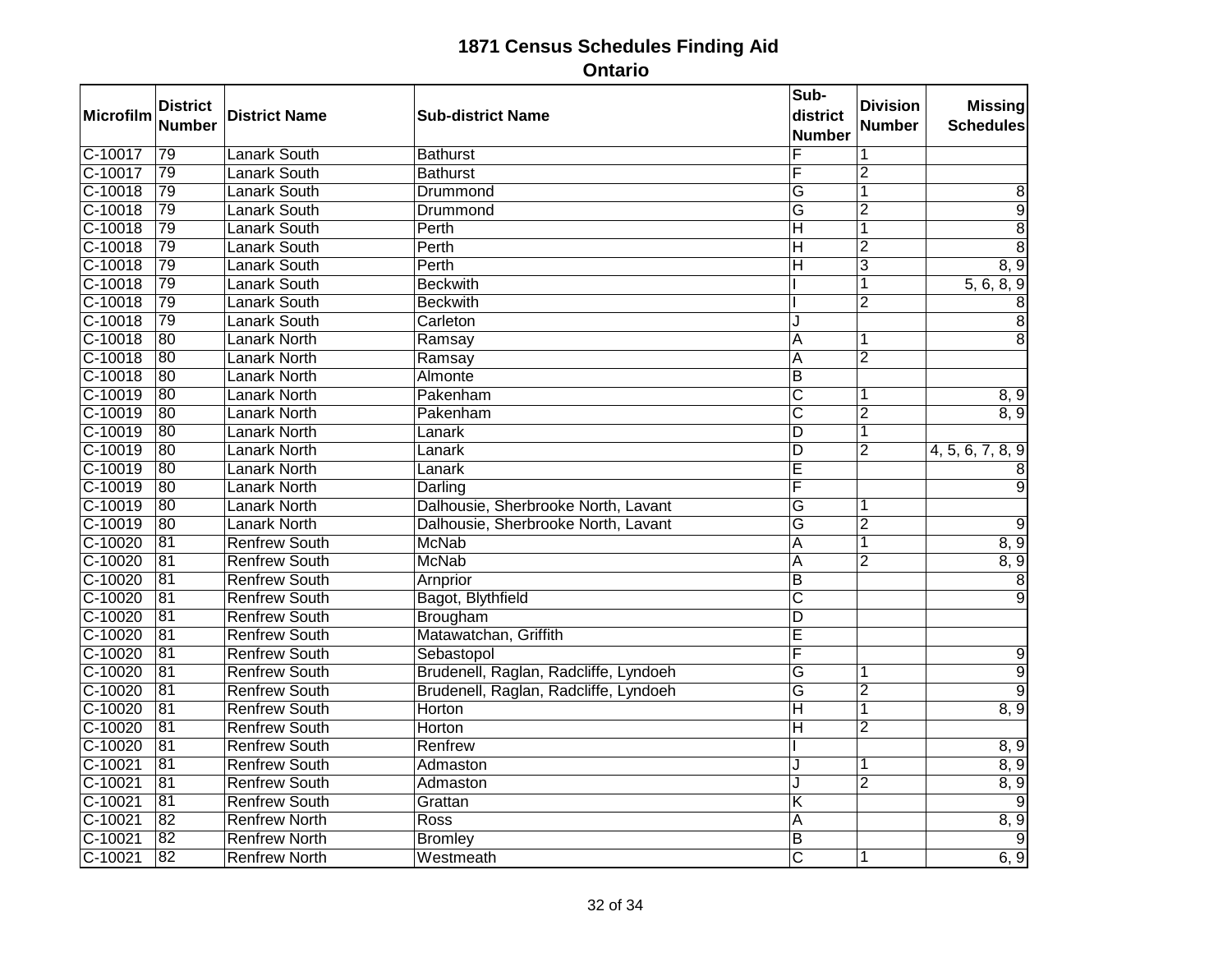# 1871 Census Schedules Finding Aid

## Ontario

| Microfilm | District Number | District Name | Sub-district Name | Sub-district Number | Division Number | Missing Schedules |
|---|---|---|---|---|---|---|
| C-10017 | 79 | Lanark South | Bathurst | F | 1 | |
| C-10017 | 79 | Lanark South | Bathurst | F | 2 | |
| C-10018 | 79 | Lanark South | Drummond | G | 1 | 8 |
| C-10018 | 79 | Lanark South | Drummond | G | 2 | 9 |
| C-10018 | 79 | Lanark South | Perth | H | 1 | 8 |
| C-10018 | 79 | Lanark South | Perth | H | 2 | 8 |
| C-10018 | 79 | Lanark South | Perth | H | 3 | 8, 9 |
| C-10018 | 79 | Lanark South | Beckwith | I | 1 | 5, 6, 8, 9 |
| C-10018 | 79 | Lanark South | Beckwith | I | 2 | 8 |
| C-10018 | 79 | Lanark South | Carleton | J | | 8 |
| C-10018 | 80 | Lanark North | Ramsay | A | 1 | 8 |
| C-10018 | 80 | Lanark North | Ramsay | A | 2 | |
| C-10018 | 80 | Lanark North | Almonte | B | | |
| C-10019 | 80 | Lanark North | Pakenham | C | 1 | 8, 9 |
| C-10019 | 80 | Lanark North | Pakenham | C | 2 | 8, 9 |
| C-10019 | 80 | Lanark North | Lanark | D | 1 | |
| C-10019 | 80 | Lanark North | Lanark | D | 2 | 4, 5, 6, 7, 8, 9 |
| C-10019 | 80 | Lanark North | Lanark | E | | 8 |
| C-10019 | 80 | Lanark North | Darling | F | | 9 |
| C-10019 | 80 | Lanark North | Dalhousie, Sherbrooke North, Lavant | G | 1 | |
| C-10019 | 80 | Lanark North | Dalhousie, Sherbrooke North, Lavant | G | 2 | 9 |
| C-10020 | 81 | Renfrew South | McNab | A | 1 | 8, 9 |
| C-10020 | 81 | Renfrew South | McNab | A | 2 | 8, 9 |
| C-10020 | 81 | Renfrew South | Arnprior | B | | 8 |
| C-10020 | 81 | Renfrew South | Bagot, Blythfield | C | | 9 |
| C-10020 | 81 | Renfrew South | Brougham | D | | |
| C-10020 | 81 | Renfrew South | Matawatchan, Griffith | E | | |
| C-10020 | 81 | Renfrew South | Sebastopol | F | | 9 |
| C-10020 | 81 | Renfrew South | Brudenell, Raglan, Radcliffe, Lyndoeh | G | 1 | 9 |
| C-10020 | 81 | Renfrew South | Brudenell, Raglan, Radcliffe, Lyndoeh | G | 2 | 9 |
| C-10020 | 81 | Renfrew South | Horton | H | 1 | 8, 9 |
| C-10020 | 81 | Renfrew South | Horton | H | 2 | |
| C-10020 | 81 | Renfrew South | Renfrew | I | | 8, 9 |
| C-10021 | 81 | Renfrew South | Admaston | J | 1 | 8, 9 |
| C-10021 | 81 | Renfrew South | Admaston | J | 2 | 8, 9 |
| C-10021 | 81 | Renfrew South | Grattan | K | | 9 |
| C-10021 | 82 | Renfrew North | Ross | A | | 8, 9 |
| C-10021 | 82 | Renfrew North | Bromley | B | | 9 |
| C-10021 | 82 | Renfrew North | Westmeath | C | 1 | 6, 9 |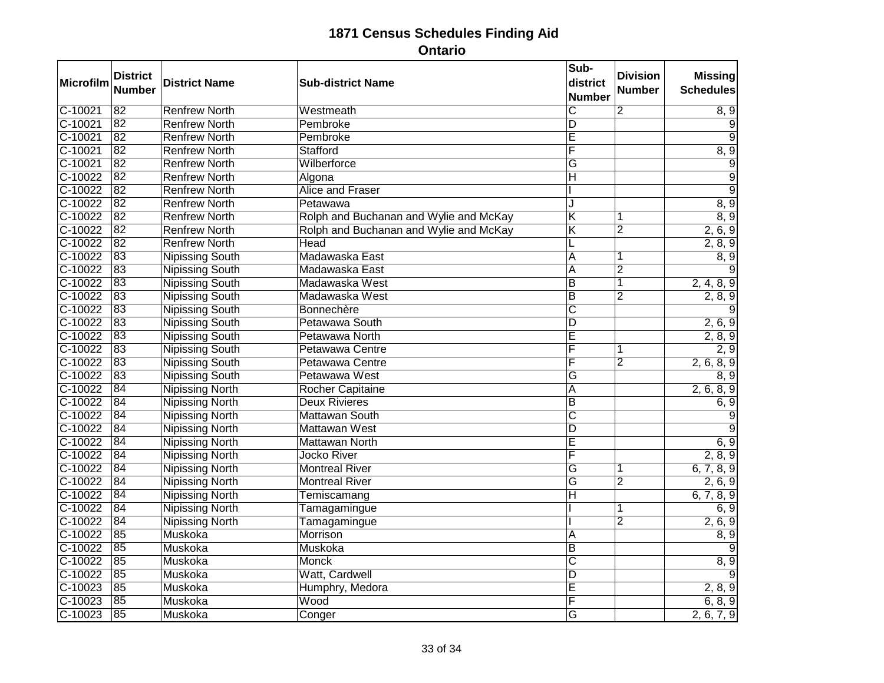# 1871 Census Schedules Finding Aid

## Ontario

| Microfilm | District Number | District Name | Sub-district Name | Sub-district Number | Division Number | Missing Schedules |
|---|---|---|---|---|---|---|
| C-10021 | 82 | Renfrew North | Westmeath | C | 2 | 8, 9 |
| C-10021 | 82 | Renfrew North | Pembroke | D | | 9 |
| C-10021 | 82 | Renfrew North | Pembroke | E | | 9 |
| C-10021 | 82 | Renfrew North | Stafford | F | | 8, 9 |
| C-10021 | 82 | Renfrew North | Wilberforce | G | | 9 |
| C-10022 | 82 | Renfrew North | Algona | H | | 9 |
| C-10022 | 82 | Renfrew North | Alice and Fraser | I | | 9 |
| C-10022 | 82 | Renfrew North | Petawawa | J | | 8, 9 |
| C-10022 | 82 | Renfrew North | Rolph and Buchanan and Wylie and McKay | K | 1 | 8, 9 |
| C-10022 | 82 | Renfrew North | Rolph and Buchanan and Wylie and McKay | K | 2 | 2, 6, 9 |
| C-10022 | 82 | Renfrew North | Head | L | | 2, 8, 9 |
| C-10022 | 83 | Nipissing South | Madawaska East | A | 1 | 8, 9 |
| C-10022 | 83 | Nipissing South | Madawaska East | A | 2 | 9 |
| C-10022 | 83 | Nipissing South | Madawaska West | B | 1 | 2, 4, 8, 9 |
| C-10022 | 83 | Nipissing South | Madawaska West | B | 2 | 2, 8, 9 |
| C-10022 | 83 | Nipissing South | Bonnechère | C | | 9 |
| C-10022 | 83 | Nipissing South | Petawawa South | D | | 2, 6, 9 |
| C-10022 | 83 | Nipissing South | Petawawa North | E | | 2, 8, 9 |
| C-10022 | 83 | Nipissing South | Petawawa Centre | F | 1 | 2, 9 |
| C-10022 | 83 | Nipissing South | Petawawa Centre | F | 2 | 2, 6, 8, 9 |
| C-10022 | 83 | Nipissing South | Petawawa West | G | | 8, 9 |
| C-10022 | 84 | Nipissing North | Rocher Capitaine | A | | 2, 6, 8, 9 |
| C-10022 | 84 | Nipissing North | Deux Rivieres | B | | 6, 9 |
| C-10022 | 84 | Nipissing North | Mattawan South | C | | 9 |
| C-10022 | 84 | Nipissing North | Mattawan West | D | | 9 |
| C-10022 | 84 | Nipissing North | Mattawan North | E | | 6, 9 |
| C-10022 | 84 | Nipissing North | Jocko River | F | | 2, 8, 9 |
| C-10022 | 84 | Nipissing North | Montreal River | G | 1 | 6, 7, 8, 9 |
| C-10022 | 84 | Nipissing North | Montreal River | G | 2 | 2, 6, 9 |
| C-10022 | 84 | Nipissing North | Temiscamang | H | | 6, 7, 8, 9 |
| C-10022 | 84 | Nipissing North | Tamagamingue | I | 1 | 6, 9 |
| C-10022 | 84 | Nipissing North | Tamagamingue | I | 2 | 2, 6, 9 |
| C-10022 | 85 | Muskoka | Morrison | A | | 8, 9 |
| C-10022 | 85 | Muskoka | Muskoka | B | | 9 |
| C-10022 | 85 | Muskoka | Monck | C | | 8, 9 |
| C-10022 | 85 | Muskoka | Watt, Cardwell | D | | 9 |
| C-10023 | 85 | Muskoka | Humphry, Medora | E | | 2, 8, 9 |
| C-10023 | 85 | Muskoka | Wood | F | | 6, 8, 9 |
| C-10023 | 85 | Muskoka | Conger | G | | 2, 6, 7, 9 |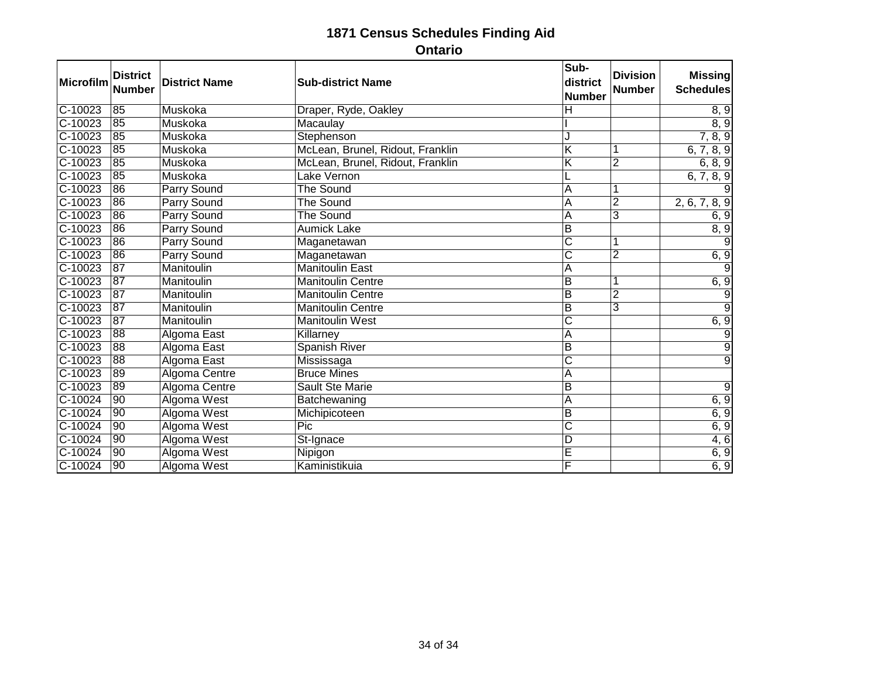# 1871 Census Schedules Finding Aid

## Ontario

| Microfilm | District Number | District Name | Sub-district Name | Sub-district Number | Division Number | Missing Schedules |
|---|---|---|---|---|---|---|
| C-10023 | 85 | Muskoka | Draper, Ryde, Oakley | H | | 8, 9 |
| C-10023 | 85 | Muskoka | Macaulay | I | | 8, 9 |
| C-10023 | 85 | Muskoka | Stephenson | J | | 7, 8, 9 |
| C-10023 | 85 | Muskoka | McLean, Brunel, Ridout, Franklin | K | 1 | 6, 7, 8, 9 |
| C-10023 | 85 | Muskoka | McLean, Brunel, Ridout, Franklin | K | 2 | 6, 8, 9 |
| C-10023 | 85 | Muskoka | Lake Vernon | L | | 6, 7, 8, 9 |
| C-10023 | 86 | Parry Sound | The Sound | A | 1 | 9 |
| C-10023 | 86 | Parry Sound | The Sound | A | 2 | 2, 6, 7, 8, 9 |
| C-10023 | 86 | Parry Sound | The Sound | A | 3 | 6, 9 |
| C-10023 | 86 | Parry Sound | Aumick Lake | B | | 8, 9 |
| C-10023 | 86 | Parry Sound | Maganetawan | C | 1 | 9 |
| C-10023 | 86 | Parry Sound | Maganetawan | C | 2 | 6, 9 |
| C-10023 | 87 | Manitoulin | Manitoulin East | A | | 9 |
| C-10023 | 87 | Manitoulin | Manitoulin Centre | B | 1 | 6, 9 |
| C-10023 | 87 | Manitoulin | Manitoulin Centre | B | 2 | 9 |
| C-10023 | 87 | Manitoulin | Manitoulin Centre | B | 3 | 9 |
| C-10023 | 87 | Manitoulin | Manitoulin West | C | | 6, 9 |
| C-10023 | 88 | Algoma East | Killarney | A | | 9 |
| C-10023 | 88 | Algoma East | Spanish River | B | | 9 |
| C-10023 | 88 | Algoma East | Mississaga | C | | 9 |
| C-10023 | 89 | Algoma Centre | Bruce Mines | A | | |
| C-10023 | 89 | Algoma Centre | Sault Ste Marie | B | | 9 |
| C-10024 | 90 | Algoma West | Batchewaning | A | | 6, 9 |
| C-10024 | 90 | Algoma West | Michipicoteen | B | | 6, 9 |
| C-10024 | 90 | Algoma West | Pic | C | | 6, 9 |
| C-10024 | 90 | Algoma West | St-Ignace | D | | 4, 6 |
| C-10024 | 90 | Algoma West | Nipigon | E | | 6, 9 |
| C-10024 | 90 | Algoma West | Kaministikuia | F | | 6, 9 |